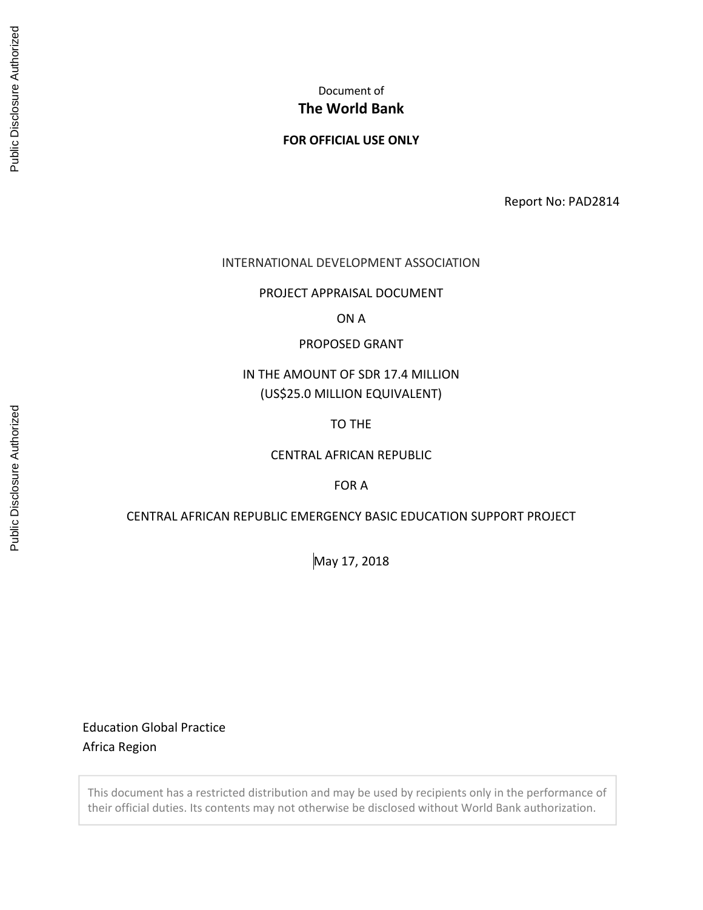Document of

**The World Bank**

**FOR OFFICIAL USE ONLY**

Report No: PAD2814

INTERNATIONAL DEVELOPMENT ASSOCIATION

PROJECT APPRAISAL DOCUMENT

ON A

PROPOSED GRANT

IN THE AMOUNT OF SDR 17.4 MILLION
(US$25.0 MILLION EQUIVALENT)

TO THE

CENTRAL AFRICAN REPUBLIC

FOR A

CENTRAL AFRICAN REPUBLIC EMERGENCY BASIC EDUCATION SUPPORT PROJECT

May 17, 2018

Education Global Practice
Africa Region

This document has a restricted distribution and may be used by recipients only in the performance of their official duties. Its contents may not otherwise be disclosed without World Bank authorization.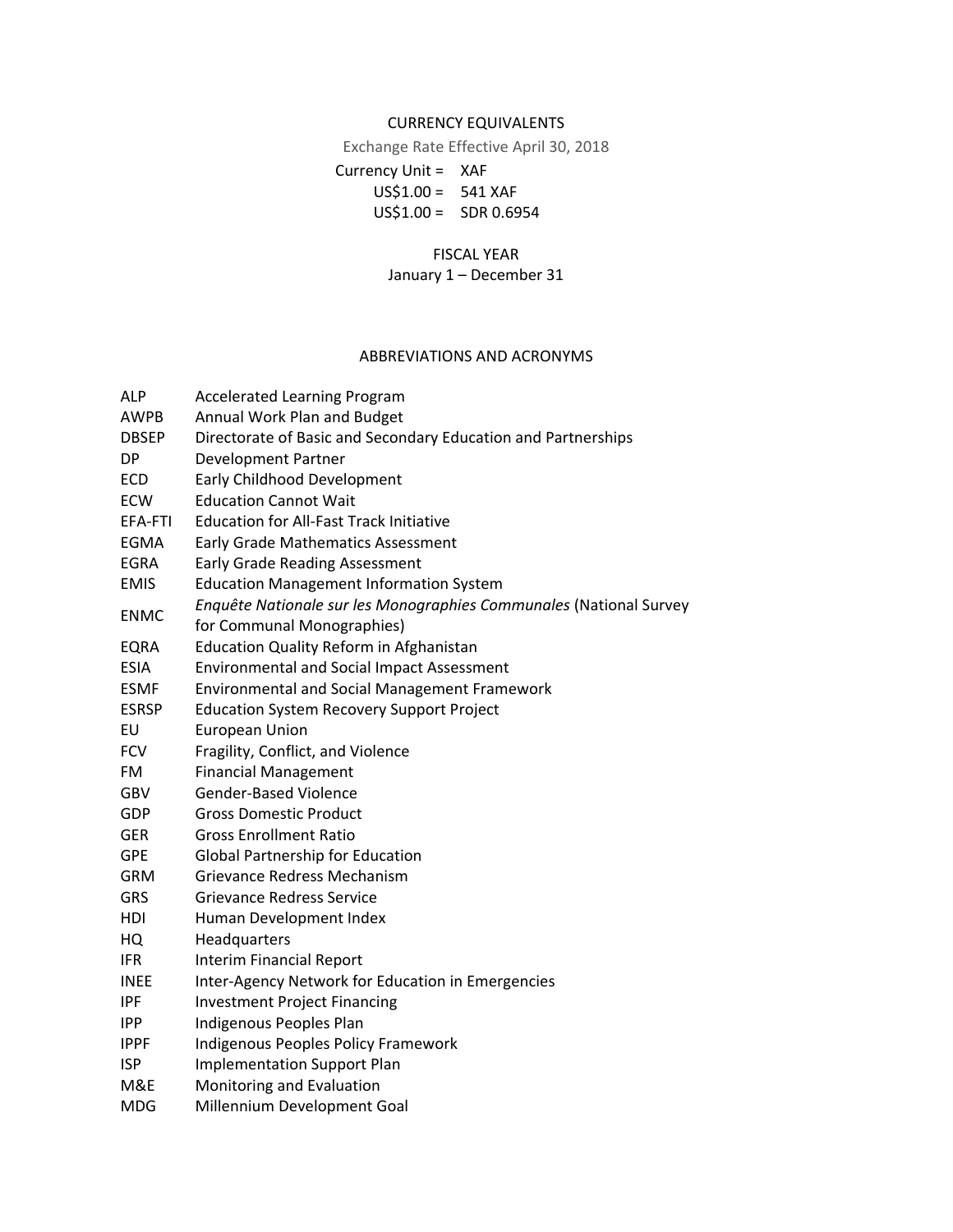## CURRENCY EQUIVALENTS

Exchange Rate Effective April 30, 2018

Currency Unit = XAF

US$1.00 = 541 XAF

US$1.00 = SDR 0.6954

## FISCAL YEAR

January 1 – December 31

## ABBREVIATIONS AND ACRONYMS

| | |
|---|---|
| ALP | Accelerated Learning Program |
| AWPB | Annual Work Plan and Budget |
| DBSEP | Directorate of Basic and Secondary Education and Partnerships |
| DP | Development Partner |
| ECD | Early Childhood Development |
| ECW | Education Cannot Wait |
| EFA-FTI | Education for All-Fast Track Initiative |
| EGMA | Early Grade Mathematics Assessment |
| EGRA | Early Grade Reading Assessment |
| EMIS | Education Management Information System |
| ENMC | *Enquête Nationale sur les Monographies Communales* (National Survey for Communal Monographies) |
| EQRA | Education Quality Reform in Afghanistan |
| ESIA | Environmental and Social Impact Assessment |
| ESMF | Environmental and Social Management Framework |
| ESRSP | Education System Recovery Support Project |
| EU | European Union |
| FCV | Fragility, Conflict, and Violence |
| FM | Financial Management |
| GBV | Gender-Based Violence |
| GDP | Gross Domestic Product |
| GER | Gross Enrollment Ratio |
| GPE | Global Partnership for Education |
| GRM | Grievance Redress Mechanism |
| GRS | Grievance Redress Service |
| HDI | Human Development Index |
| HQ | Headquarters |
| IFR | Interim Financial Report |
| INEE | Inter-Agency Network for Education in Emergencies |
| IPF | Investment Project Financing |
| IPP | Indigenous Peoples Plan |
| IPPF | Indigenous Peoples Policy Framework |
| ISP | Implementation Support Plan |
| M&E | Monitoring and Evaluation |
| MDG | Millennium Development Goal |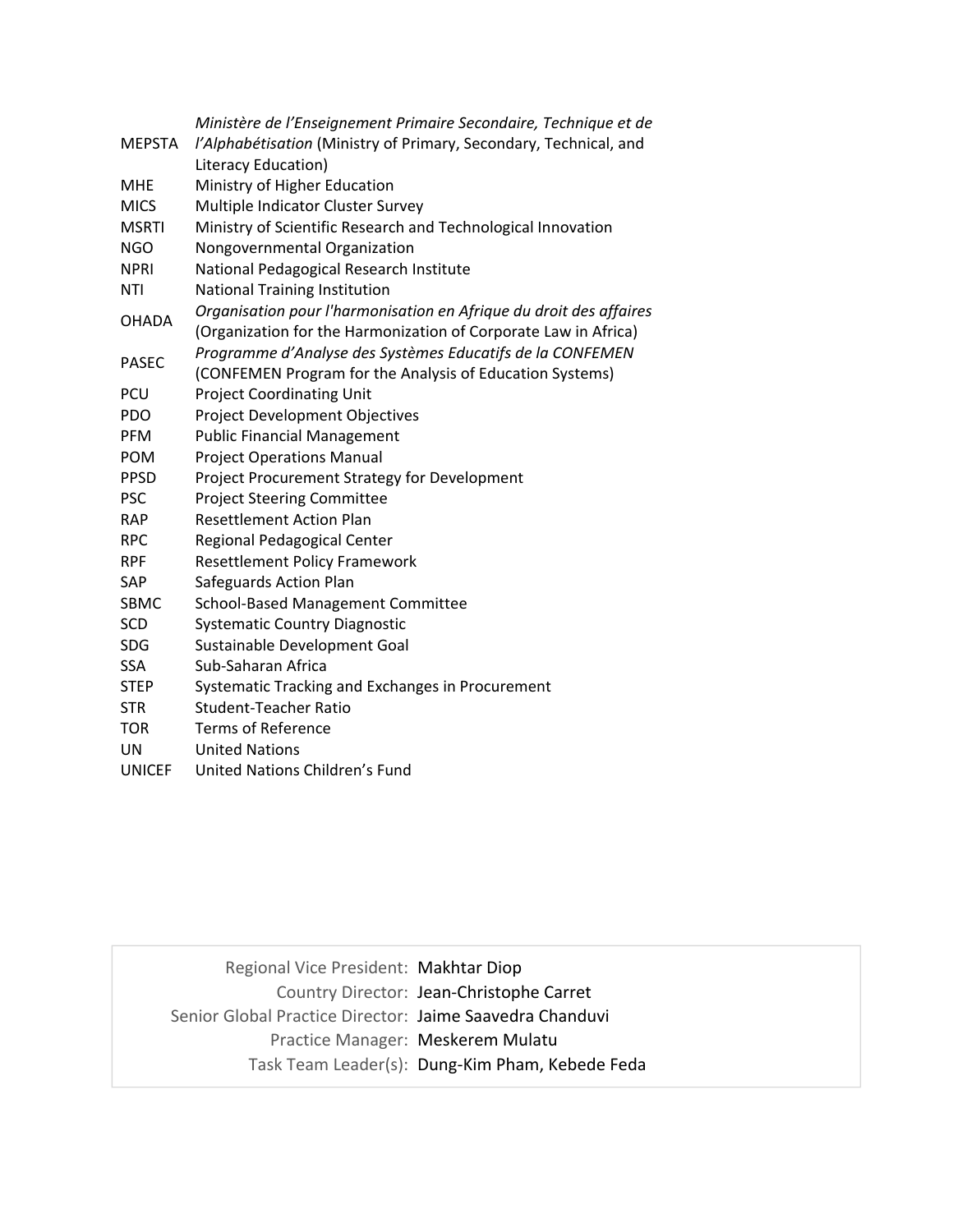| | |
|---|---|
| MEPSTA | *Ministère de l'Enseignement Primaire Secondaire, Technique et de l'Alphabétisation* (Ministry of Primary, Secondary, Technical, and Literacy Education) |
| MHE | Ministry of Higher Education |
| MICS | Multiple Indicator Cluster Survey |
| MSRTI | Ministry of Scientific Research and Technological Innovation |
| NGO | Nongovernmental Organization |
| NPRI | National Pedagogical Research Institute |
| NTI | National Training Institution |
| OHADA | *Organisation pour l'harmonisation en Afrique du droit des affaires* (Organization for the Harmonization of Corporate Law in Africa) |
| PASEC | *Programme d'Analyse des Systèmes Educatifs de la CONFEMEN* (CONFEMEN Program for the Analysis of Education Systems) |
| PCU | Project Coordinating Unit |
| PDO | Project Development Objectives |
| PFM | Public Financial Management |
| POM | Project Operations Manual |
| PPSD | Project Procurement Strategy for Development |
| PSC | Project Steering Committee |
| RAP | Resettlement Action Plan |
| RPC | Regional Pedagogical Center |
| RPF | Resettlement Policy Framework |
| SAP | Safeguards Action Plan |
| SBMC | School-Based Management Committee |
| SCD | Systematic Country Diagnostic |
| SDG | Sustainable Development Goal |
| SSA | Sub-Saharan Africa |
| STEP | Systematic Tracking and Exchanges in Procurement |
| STR | Student-Teacher Ratio |
| TOR | Terms of Reference |
| UN | United Nations |
| UNICEF | United Nations Children's Fund |

| | |
|---|---|
| Regional Vice President: | Makhtar Diop |
| Country Director: | Jean-Christophe Carret |
| Senior Global Practice Director: | Jaime Saavedra Chanduvi |
| Practice Manager: | Meskerem Mulatu |
| Task Team Leader(s): | Dung-Kim Pham, Kebede Feda |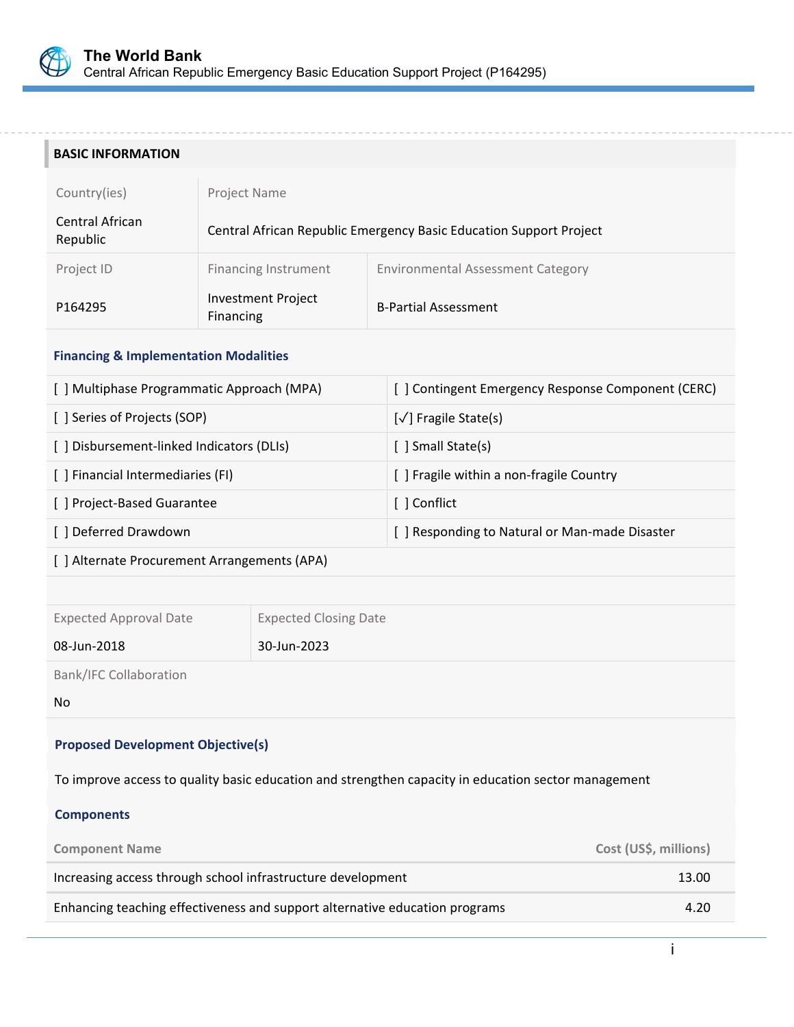## BASIC INFORMATION

| Country(ies) | Project Name | |
|---|---|---|
| Central African Republic | Central African Republic Emergency Basic Education Support Project | |
| **Project ID** | **Financing Instrument** | **Environmental Assessment Category** |
| P164295 | Investment Project Financing | B-Partial Assessment |

### Financing & Implementation Modalities

| | |
|---|---|
| [ ] Multiphase Programmatic Approach (MPA) | [ ] Contingent Emergency Response Component (CERC) |
| [ ] Series of Projects (SOP) | [✓] Fragile State(s) |
| [ ] Disbursement-linked Indicators (DLIs) | [ ] Small State(s) |
| [ ] Financial Intermediaries (FI) | [ ] Fragile within a non-fragile Country |
| [ ] Project-Based Guarantee | [ ] Conflict |
| [ ] Deferred Drawdown | [ ] Responding to Natural or Man-made Disaster |
| [ ] Alternate Procurement Arrangements (APA) | |

| Expected Approval Date | Expected Closing Date |
|---|---|
| 08-Jun-2018 | 30-Jun-2023 |

Bank/IFC Collaboration

No

### Proposed Development Objective(s)

To improve access to quality basic education and strengthen capacity in education sector management

### Components

| Component Name | Cost (US$, millions) |
|---|---|
| Increasing access through school infrastructure development | 13.00 |
| Enhancing teaching effectiveness and support alternative education programs | 4.20 |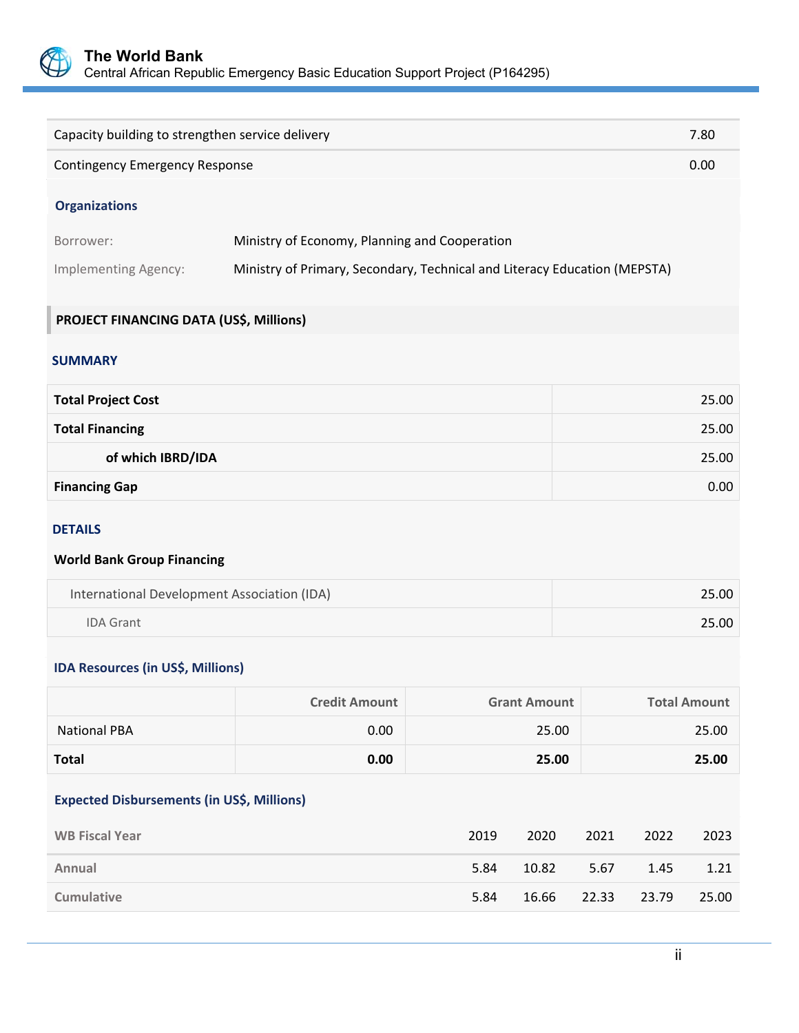| | |
|---|---|
| Capacity building to strengthen service delivery | 7.80 |
| Contingency Emergency Response | 0.00 |

### Organizations

| | |
|---|---|
| Borrower: | Ministry of Economy, Planning and Cooperation |
| Implementing Agency: | Ministry of Primary, Secondary, Technical and Literacy Education (MEPSTA) |

## PROJECT FINANCING DATA (US$, Millions)

### SUMMARY

| | |
|---|---|
| **Total Project Cost** | 25.00 |
| **Total Financing** | 25.00 |
| **of which IBRD/IDA** | 25.00 |
| **Financing Gap** | 0.00 |

### DETAILS

**World Bank Group Financing**

| | |
|---|---|
| International Development Association (IDA) | 25.00 |
| IDA Grant | 25.00 |

### IDA Resources (in US$, Millions)

| | Credit Amount | Grant Amount | Total Amount |
|---|---|---|---|
| National PBA | 0.00 | 25.00 | 25.00 |
| **Total** | **0.00** | **25.00** | **25.00** |

### Expected Disbursements (in US$, Millions)

| WB Fiscal Year | 2019 | 2020 | 2021 | 2022 | 2023 |
|---|---|---|---|---|---|
| Annual | 5.84 | 10.82 | 5.67 | 1.45 | 1.21 |
| Cumulative | 5.84 | 16.66 | 22.33 | 23.79 | 25.00 |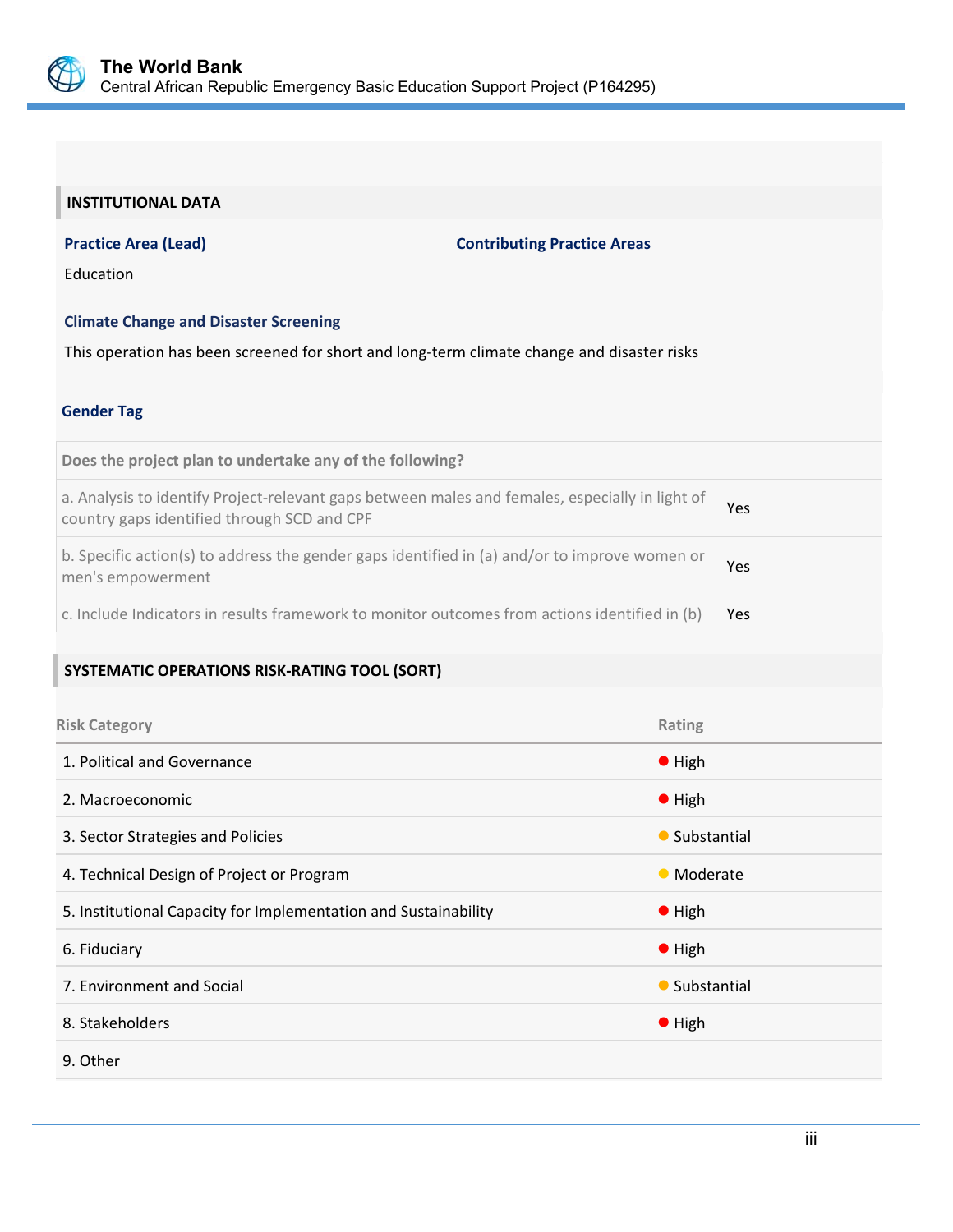## INSTITUTIONAL DATA

**Practice Area (Lead)**

Education

**Contributing Practice Areas**

**Climate Change and Disaster Screening**

This operation has been screened for short and long-term climate change and disaster risks

**Gender Tag**

| Does the project plan to undertake any of the following? | |
|---|---|
| a. Analysis to identify Project-relevant gaps between males and females, especially in light of country gaps identified through SCD and CPF | Yes |
| b. Specific action(s) to address the gender gaps identified in (a) and/or to improve women or men's empowerment | Yes |
| c. Include Indicators in results framework to monitor outcomes from actions identified in (b) | Yes |

## SYSTEMATIC OPERATIONS RISK-RATING TOOL (SORT)

| Risk Category | Rating |
|---|---|
| 1. Political and Governance | High |
| 2. Macroeconomic | High |
| 3. Sector Strategies and Policies | Substantial |
| 4. Technical Design of Project or Program | Moderate |
| 5. Institutional Capacity for Implementation and Sustainability | High |
| 6. Fiduciary | High |
| 7. Environment and Social | Substantial |
| 8. Stakeholders | High |
| 9. Other | |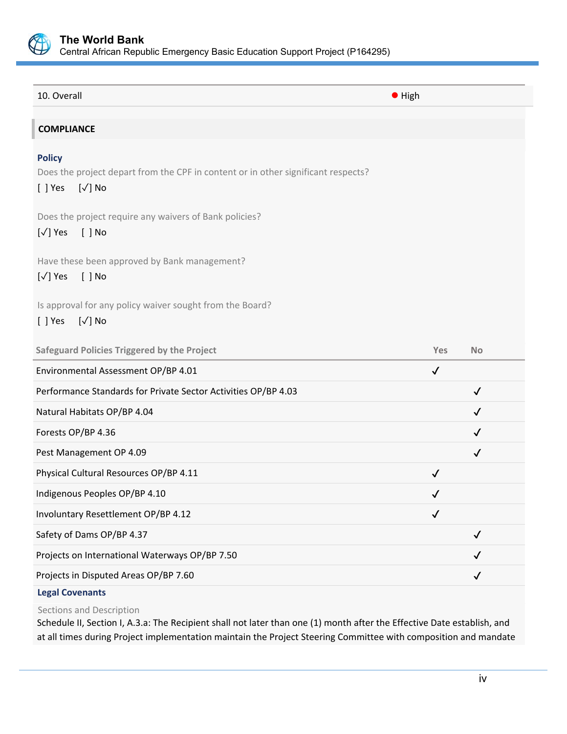| 10. Overall | ● High |
| --- | --- |

## COMPLIANCE

### Policy

Does the project depart from the CPF in content or in other significant respects?

[ ] Yes [✓] No

Does the project require any waivers of Bank policies?

[✓] Yes [ ] No

Have these been approved by Bank management?

[✓] Yes [ ] No

Is approval for any policy waiver sought from the Board?

[ ] Yes [✓] No

| Safeguard Policies Triggered by the Project | Yes | No |
| --- | --- | --- |
| Environmental Assessment OP/BP 4.01 | ✓ | |
| Performance Standards for Private Sector Activities OP/BP 4.03 | | ✓ |
| Natural Habitats OP/BP 4.04 | | ✓ |
| Forests OP/BP 4.36 | | ✓ |
| Pest Management OP 4.09 | | ✓ |
| Physical Cultural Resources OP/BP 4.11 | ✓ | |
| Indigenous Peoples OP/BP 4.10 | ✓ | |
| Involuntary Resettlement OP/BP 4.12 | ✓ | |
| Safety of Dams OP/BP 4.37 | | ✓ |
| Projects on International Waterways OP/BP 7.50 | | ✓ |
| Projects in Disputed Areas OP/BP 7.60 | | ✓ |

### Legal Covenants

Sections and Description

Schedule II, Section I, A.3.a: The Recipient shall not later than one (1) month after the Effective Date establish, and at all times during Project implementation maintain the Project Steering Committee with composition and mandate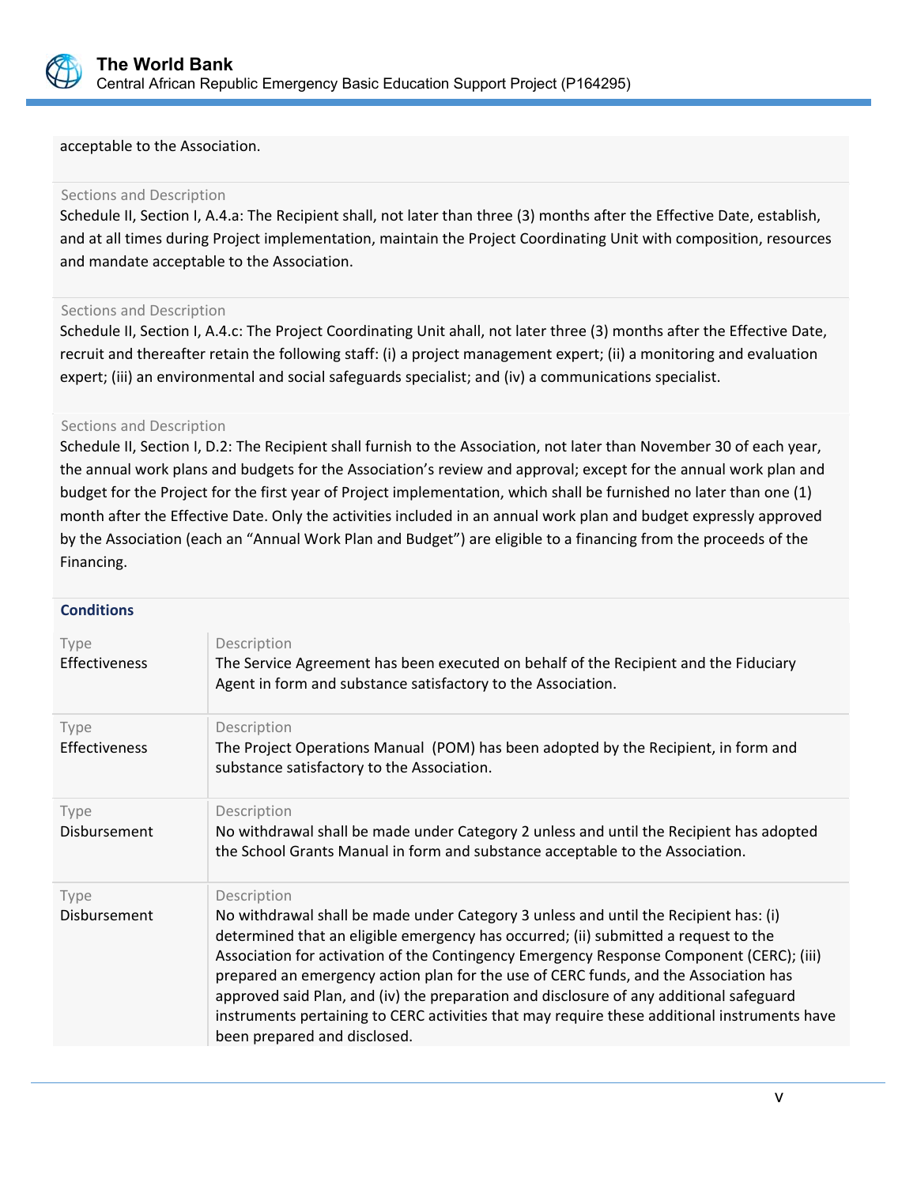acceptable to the Association.

Sections and Description
Schedule II, Section I, A.4.a: The Recipient shall, not later than three (3) months after the Effective Date, establish, and at all times during Project implementation, maintain the Project Coordinating Unit with composition, resources and mandate acceptable to the Association.

Sections and Description
Schedule II, Section I, A.4.c: The Project Coordinating Unit ahall, not later three (3) months after the Effective Date, recruit and thereafter retain the following staff: (i) a project management expert; (ii) a monitoring and evaluation expert; (iii) an environmental and social safeguards specialist; and (iv) a communications specialist.

Sections and Description
Schedule II, Section I, D.2: The Recipient shall furnish to the Association, not later than November 30 of each year, the annual work plans and budgets for the Association's review and approval; except for the annual work plan and budget for the Project for the first year of Project implementation, which shall be furnished no later than one (1) month after the Effective Date. Only the activities included in an annual work plan and budget expressly approved by the Association (each an "Annual Work Plan and Budget") are eligible to a financing from the proceeds of the Financing.

### Conditions

| Type | Description |
|---|---|
| Effectiveness | The Service Agreement has been executed on behalf of the Recipient and the Fiduciary Agent in form and substance satisfactory to the Association. |
| Effectiveness | The Project Operations Manual (POM) has been adopted by the Recipient, in form and substance satisfactory to the Association. |
| Disbursement | No withdrawal shall be made under Category 2 unless and until the Recipient has adopted the School Grants Manual in form and substance acceptable to the Association. |
| Disbursement | No withdrawal shall be made under Category 3 unless and until the Recipient has: (i) determined that an eligible emergency has occurred; (ii) submitted a request to the Association for activation of the Contingency Emergency Response Component (CERC); (iii) prepared an emergency action plan for the use of CERC funds, and the Association has approved said Plan, and (iv) the preparation and disclosure of any additional safeguard instruments pertaining to CERC activities that may require these additional instruments have been prepared and disclosed. |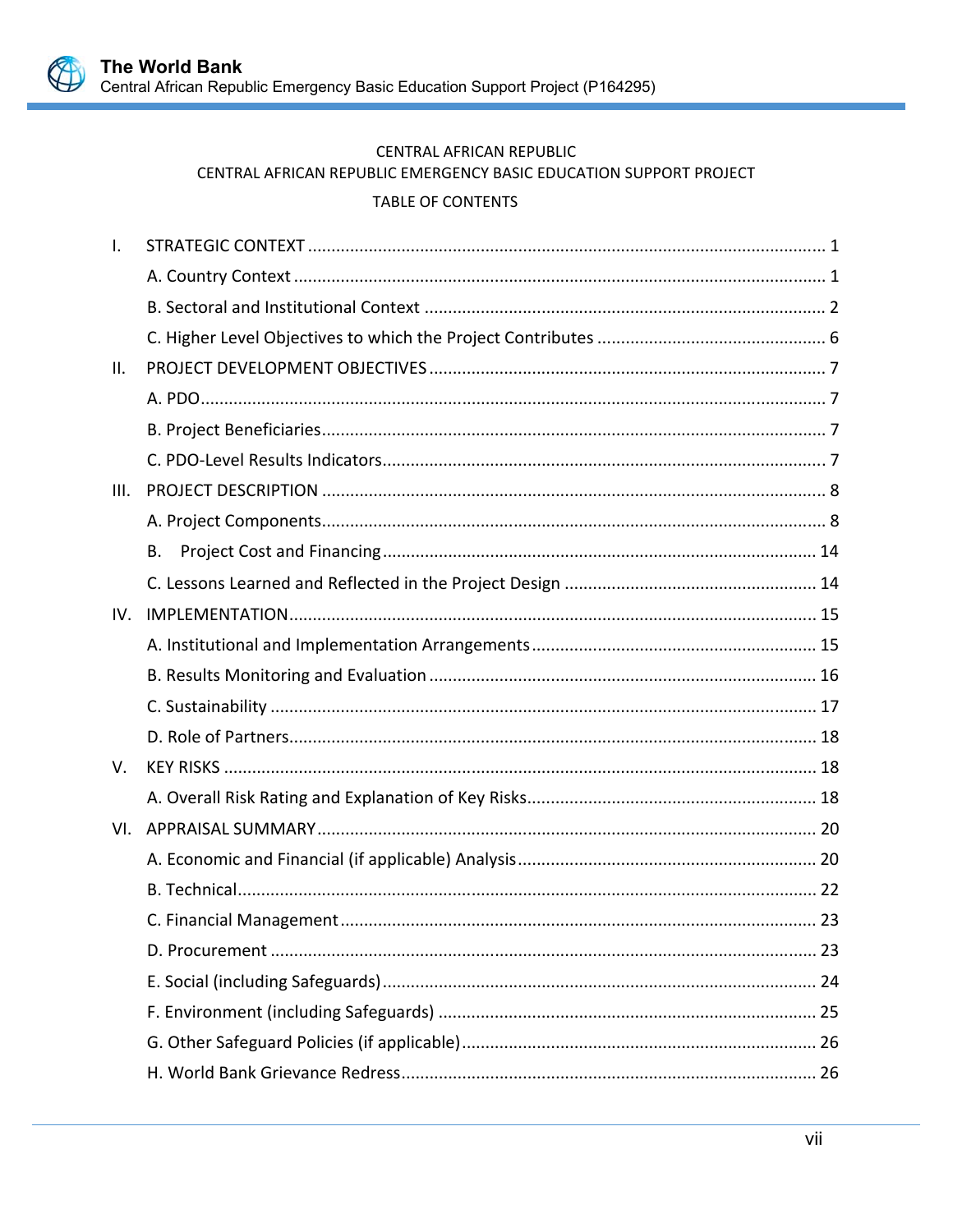CENTRAL AFRICAN REPUBLIC

CENTRAL AFRICAN REPUBLIC EMERGENCY BASIC EDUCATION SUPPORT PROJECT

TABLE OF CONTENTS

I. STRATEGIC CONTEXT ............................................................ 1
   - A. Country Context ............................................................ 1
   - B. Sectoral and Institutional Context ............................................................ 2
   - C. Higher Level Objectives to which the Project Contributes ............................................................ 6

II. PROJECT DEVELOPMENT OBJECTIVES ............................................................ 7
   - A. PDO ............................................................ 7
   - B. Project Beneficiaries ............................................................ 7
   - C. PDO-Level Results Indicators ............................................................ 7

III. PROJECT DESCRIPTION ............................................................ 8
   - A. Project Components ............................................................ 8
   - B. Project Cost and Financing ............................................................ 14
   - C. Lessons Learned and Reflected in the Project Design ............................................................ 14

IV. IMPLEMENTATION ............................................................ 15
   - A. Institutional and Implementation Arrangements ............................................................ 15
   - B. Results Monitoring and Evaluation ............................................................ 16
   - C. Sustainability ............................................................ 17
   - D. Role of Partners ............................................................ 18

V. KEY RISKS ............................................................ 18
   - A. Overall Risk Rating and Explanation of Key Risks ............................................................ 18

VI. APPRAISAL SUMMARY ............................................................ 20
   - A. Economic and Financial (if applicable) Analysis ............................................................ 20
   - B. Technical ............................................................ 22
   - C. Financial Management ............................................................ 23
   - D. Procurement ............................................................ 23
   - E. Social (including Safeguards) ............................................................ 24
   - F. Environment (including Safeguards) ............................................................ 25
   - G. Other Safeguard Policies (if applicable) ............................................................ 26
   - H. World Bank Grievance Redress ............................................................ 26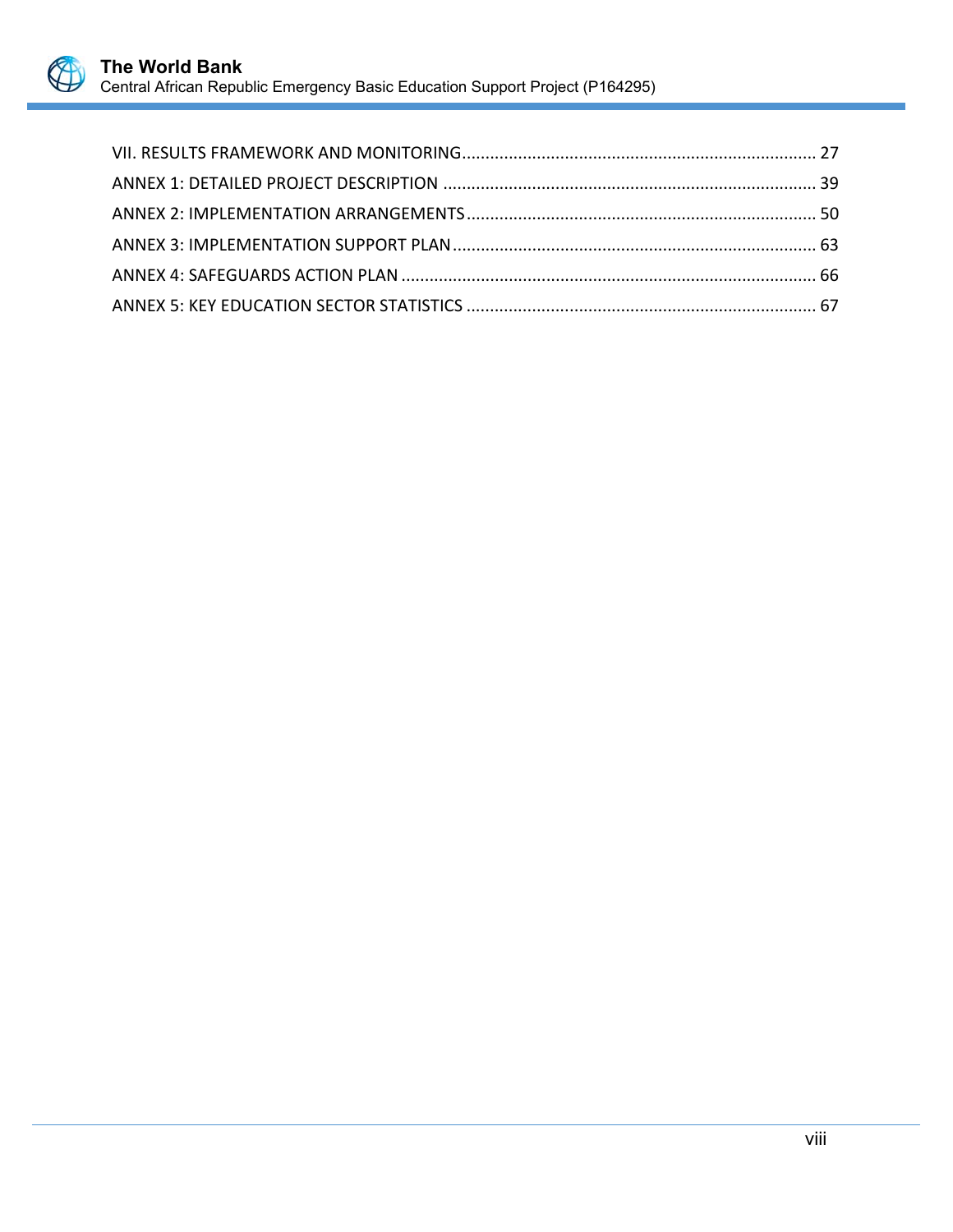VII. RESULTS FRAMEWORK AND MONITORING ........................................................................... 27

ANNEX 1: DETAILED PROJECT DESCRIPTION ............................................................................... 39

ANNEX 2: IMPLEMENTATION ARRANGEMENTS ........................................................................... 50

ANNEX 3: IMPLEMENTATION SUPPORT PLAN ............................................................................. 63

ANNEX 4: SAFEGUARDS ACTION PLAN ........................................................................................ 66

ANNEX 5: KEY EDUCATION SECTOR STATISTICS ........................................................................... 67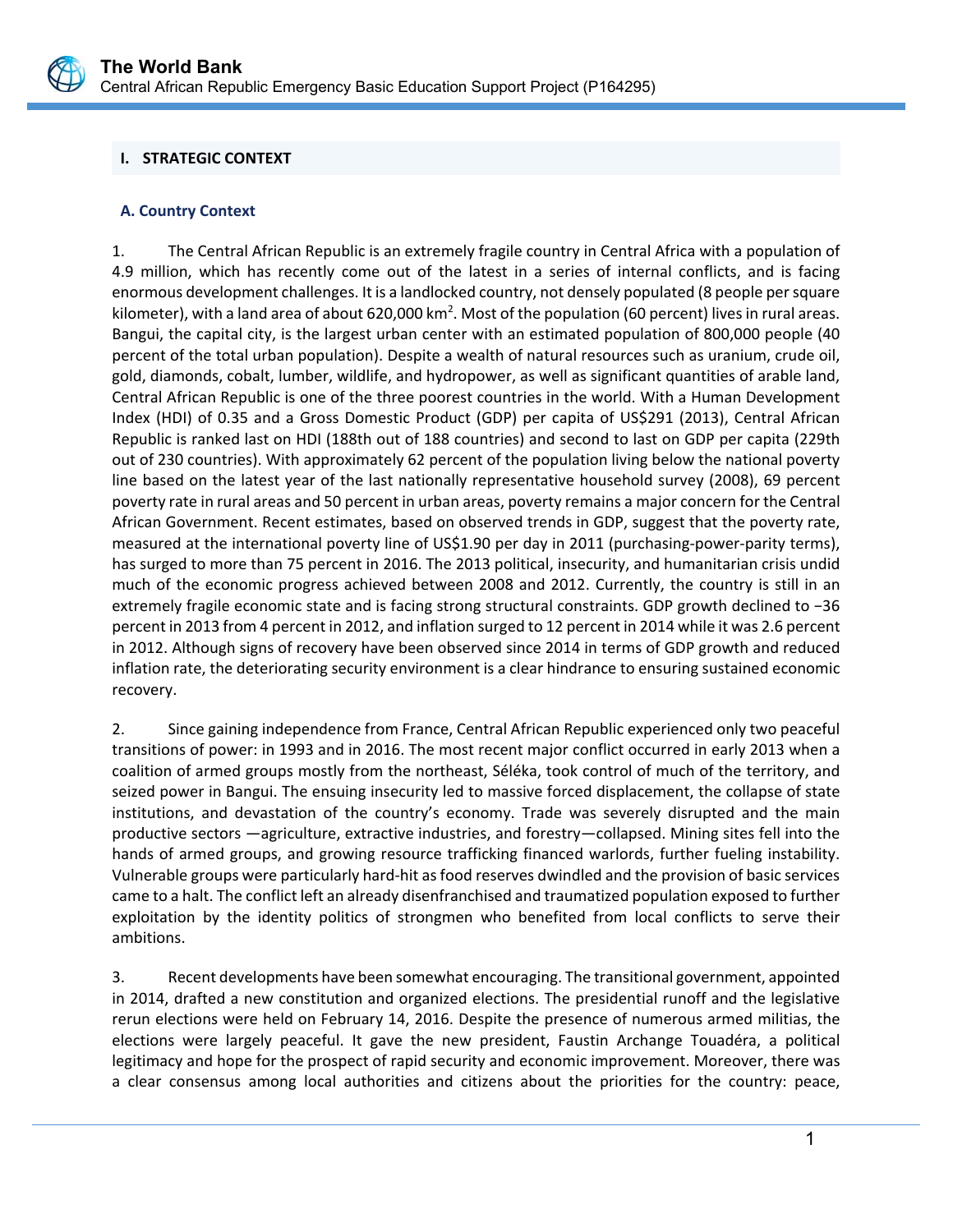## I. STRATEGIC CONTEXT

### A. Country Context

1. The Central African Republic is an extremely fragile country in Central Africa with a population of 4.9 million, which has recently come out of the latest in a series of internal conflicts, and is facing enormous development challenges. It is a landlocked country, not densely populated (8 people per square kilometer), with a land area of about 620,000 km$^2$. Most of the population (60 percent) lives in rural areas. Bangui, the capital city, is the largest urban center with an estimated population of 800,000 people (40 percent of the total urban population). Despite a wealth of natural resources such as uranium, crude oil, gold, diamonds, cobalt, lumber, wildlife, and hydropower, as well as significant quantities of arable land, Central African Republic is one of the three poorest countries in the world. With a Human Development Index (HDI) of 0.35 and a Gross Domestic Product (GDP) per capita of US$291 (2013), Central African Republic is ranked last on HDI (188th out of 188 countries) and second to last on GDP per capita (229th out of 230 countries). With approximately 62 percent of the population living below the national poverty line based on the latest year of the last nationally representative household survey (2008), 69 percent poverty rate in rural areas and 50 percent in urban areas, poverty remains a major concern for the Central African Government. Recent estimates, based on observed trends in GDP, suggest that the poverty rate, measured at the international poverty line of US$1.90 per day in 2011 (purchasing-power-parity terms), has surged to more than 75 percent in 2016. The 2013 political, insecurity, and humanitarian crisis undid much of the economic progress achieved between 2008 and 2012. Currently, the country is still in an extremely fragile economic state and is facing strong structural constraints. GDP growth declined to −36 percent in 2013 from 4 percent in 2012, and inflation surged to 12 percent in 2014 while it was 2.6 percent in 2012. Although signs of recovery have been observed since 2014 in terms of GDP growth and reduced inflation rate, the deteriorating security environment is a clear hindrance to ensuring sustained economic recovery.

2. Since gaining independence from France, Central African Republic experienced only two peaceful transitions of power: in 1993 and in 2016. The most recent major conflict occurred in early 2013 when a coalition of armed groups mostly from the northeast, Séléka, took control of much of the territory, and seized power in Bangui. The ensuing insecurity led to massive forced displacement, the collapse of state institutions, and devastation of the country's economy. Trade was severely disrupted and the main productive sectors —agriculture, extractive industries, and forestry—collapsed. Mining sites fell into the hands of armed groups, and growing resource trafficking financed warlords, further fueling instability. Vulnerable groups were particularly hard-hit as food reserves dwindled and the provision of basic services came to a halt. The conflict left an already disenfranchised and traumatized population exposed to further exploitation by the identity politics of strongmen who benefited from local conflicts to serve their ambitions.

3. Recent developments have been somewhat encouraging. The transitional government, appointed in 2014, drafted a new constitution and organized elections. The presidential runoff and the legislative rerun elections were held on February 14, 2016. Despite the presence of numerous armed militias, the elections were largely peaceful. It gave the new president, Faustin Archange Touadéra, a political legitimacy and hope for the prospect of rapid security and economic improvement. Moreover, there was a clear consensus among local authorities and citizens about the priorities for the country: peace,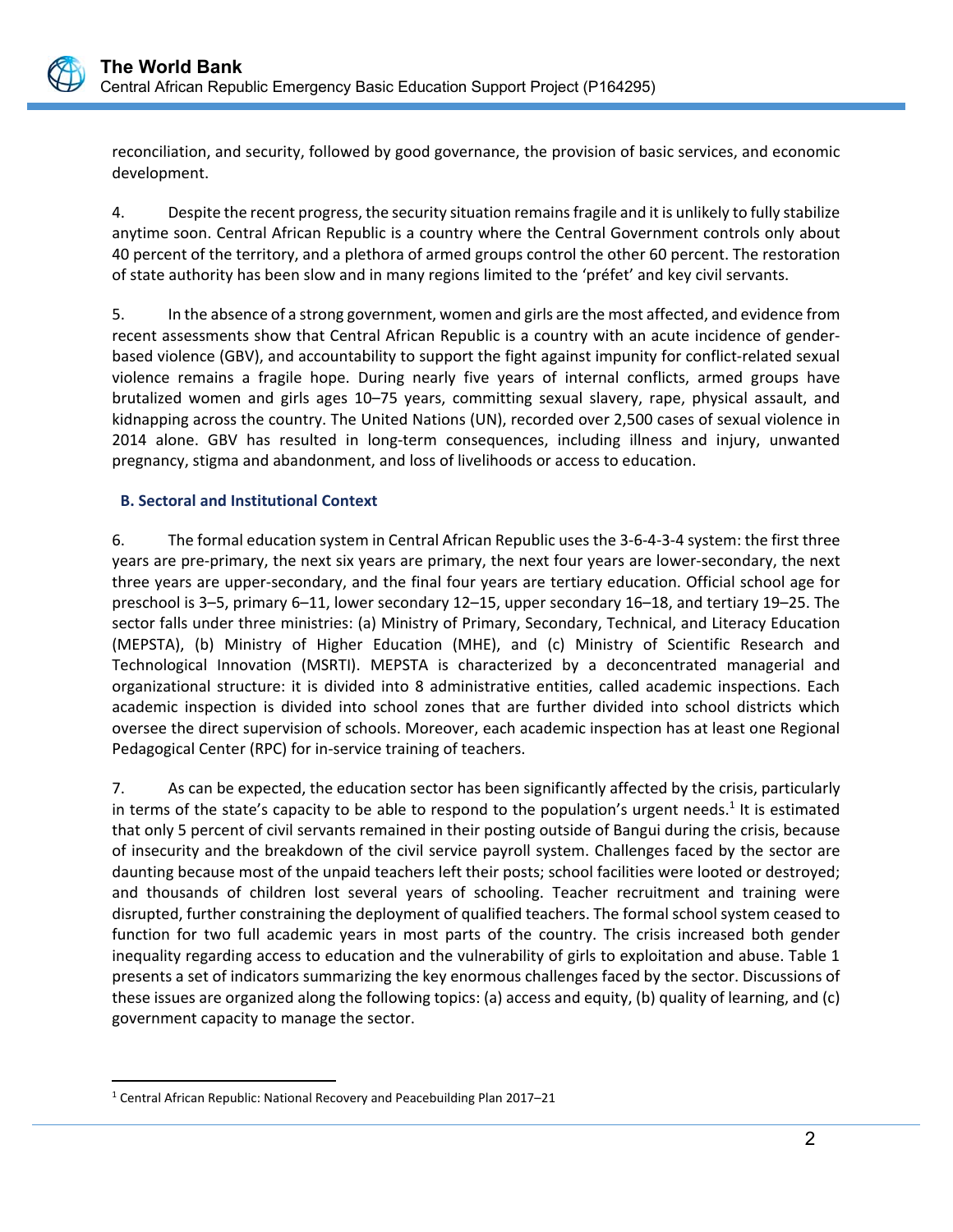reconciliation, and security, followed by good governance, the provision of basic services, and economic development.

4. Despite the recent progress, the security situation remains fragile and it is unlikely to fully stabilize anytime soon. Central African Republic is a country where the Central Government controls only about 40 percent of the territory, and a plethora of armed groups control the other 60 percent. The restoration of state authority has been slow and in many regions limited to the 'préfet' and key civil servants.

5. In the absence of a strong government, women and girls are the most affected, and evidence from recent assessments show that Central African Republic is a country with an acute incidence of gender-based violence (GBV), and accountability to support the fight against impunity for conflict-related sexual violence remains a fragile hope. During nearly five years of internal conflicts, armed groups have brutalized women and girls ages 10–75 years, committing sexual slavery, rape, physical assault, and kidnapping across the country. The United Nations (UN), recorded over 2,500 cases of sexual violence in 2014 alone. GBV has resulted in long-term consequences, including illness and injury, unwanted pregnancy, stigma and abandonment, and loss of livelihoods or access to education.

### B. Sectoral and Institutional Context

6. The formal education system in Central African Republic uses the 3-6-4-3-4 system: the first three years are pre-primary, the next six years are primary, the next four years are lower-secondary, the next three years are upper-secondary, and the final four years are tertiary education. Official school age for preschool is 3–5, primary 6–11, lower secondary 12–15, upper secondary 16–18, and tertiary 19–25. The sector falls under three ministries: (a) Ministry of Primary, Secondary, Technical, and Literacy Education (MEPSTA), (b) Ministry of Higher Education (MHE), and (c) Ministry of Scientific Research and Technological Innovation (MSRTI). MEPSTA is characterized by a deconcentrated managerial and organizational structure: it is divided into 8 administrative entities, called academic inspections. Each academic inspection is divided into school zones that are further divided into school districts which oversee the direct supervision of schools. Moreover, each academic inspection has at least one Regional Pedagogical Center (RPC) for in-service training of teachers.

7. As can be expected, the education sector has been significantly affected by the crisis, particularly in terms of the state's capacity to be able to respond to the population's urgent needs.[1] It is estimated that only 5 percent of civil servants remained in their posting outside of Bangui during the crisis, because of insecurity and the breakdown of the civil service payroll system. Challenges faced by the sector are daunting because most of the unpaid teachers left their posts; school facilities were looted or destroyed; and thousands of children lost several years of schooling. Teacher recruitment and training were disrupted, further constraining the deployment of qualified teachers. The formal school system ceased to function for two full academic years in most parts of the country. The crisis increased both gender inequality regarding access to education and the vulnerability of girls to exploitation and abuse. Table 1 presents a set of indicators summarizing the key enormous challenges faced by the sector. Discussions of these issues are organized along the following topics: (a) access and equity, (b) quality of learning, and (c) government capacity to manage the sector.

[1] Central African Republic: National Recovery and Peacebuilding Plan 2017–21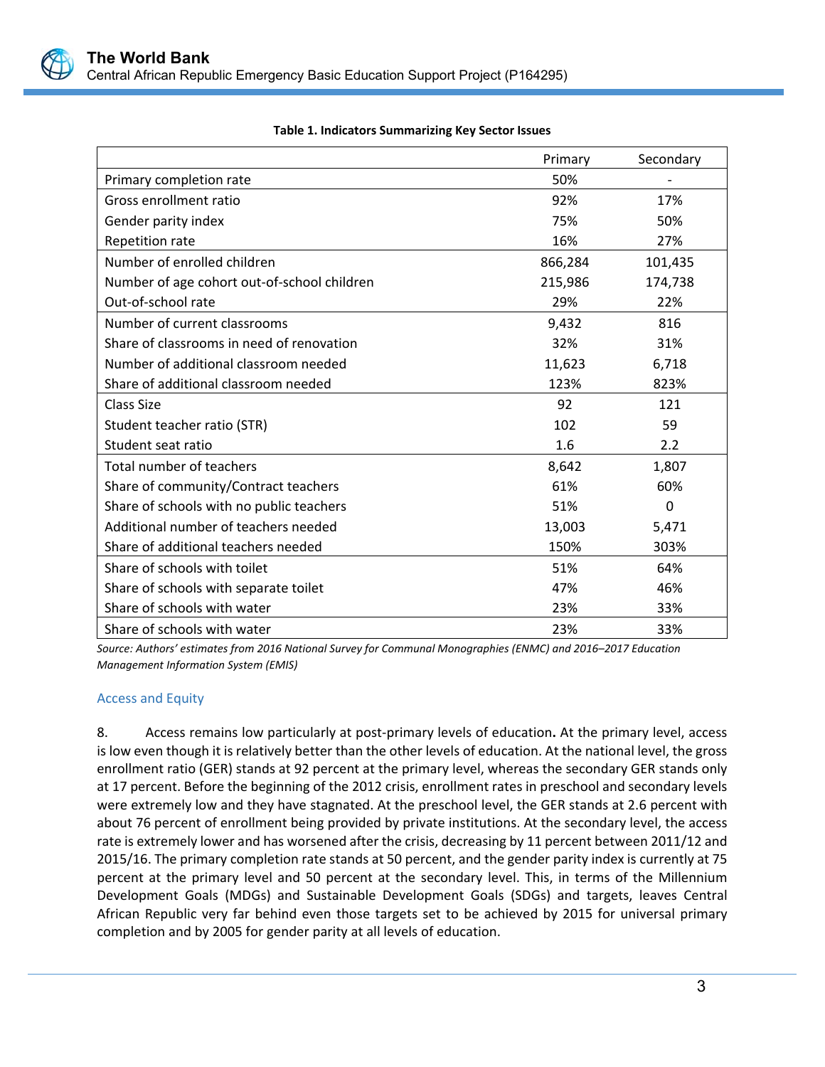**Table 1. Indicators Summarizing Key Sector Issues**

| | Primary | Secondary |
|---|---|---|
| Primary completion rate | 50% | - |
| Gross enrollment ratio | 92% | 17% |
| Gender parity index | 75% | 50% |
| Repetition rate | 16% | 27% |
| Number of enrolled children | 866,284 | 101,435 |
| Number of age cohort out-of-school children | 215,986 | 174,738 |
| Out-of-school rate | 29% | 22% |
| Number of current classrooms | 9,432 | 816 |
| Share of classrooms in need of renovation | 32% | 31% |
| Number of additional classroom needed | 11,623 | 6,718 |
| Share of additional classroom needed | 123% | 823% |
| Class Size | 92 | 121 |
| Student teacher ratio (STR) | 102 | 59 |
| Student seat ratio | 1.6 | 2.2 |
| Total number of teachers | 8,642 | 1,807 |
| Share of community/Contract teachers | 61% | 60% |
| Share of schools with no public teachers | 51% | 0 |
| Additional number of teachers needed | 13,003 | 5,471 |
| Share of additional teachers needed | 150% | 303% |
| Share of schools with toilet | 51% | 64% |
| Share of schools with separate toilet | 47% | 46% |
| Share of schools with water | 23% | 33% |
| Share of schools with water | 23% | 33% |

*Source: Authors' estimates from 2016 National Survey for Communal Monographies (ENMC) and 2016–2017 Education Management Information System (EMIS)*

### Access and Equity

8. **Access remains low particularly at post-primary levels of education.** At the primary level, access is low even though it is relatively better than the other levels of education. At the national level, the gross enrollment ratio (GER) stands at 92 percent at the primary level, whereas the secondary GER stands only at 17 percent. Before the beginning of the 2012 crisis, enrollment rates in preschool and secondary levels were extremely low and they have stagnated. At the preschool level, the GER stands at 2.6 percent with about 76 percent of enrollment being provided by private institutions. At the secondary level, the access rate is extremely lower and has worsened after the crisis, decreasing by 11 percent between 2011/12 and 2015/16. The primary completion rate stands at 50 percent, and the gender parity index is currently at 75 percent at the primary level and 50 percent at the secondary level. This, in terms of the Millennium Development Goals (MDGs) and Sustainable Development Goals (SDGs) and targets, leaves Central African Republic very far behind even those targets set to be achieved by 2015 for universal primary completion and by 2005 for gender parity at all levels of education.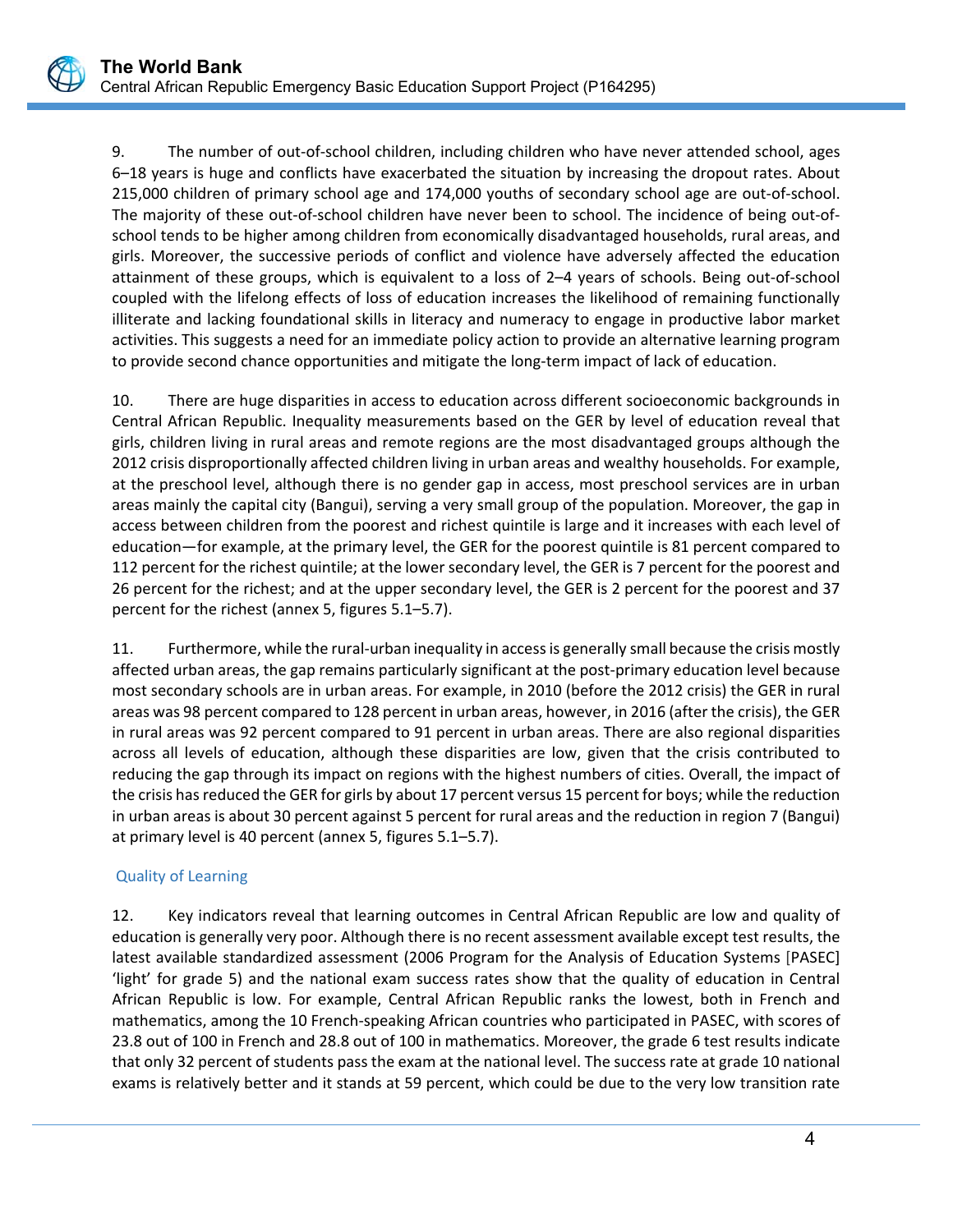9. The number of out-of-school children, including children who have never attended school, ages 6–18 years is huge and conflicts have exacerbated the situation by increasing the dropout rates. About 215,000 children of primary school age and 174,000 youths of secondary school age are out-of-school. The majority of these out-of-school children have never been to school. The incidence of being out-of-school tends to be higher among children from economically disadvantaged households, rural areas, and girls. Moreover, the successive periods of conflict and violence have adversely affected the education attainment of these groups, which is equivalent to a loss of 2–4 years of schools. Being out-of-school coupled with the lifelong effects of loss of education increases the likelihood of remaining functionally illiterate and lacking foundational skills in literacy and numeracy to engage in productive labor market activities. This suggests a need for an immediate policy action to provide an alternative learning program to provide second chance opportunities and mitigate the long-term impact of lack of education.

10. There are huge disparities in access to education across different socioeconomic backgrounds in Central African Republic. Inequality measurements based on the GER by level of education reveal that girls, children living in rural areas and remote regions are the most disadvantaged groups although the 2012 crisis disproportionally affected children living in urban areas and wealthy households. For example, at the preschool level, although there is no gender gap in access, most preschool services are in urban areas mainly the capital city (Bangui), serving a very small group of the population. Moreover, the gap in access between children from the poorest and richest quintile is large and it increases with each level of education—for example, at the primary level, the GER for the poorest quintile is 81 percent compared to 112 percent for the richest quintile; at the lower secondary level, the GER is 7 percent for the poorest and 26 percent for the richest; and at the upper secondary level, the GER is 2 percent for the poorest and 37 percent for the richest (annex 5, figures 5.1–5.7).

11. Furthermore, while the rural-urban inequality in access is generally small because the crisis mostly affected urban areas, the gap remains particularly significant at the post-primary education level because most secondary schools are in urban areas. For example, in 2010 (before the 2012 crisis) the GER in rural areas was 98 percent compared to 128 percent in urban areas, however, in 2016 (after the crisis), the GER in rural areas was 92 percent compared to 91 percent in urban areas. There are also regional disparities across all levels of education, although these disparities are low, given that the crisis contributed to reducing the gap through its impact on regions with the highest numbers of cities. Overall, the impact of the crisis has reduced the GER for girls by about 17 percent versus 15 percent for boys; while the reduction in urban areas is about 30 percent against 5 percent for rural areas and the reduction in region 7 (Bangui) at primary level is 40 percent (annex 5, figures 5.1–5.7).

### Quality of Learning

12. Key indicators reveal that learning outcomes in Central African Republic are low and quality of education is generally very poor. Although there is no recent assessment available except test results, the latest available standardized assessment (2006 Program for the Analysis of Education Systems [PASEC] 'light' for grade 5) and the national exam success rates show that the quality of education in Central African Republic is low. For example, Central African Republic ranks the lowest, both in French and mathematics, among the 10 French-speaking African countries who participated in PASEC, with scores of 23.8 out of 100 in French and 28.8 out of 100 in mathematics. Moreover, the grade 6 test results indicate that only 32 percent of students pass the exam at the national level. The success rate at grade 10 national exams is relatively better and it stands at 59 percent, which could be due to the very low transition rate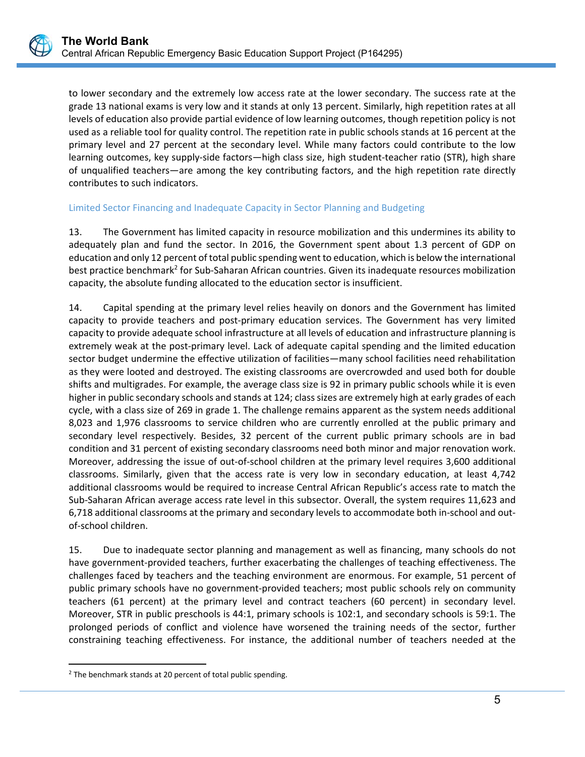to lower secondary and the extremely low access rate at the lower secondary. The success rate at the grade 13 national exams is very low and it stands at only 13 percent. Similarly, high repetition rates at all levels of education also provide partial evidence of low learning outcomes, though repetition policy is not used as a reliable tool for quality control. The repetition rate in public schools stands at 16 percent at the primary level and 27 percent at the secondary level. While many factors could contribute to the low learning outcomes, key supply-side factors—high class size, high student-teacher ratio (STR), high share of unqualified teachers—are among the key contributing factors, and the high repetition rate directly contributes to such indicators.

### Limited Sector Financing and Inadequate Capacity in Sector Planning and Budgeting

13. The Government has limited capacity in resource mobilization and this undermines its ability to adequately plan and fund the sector. In 2016, the Government spent about 1.3 percent of GDP on education and only 12 percent of total public spending went to education, which is below the international best practice benchmark[2] for Sub-Saharan African countries. Given its inadequate resources mobilization capacity, the absolute funding allocated to the education sector is insufficient.

14. Capital spending at the primary level relies heavily on donors and the Government has limited capacity to provide teachers and post-primary education services. The Government has very limited capacity to provide adequate school infrastructure at all levels of education and infrastructure planning is extremely weak at the post-primary level. Lack of adequate capital spending and the limited education sector budget undermine the effective utilization of facilities—many school facilities need rehabilitation as they were looted and destroyed. The existing classrooms are overcrowded and used both for double shifts and multigrades. For example, the average class size is 92 in primary public schools while it is even higher in public secondary schools and stands at 124; class sizes are extremely high at early grades of each cycle, with a class size of 269 in grade 1. The challenge remains apparent as the system needs additional 8,023 and 1,976 classrooms to service children who are currently enrolled at the public primary and secondary level respectively. Besides, 32 percent of the current public primary schools are in bad condition and 31 percent of existing secondary classrooms need both minor and major renovation work. Moreover, addressing the issue of out-of-school children at the primary level requires 3,600 additional classrooms. Similarly, given that the access rate is very low in secondary education, at least 4,742 additional classrooms would be required to increase Central African Republic's access rate to match the Sub-Saharan African average access rate level in this subsector. Overall, the system requires 11,623 and 6,718 additional classrooms at the primary and secondary levels to accommodate both in-school and out-of-school children.

15. Due to inadequate sector planning and management as well as financing, many schools do not have government-provided teachers, further exacerbating the challenges of teaching effectiveness. The challenges faced by teachers and the teaching environment are enormous. For example, 51 percent of public primary schools have no government-provided teachers; most public schools rely on community teachers (61 percent) at the primary level and contract teachers (60 percent) in secondary level. Moreover, STR in public preschools is 44:1, primary schools is 102:1, and secondary schools is 59:1. The prolonged periods of conflict and violence have worsened the training needs of the sector, further constraining teaching effectiveness. For instance, the additional number of teachers needed at the

---

[2] The benchmark stands at 20 percent of total public spending.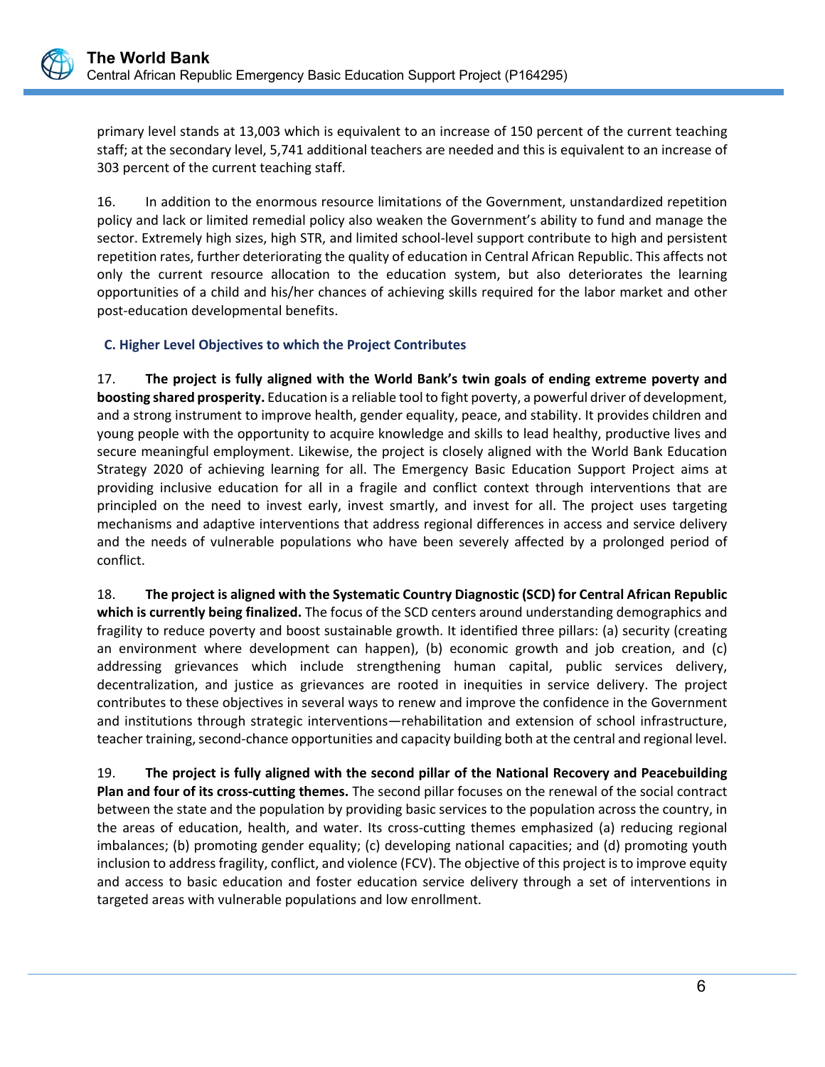primary level stands at 13,003 which is equivalent to an increase of 150 percent of the current teaching staff; at the secondary level, 5,741 additional teachers are needed and this is equivalent to an increase of 303 percent of the current teaching staff.

16. In addition to the enormous resource limitations of the Government, unstandardized repetition policy and lack or limited remedial policy also weaken the Government's ability to fund and manage the sector. Extremely high sizes, high STR, and limited school-level support contribute to high and persistent repetition rates, further deteriorating the quality of education in Central African Republic. This affects not only the current resource allocation to the education system, but also deteriorates the learning opportunities of a child and his/her chances of achieving skills required for the labor market and other post-education developmental benefits.

### C. Higher Level Objectives to which the Project Contributes

17. **The project is fully aligned with the World Bank's twin goals of ending extreme poverty and boosting shared prosperity.** Education is a reliable tool to fight poverty, a powerful driver of development, and a strong instrument to improve health, gender equality, peace, and stability. It provides children and young people with the opportunity to acquire knowledge and skills to lead healthy, productive lives and secure meaningful employment. Likewise, the project is closely aligned with the World Bank Education Strategy 2020 of achieving learning for all. The Emergency Basic Education Support Project aims at providing inclusive education for all in a fragile and conflict context through interventions that are principled on the need to invest early, invest smartly, and invest for all. The project uses targeting mechanisms and adaptive interventions that address regional differences in access and service delivery and the needs of vulnerable populations who have been severely affected by a prolonged period of conflict.

18. **The project is aligned with the Systematic Country Diagnostic (SCD) for Central African Republic which is currently being finalized.** The focus of the SCD centers around understanding demographics and fragility to reduce poverty and boost sustainable growth. It identified three pillars: (a) security (creating an environment where development can happen), (b) economic growth and job creation, and (c) addressing grievances which include strengthening human capital, public services delivery, decentralization, and justice as grievances are rooted in inequities in service delivery. The project contributes to these objectives in several ways to renew and improve the confidence in the Government and institutions through strategic interventions—rehabilitation and extension of school infrastructure, teacher training, second-chance opportunities and capacity building both at the central and regional level.

19. **The project is fully aligned with the second pillar of the National Recovery and Peacebuilding Plan and four of its cross-cutting themes.** The second pillar focuses on the renewal of the social contract between the state and the population by providing basic services to the population across the country, in the areas of education, health, and water. Its cross-cutting themes emphasized (a) reducing regional imbalances; (b) promoting gender equality; (c) developing national capacities; and (d) promoting youth inclusion to address fragility, conflict, and violence (FCV). The objective of this project is to improve equity and access to basic education and foster education service delivery through a set of interventions in targeted areas with vulnerable populations and low enrollment.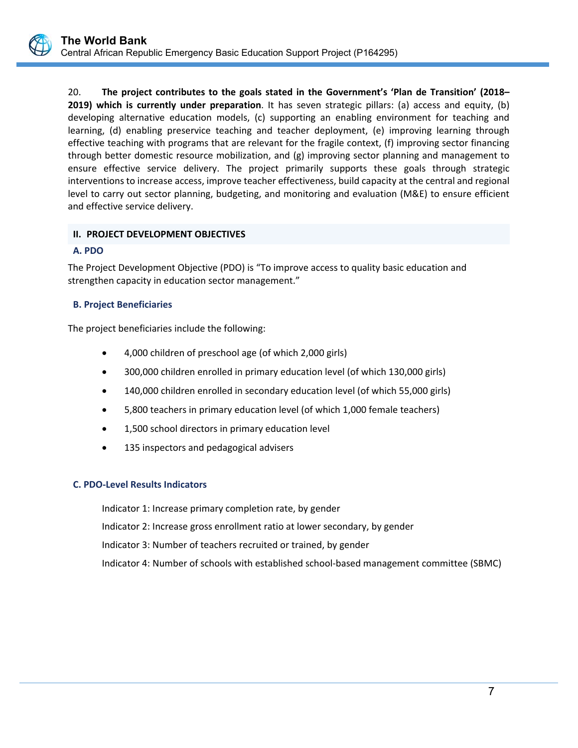20. **The project contributes to the goals stated in the Government's 'Plan de Transition' (2018–2019) which is currently under preparation**. It has seven strategic pillars: (a) access and equity, (b) developing alternative education models, (c) supporting an enabling environment for teaching and learning, (d) enabling preservice teaching and teacher deployment, (e) improving learning through effective teaching with programs that are relevant for the fragile context, (f) improving sector financing through better domestic resource mobilization, and (g) improving sector planning and management to ensure effective service delivery. The project primarily supports these goals through strategic interventions to increase access, improve teacher effectiveness, build capacity at the central and regional level to carry out sector planning, budgeting, and monitoring and evaluation (M&E) to ensure efficient and effective service delivery.

## II. PROJECT DEVELOPMENT OBJECTIVES

### A. PDO

The Project Development Objective (PDO) is "To improve access to quality basic education and strengthen capacity in education sector management."

### B. Project Beneficiaries

The project beneficiaries include the following:

- 4,000 children of preschool age (of which 2,000 girls)
- 300,000 children enrolled in primary education level (of which 130,000 girls)
- 140,000 children enrolled in secondary education level (of which 55,000 girls)
- 5,800 teachers in primary education level (of which 1,000 female teachers)
- 1,500 school directors in primary education level
- 135 inspectors and pedagogical advisers

### C. PDO-Level Results Indicators

Indicator 1: Increase primary completion rate, by gender

Indicator 2: Increase gross enrollment ratio at lower secondary, by gender

Indicator 3: Number of teachers recruited or trained, by gender

Indicator 4: Number of schools with established school-based management committee (SBMC)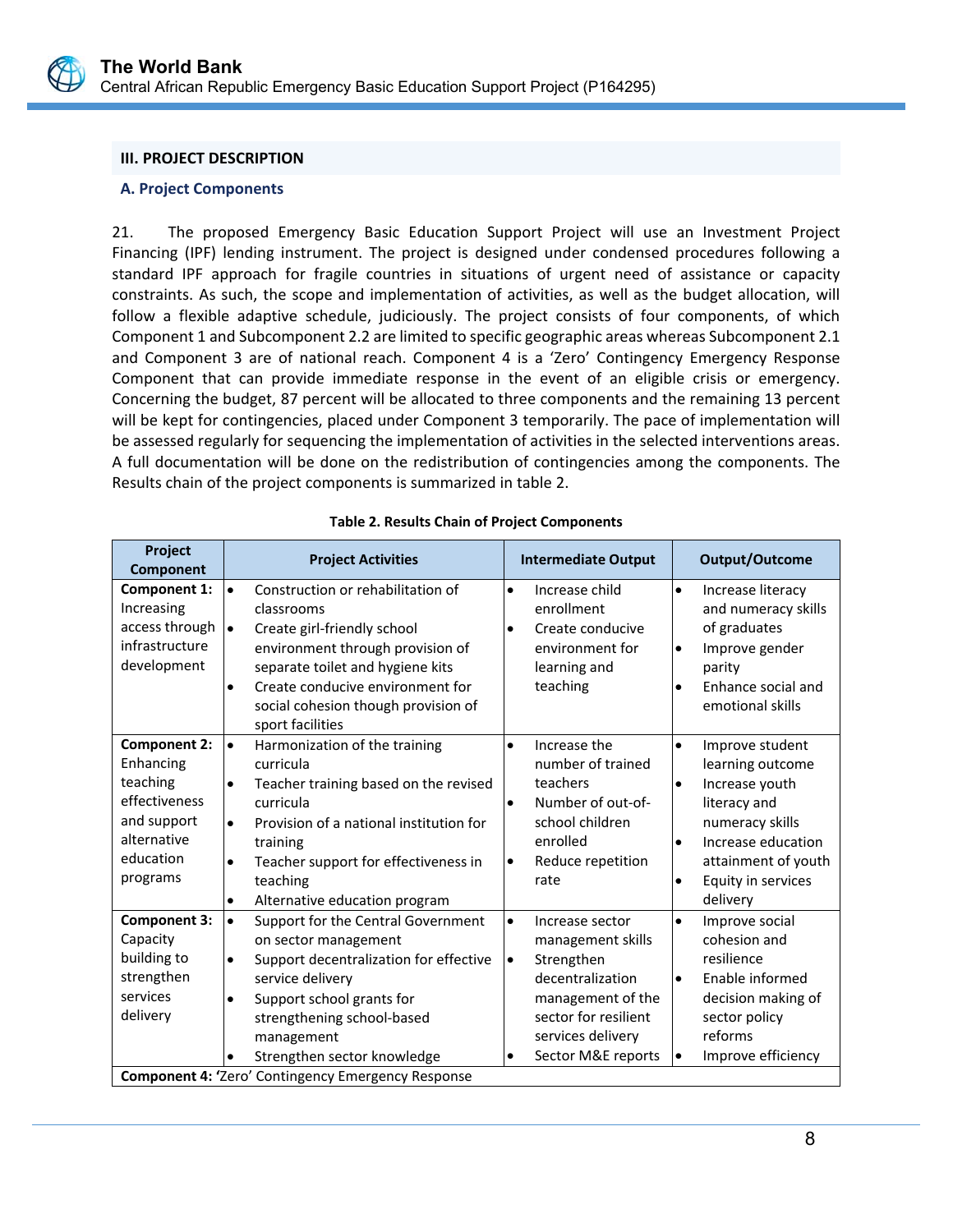## III. PROJECT DESCRIPTION

### A. Project Components

21. The proposed Emergency Basic Education Support Project will use an Investment Project Financing (IPF) lending instrument. The project is designed under condensed procedures following a standard IPF approach for fragile countries in situations of urgent need of assistance or capacity constraints. As such, the scope and implementation of activities, as well as the budget allocation, will follow a flexible adaptive schedule, judiciously. The project consists of four components, of which Component 1 and Subcomponent 2.2 are limited to specific geographic areas whereas Subcomponent 2.1 and Component 3 are of national reach. Component 4 is a 'Zero' Contingency Emergency Response Component that can provide immediate response in the event of an eligible crisis or emergency. Concerning the budget, 87 percent will be allocated to three components and the remaining 13 percent will be kept for contingencies, placed under Component 3 temporarily. The pace of implementation will be assessed regularly for sequencing the implementation of activities in the selected interventions areas. A full documentation will be done on the redistribution of contingencies among the components. The Results chain of the project components is summarized in table 2.

**Table 2. Results Chain of Project Components**

| Project Component | Project Activities | Intermediate Output | Output/Outcome |
|---|---|---|---|
| **Component 1:** Increasing access through infrastructure development | • Construction or rehabilitation of classrooms<br>• Create girl-friendly school environment through provision of separate toilet and hygiene kits<br>• Create conducive environment for social cohesion though provision of sport facilities | • Increase child enrollment<br>• Create conducive environment for learning and teaching | • Increase literacy and numeracy skills of graduates<br>• Improve gender parity<br>• Enhance social and emotional skills |
| **Component 2:** Enhancing teaching effectiveness and support alternative education programs | • Harmonization of the training curricula<br>• Teacher training based on the revised curricula<br>• Provision of a national institution for training<br>• Teacher support for effectiveness in teaching<br>• Alternative education program | • Increase the number of trained teachers<br>• Number of out-of-school children enrolled<br>• Reduce repetition rate | • Improve student learning outcome<br>• Increase youth literacy and numeracy skills<br>• Increase education attainment of youth<br>• Equity in services delivery |
| **Component 3:** Capacity building to strengthen services delivery | • Support for the Central Government on sector management<br>• Support decentralization for effective service delivery<br>• Support school grants for strengthening school-based management<br>• Strengthen sector knowledge | • Increase sector management skills<br>• Strengthen decentralization management of the sector for resilient services delivery<br>• Sector M&E reports | • Improve social cohesion and resilience<br>• Enable informed decision making of sector policy reforms<br>• Improve efficiency |
| **Component 4:** 'Zero' Contingency Emergency Response | | | |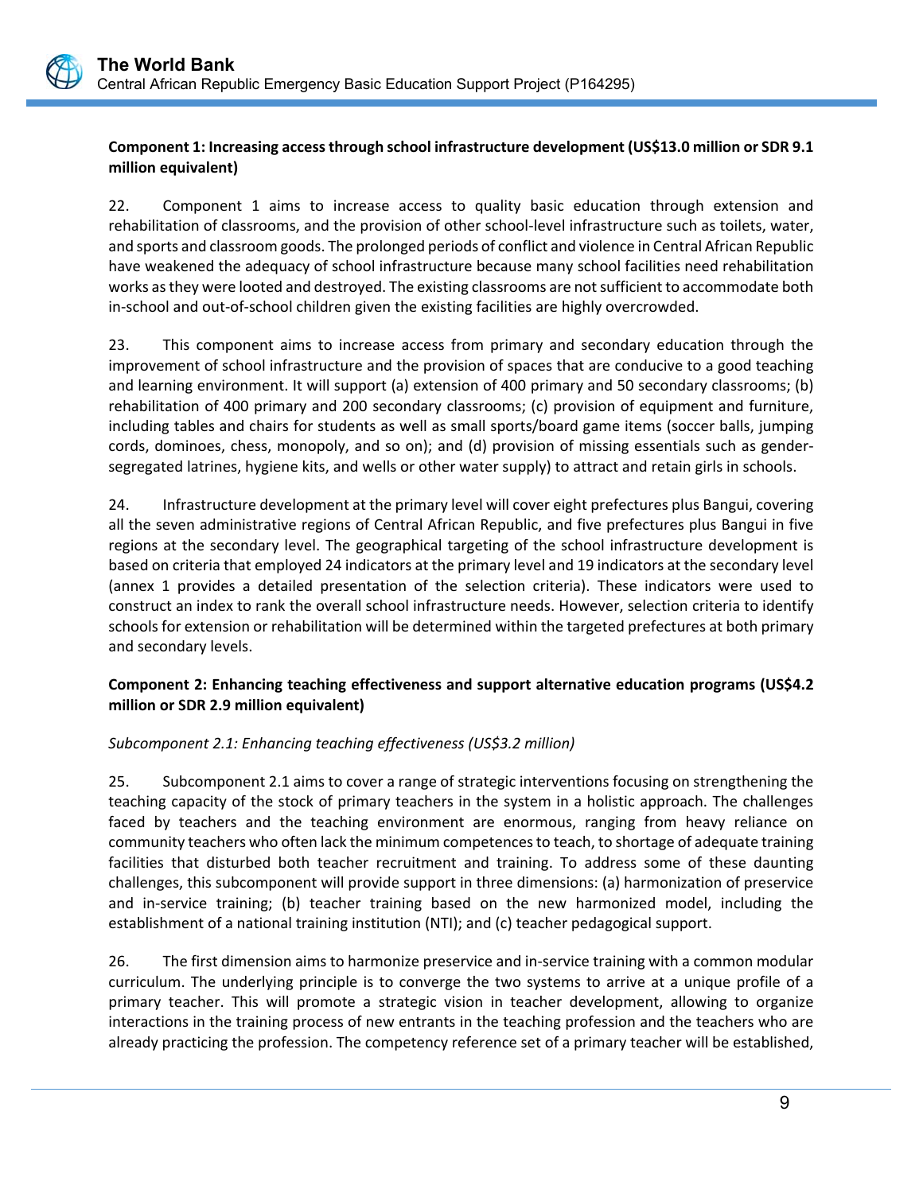**Component 1: Increasing access through school infrastructure development (US$13.0 million or SDR 9.1 million equivalent)**

22. Component 1 aims to increase access to quality basic education through extension and rehabilitation of classrooms, and the provision of other school-level infrastructure such as toilets, water, and sports and classroom goods. The prolonged periods of conflict and violence in Central African Republic have weakened the adequacy of school infrastructure because many school facilities need rehabilitation works as they were looted and destroyed. The existing classrooms are not sufficient to accommodate both in-school and out-of-school children given the existing facilities are highly overcrowded.

23. This component aims to increase access from primary and secondary education through the improvement of school infrastructure and the provision of spaces that are conducive to a good teaching and learning environment. It will support (a) extension of 400 primary and 50 secondary classrooms; (b) rehabilitation of 400 primary and 200 secondary classrooms; (c) provision of equipment and furniture, including tables and chairs for students as well as small sports/board game items (soccer balls, jumping cords, dominoes, chess, monopoly, and so on); and (d) provision of missing essentials such as gender-segregated latrines, hygiene kits, and wells or other water supply) to attract and retain girls in schools.

24. Infrastructure development at the primary level will cover eight prefectures plus Bangui, covering all the seven administrative regions of Central African Republic, and five prefectures plus Bangui in five regions at the secondary level. The geographical targeting of the school infrastructure development is based on criteria that employed 24 indicators at the primary level and 19 indicators at the secondary level (annex 1 provides a detailed presentation of the selection criteria). These indicators were used to construct an index to rank the overall school infrastructure needs. However, selection criteria to identify schools for extension or rehabilitation will be determined within the targeted prefectures at both primary and secondary levels.

**Component 2: Enhancing teaching effectiveness and support alternative education programs (US$4.2 million or SDR 2.9 million equivalent)**

*Subcomponent 2.1: Enhancing teaching effectiveness (US$3.2 million)*

25. Subcomponent 2.1 aims to cover a range of strategic interventions focusing on strengthening the teaching capacity of the stock of primary teachers in the system in a holistic approach. The challenges faced by teachers and the teaching environment are enormous, ranging from heavy reliance on community teachers who often lack the minimum competences to teach, to shortage of adequate training facilities that disturbed both teacher recruitment and training. To address some of these daunting challenges, this subcomponent will provide support in three dimensions: (a) harmonization of preservice and in-service training; (b) teacher training based on the new harmonized model, including the establishment of a national training institution (NTI); and (c) teacher pedagogical support.

26. The first dimension aims to harmonize preservice and in-service training with a common modular curriculum. The underlying principle is to converge the two systems to arrive at a unique profile of a primary teacher. This will promote a strategic vision in teacher development, allowing to organize interactions in the training process of new entrants in the teaching profession and the teachers who are already practicing the profession. The competency reference set of a primary teacher will be established,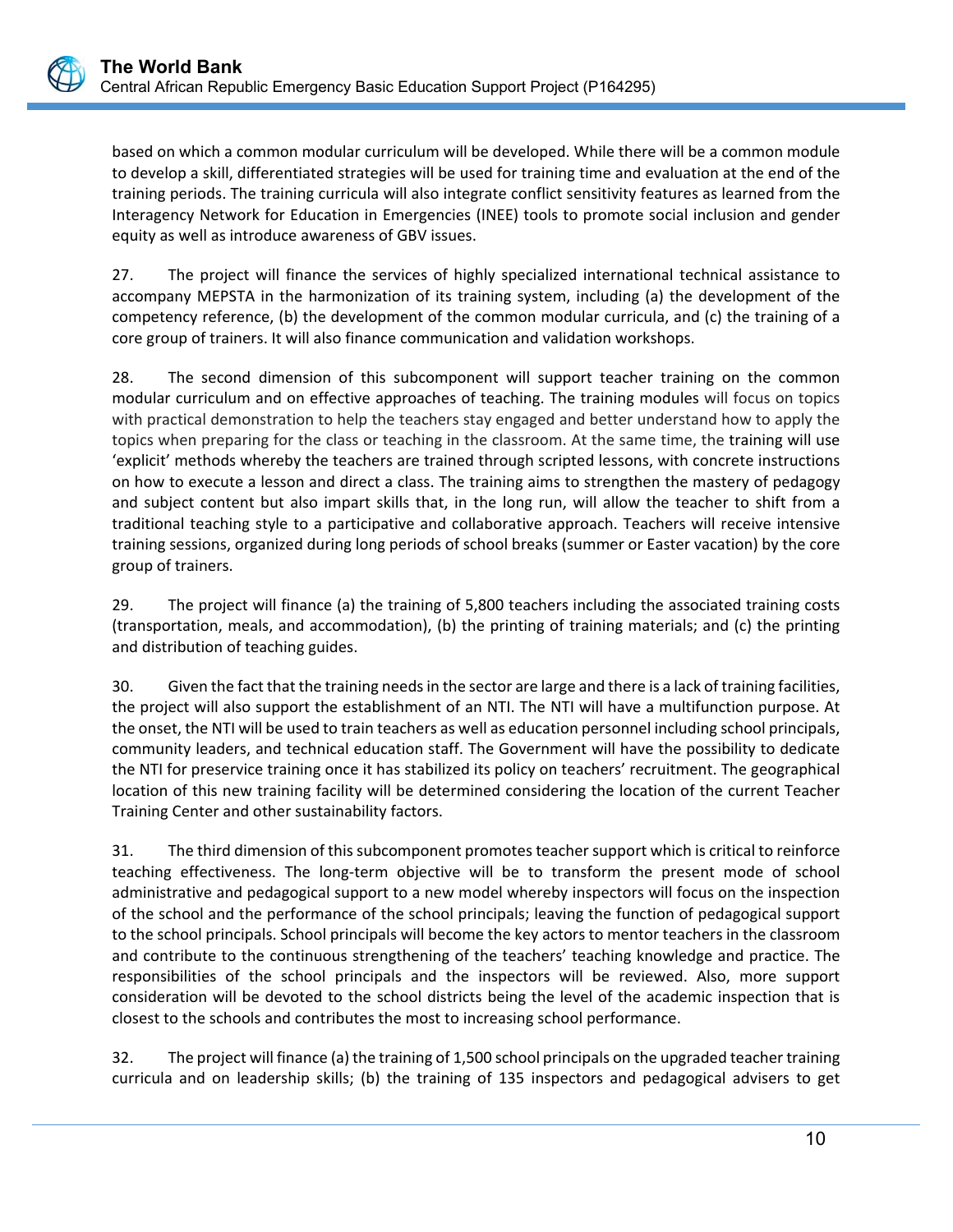based on which a common modular curriculum will be developed. While there will be a common module to develop a skill, differentiated strategies will be used for training time and evaluation at the end of the training periods. The training curricula will also integrate conflict sensitivity features as learned from the Interagency Network for Education in Emergencies (INEE) tools to promote social inclusion and gender equity as well as introduce awareness of GBV issues.

27. The project will finance the services of highly specialized international technical assistance to accompany MEPSTA in the harmonization of its training system, including (a) the development of the competency reference, (b) the development of the common modular curricula, and (c) the training of a core group of trainers. It will also finance communication and validation workshops.

28. The second dimension of this subcomponent will support teacher training on the common modular curriculum and on effective approaches of teaching. The training modules will focus on topics with practical demonstration to help the teachers stay engaged and better understand how to apply the topics when preparing for the class or teaching in the classroom. At the same time, the training will use 'explicit' methods whereby the teachers are trained through scripted lessons, with concrete instructions on how to execute a lesson and direct a class. The training aims to strengthen the mastery of pedagogy and subject content but also impart skills that, in the long run, will allow the teacher to shift from a traditional teaching style to a participative and collaborative approach. Teachers will receive intensive training sessions, organized during long periods of school breaks (summer or Easter vacation) by the core group of trainers.

29. The project will finance (a) the training of 5,800 teachers including the associated training costs (transportation, meals, and accommodation), (b) the printing of training materials; and (c) the printing and distribution of teaching guides.

30. Given the fact that the training needs in the sector are large and there is a lack of training facilities, the project will also support the establishment of an NTI. The NTI will have a multifunction purpose. At the onset, the NTI will be used to train teachers as well as education personnel including school principals, community leaders, and technical education staff. The Government will have the possibility to dedicate the NTI for preservice training once it has stabilized its policy on teachers' recruitment. The geographical location of this new training facility will be determined considering the location of the current Teacher Training Center and other sustainability factors.

31. The third dimension of this subcomponent promotes teacher support which is critical to reinforce teaching effectiveness. The long-term objective will be to transform the present mode of school administrative and pedagogical support to a new model whereby inspectors will focus on the inspection of the school and the performance of the school principals; leaving the function of pedagogical support to the school principals. School principals will become the key actors to mentor teachers in the classroom and contribute to the continuous strengthening of the teachers' teaching knowledge and practice. The responsibilities of the school principals and the inspectors will be reviewed. Also, more support consideration will be devoted to the school districts being the level of the academic inspection that is closest to the schools and contributes the most to increasing school performance.

32. The project will finance (a) the training of 1,500 school principals on the upgraded teacher training curricula and on leadership skills; (b) the training of 135 inspectors and pedagogical advisers to get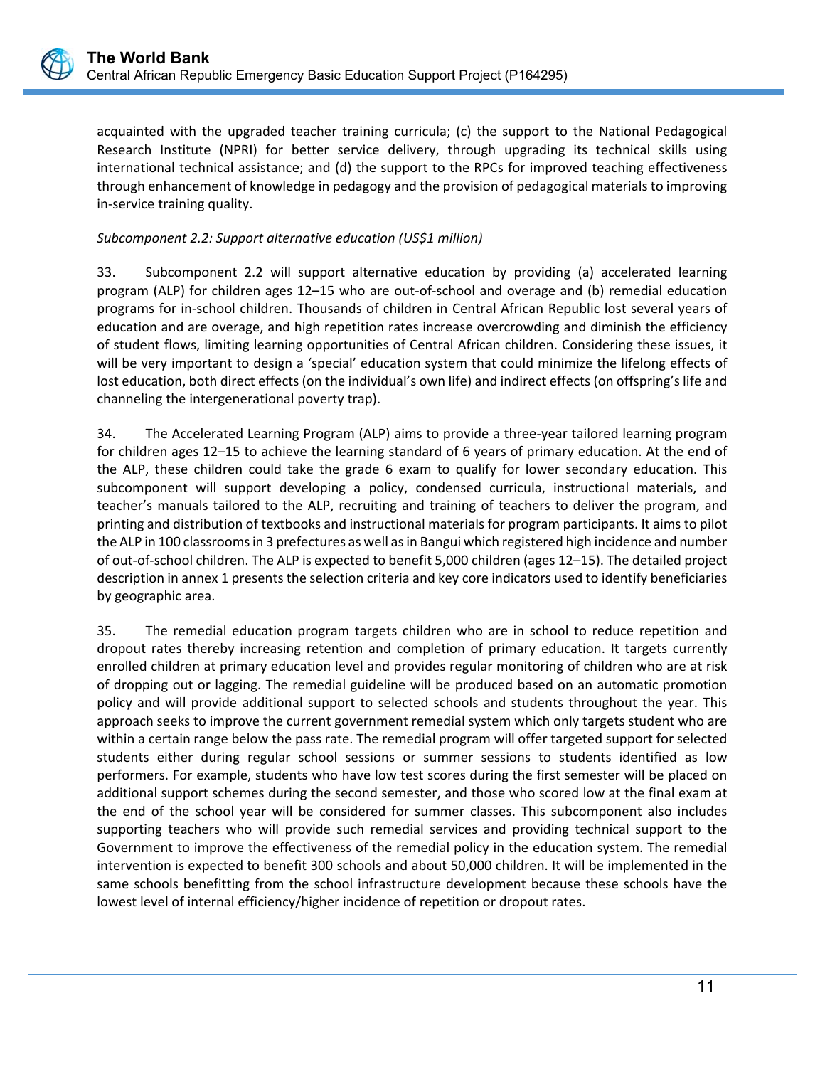acquainted with the upgraded teacher training curricula; (c) the support to the National Pedagogical Research Institute (NPRI) for better service delivery, through upgrading its technical skills using international technical assistance; and (d) the support to the RPCs for improved teaching effectiveness through enhancement of knowledge in pedagogy and the provision of pedagogical materials to improving in-service training quality.

*Subcomponent 2.2: Support alternative education (US$1 million)*

33. Subcomponent 2.2 will support alternative education by providing (a) accelerated learning program (ALP) for children ages 12–15 who are out-of-school and overage and (b) remedial education programs for in-school children. Thousands of children in Central African Republic lost several years of education and are overage, and high repetition rates increase overcrowding and diminish the efficiency of student flows, limiting learning opportunities of Central African children. Considering these issues, it will be very important to design a 'special' education system that could minimize the lifelong effects of lost education, both direct effects (on the individual's own life) and indirect effects (on offspring's life and channeling the intergenerational poverty trap).

34. The Accelerated Learning Program (ALP) aims to provide a three-year tailored learning program for children ages 12–15 to achieve the learning standard of 6 years of primary education. At the end of the ALP, these children could take the grade 6 exam to qualify for lower secondary education. This subcomponent will support developing a policy, condensed curricula, instructional materials, and teacher's manuals tailored to the ALP, recruiting and training of teachers to deliver the program, and printing and distribution of textbooks and instructional materials for program participants. It aims to pilot the ALP in 100 classrooms in 3 prefectures as well as in Bangui which registered high incidence and number of out-of-school children. The ALP is expected to benefit 5,000 children (ages 12–15). The detailed project description in annex 1 presents the selection criteria and key core indicators used to identify beneficiaries by geographic area.

35. The remedial education program targets children who are in school to reduce repetition and dropout rates thereby increasing retention and completion of primary education. It targets currently enrolled children at primary education level and provides regular monitoring of children who are at risk of dropping out or lagging. The remedial guideline will be produced based on an automatic promotion policy and will provide additional support to selected schools and students throughout the year. This approach seeks to improve the current government remedial system which only targets student who are within a certain range below the pass rate. The remedial program will offer targeted support for selected students either during regular school sessions or summer sessions to students identified as low performers. For example, students who have low test scores during the first semester will be placed on additional support schemes during the second semester, and those who scored low at the final exam at the end of the school year will be considered for summer classes. This subcomponent also includes supporting teachers who will provide such remedial services and providing technical support to the Government to improve the effectiveness of the remedial policy in the education system. The remedial intervention is expected to benefit 300 schools and about 50,000 children. It will be implemented in the same schools benefitting from the school infrastructure development because these schools have the lowest level of internal efficiency/higher incidence of repetition or dropout rates.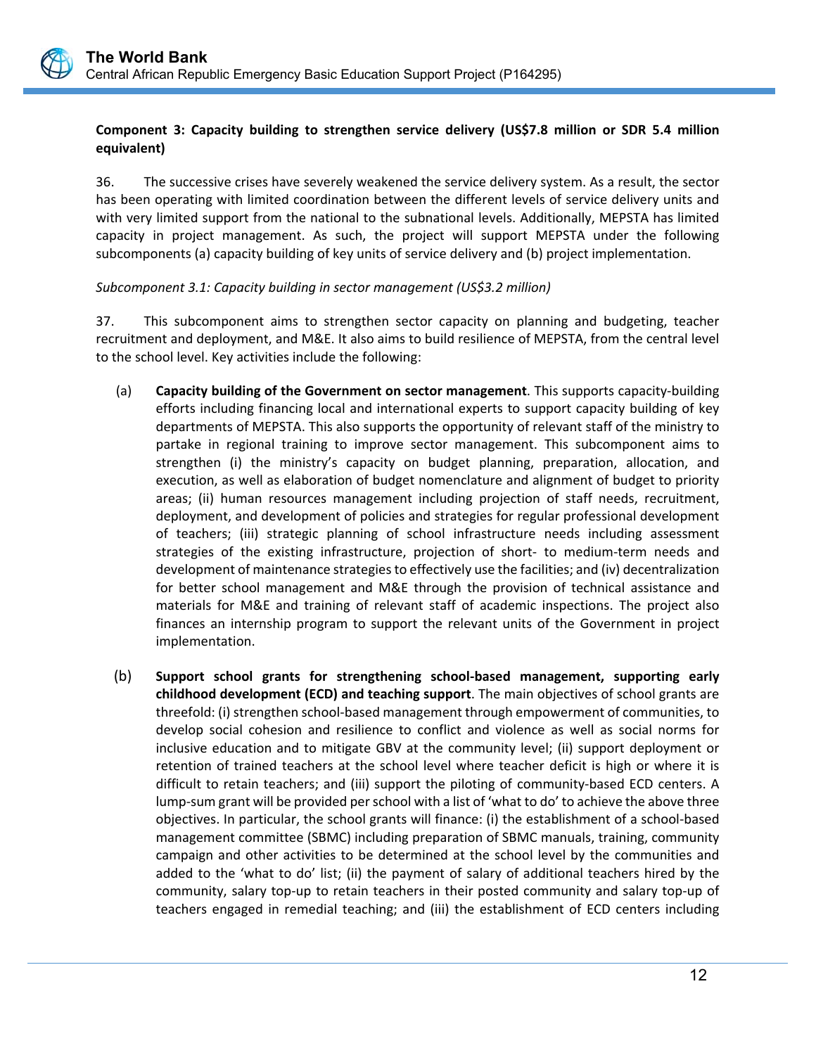**Component 3: Capacity building to strengthen service delivery (US$7.8 million or SDR 5.4 million equivalent)**

36. The successive crises have severely weakened the service delivery system. As a result, the sector has been operating with limited coordination between the different levels of service delivery units and with very limited support from the national to the subnational levels. Additionally, MEPSTA has limited capacity in project management. As such, the project will support MEPSTA under the following subcomponents (a) capacity building of key units of service delivery and (b) project implementation.

*Subcomponent 3.1: Capacity building in sector management (US$3.2 million)*

37. This subcomponent aims to strengthen sector capacity on planning and budgeting, teacher recruitment and deployment, and M&E. It also aims to build resilience of MEPSTA, from the central level to the school level. Key activities include the following:

(a) **Capacity building of the Government on sector management**. This supports capacity-building efforts including financing local and international experts to support capacity building of key departments of MEPSTA. This also supports the opportunity of relevant staff of the ministry to partake in regional training to improve sector management. This subcomponent aims to strengthen (i) the ministry's capacity on budget planning, preparation, allocation, and execution, as well as elaboration of budget nomenclature and alignment of budget to priority areas; (ii) human resources management including projection of staff needs, recruitment, deployment, and development of policies and strategies for regular professional development of teachers; (iii) strategic planning of school infrastructure needs including assessment strategies of the existing infrastructure, projection of short- to medium-term needs and development of maintenance strategies to effectively use the facilities; and (iv) decentralization for better school management and M&E through the provision of technical assistance and materials for M&E and training of relevant staff of academic inspections. The project also finances an internship program to support the relevant units of the Government in project implementation.

(b) **Support school grants for strengthening school-based management, supporting early childhood development (ECD) and teaching support**. The main objectives of school grants are threefold: (i) strengthen school-based management through empowerment of communities, to develop social cohesion and resilience to conflict and violence as well as social norms for inclusive education and to mitigate GBV at the community level; (ii) support deployment or retention of trained teachers at the school level where teacher deficit is high or where it is difficult to retain teachers; and (iii) support the piloting of community-based ECD centers. A lump-sum grant will be provided per school with a list of 'what to do' to achieve the above three objectives. In particular, the school grants will finance: (i) the establishment of a school-based management committee (SBMC) including preparation of SBMC manuals, training, community campaign and other activities to be determined at the school level by the communities and added to the 'what to do' list; (ii) the payment of salary of additional teachers hired by the community, salary top-up to retain teachers in their posted community and salary top-up of teachers engaged in remedial teaching; and (iii) the establishment of ECD centers including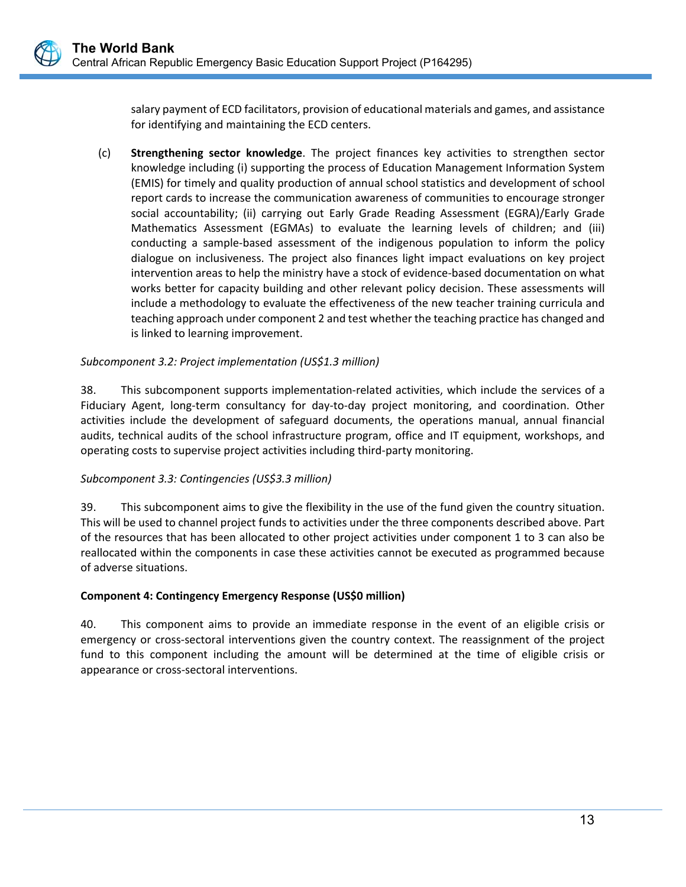salary payment of ECD facilitators, provision of educational materials and games, and assistance for identifying and maintaining the ECD centers.

(c) **Strengthening sector knowledge**. The project finances key activities to strengthen sector knowledge including (i) supporting the process of Education Management Information System (EMIS) for timely and quality production of annual school statistics and development of school report cards to increase the communication awareness of communities to encourage stronger social accountability; (ii) carrying out Early Grade Reading Assessment (EGRA)/Early Grade Mathematics Assessment (EGMAs) to evaluate the learning levels of children; and (iii) conducting a sample-based assessment of the indigenous population to inform the policy dialogue on inclusiveness. The project also finances light impact evaluations on key project intervention areas to help the ministry have a stock of evidence-based documentation on what works better for capacity building and other relevant policy decision. These assessments will include a methodology to evaluate the effectiveness of the new teacher training curricula and teaching approach under component 2 and test whether the teaching practice has changed and is linked to learning improvement.

*Subcomponent 3.2: Project implementation (US$1.3 million)*

38. This subcomponent supports implementation-related activities, which include the services of a Fiduciary Agent, long-term consultancy for day-to-day project monitoring, and coordination. Other activities include the development of safeguard documents, the operations manual, annual financial audits, technical audits of the school infrastructure program, office and IT equipment, workshops, and operating costs to supervise project activities including third-party monitoring.

*Subcomponent 3.3: Contingencies (US$3.3 million)*

39. This subcomponent aims to give the flexibility in the use of the fund given the country situation. This will be used to channel project funds to activities under the three components described above. Part of the resources that has been allocated to other project activities under component 1 to 3 can also be reallocated within the components in case these activities cannot be executed as programmed because of adverse situations.

**Component 4: Contingency Emergency Response (US$0 million)**

40. This component aims to provide an immediate response in the event of an eligible crisis or emergency or cross-sectoral interventions given the country context. The reassignment of the project fund to this component including the amount will be determined at the time of eligible crisis or appearance or cross-sectoral interventions.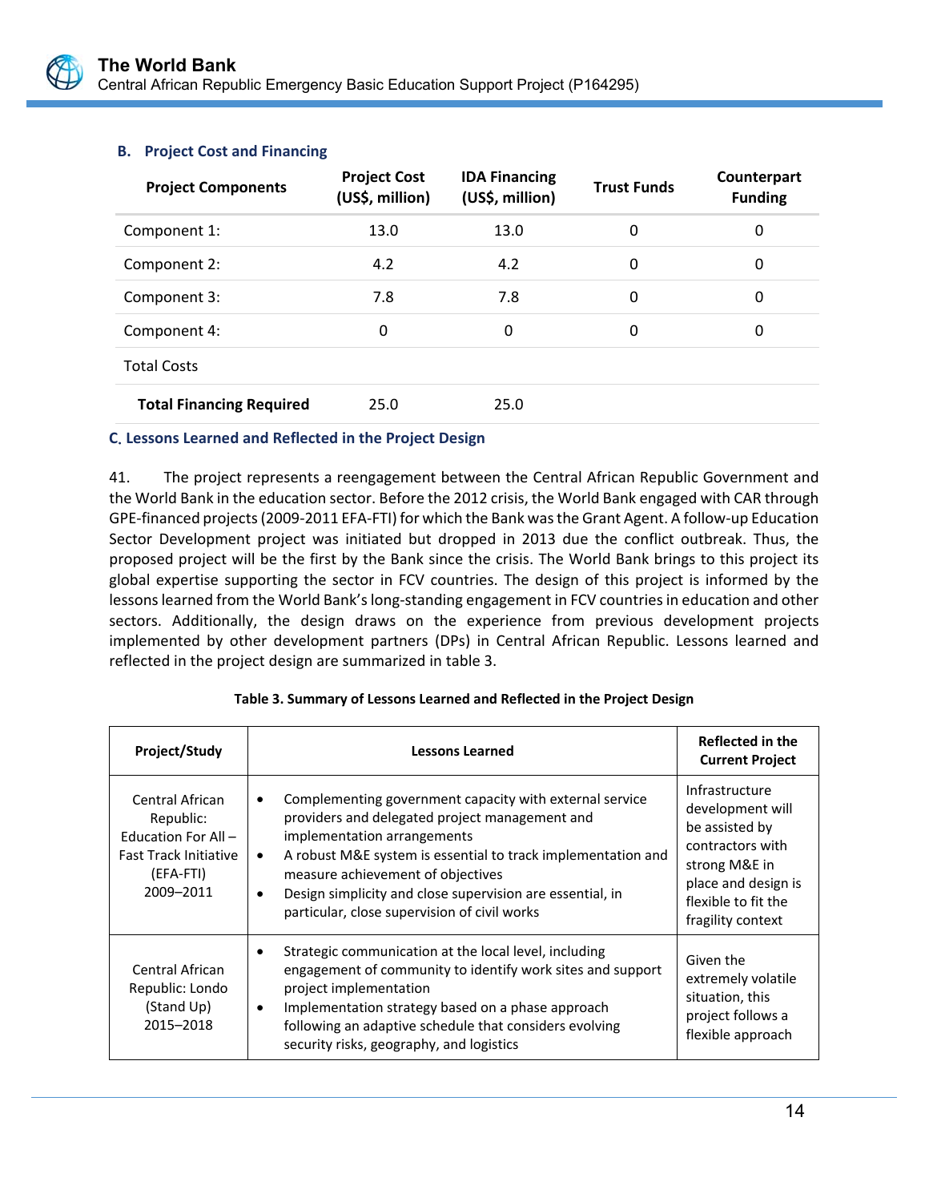### B. Project Cost and Financing

| Project Components | Project Cost (US$, million) | IDA Financing (US$, million) | Trust Funds | Counterpart Funding |
|---|---|---|---|---|
| Component 1: | 13.0 | 13.0 | 0 | 0 |
| Component 2: | 4.2 | 4.2 | 0 | 0 |
| Component 3: | 7.8 | 7.8 | 0 | 0 |
| Component 4: | 0 | 0 | 0 | 0 |
| Total Costs | | | | |
| **Total Financing Required** | 25.0 | 25.0 | | |

### C. Lessons Learned and Reflected in the Project Design

41. The project represents a reengagement between the Central African Republic Government and the World Bank in the education sector. Before the 2012 crisis, the World Bank engaged with CAR through GPE-financed projects (2009-2011 EFA-FTI) for which the Bank was the Grant Agent. A follow-up Education Sector Development project was initiated but dropped in 2013 due the conflict outbreak. Thus, the proposed project will be the first by the Bank since the crisis. The World Bank brings to this project its global expertise supporting the sector in FCV countries. The design of this project is informed by the lessons learned from the World Bank's long-standing engagement in FCV countries in education and other sectors. Additionally, the design draws on the experience from previous development projects implemented by other development partners (DPs) in Central African Republic. Lessons learned and reflected in the project design are summarized in table 3.

**Table 3. Summary of Lessons Learned and Reflected in the Project Design**

| Project/Study | Lessons Learned | Reflected in the Current Project |
|---|---|---|
| Central African Republic: Education For All – Fast Track Initiative (EFA-FTI) 2009–2011 | • Complementing government capacity with external service providers and delegated project management and implementation arrangements<br>• A robust M&E system is essential to track implementation and measure achievement of objectives<br>• Design simplicity and close supervision are essential, in particular, close supervision of civil works | Infrastructure development will be assisted by contractors with strong M&E in place and design is flexible to fit the fragility context |
| Central African Republic: Londo (Stand Up) 2015–2018 | • Strategic communication at the local level, including engagement of community to identify work sites and support project implementation<br>• Implementation strategy based on a phase approach following an adaptive schedule that considers evolving security risks, geography, and logistics | Given the extremely volatile situation, this project follows a flexible approach |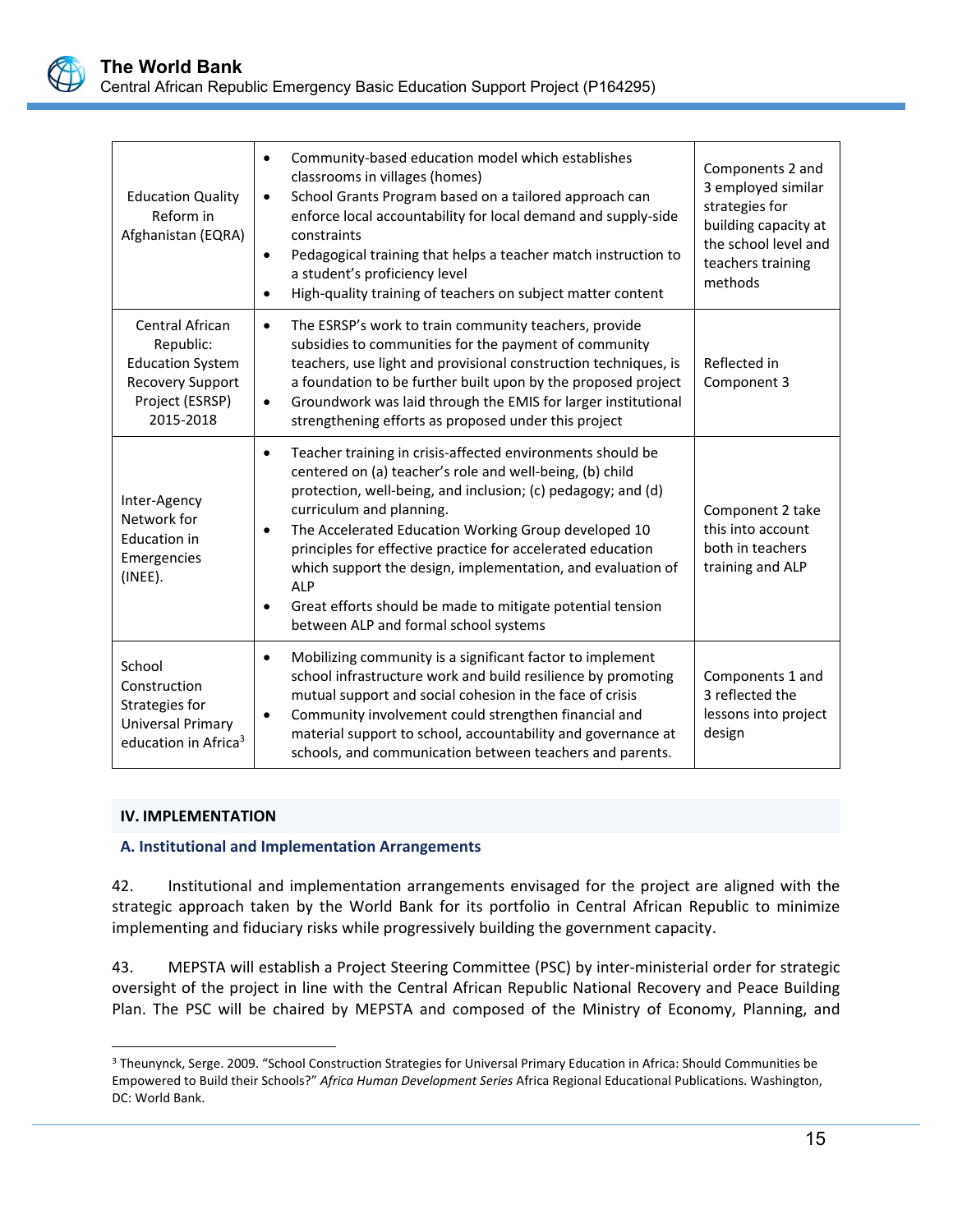| | | |
|---|---|---|
| Education Quality Reform in Afghanistan (EQRA) | • Community-based education model which establishes classrooms in villages (homes)<br>• School Grants Program based on a tailored approach can enforce local accountability for local demand and supply-side constraints<br>• Pedagogical training that helps a teacher match instruction to a student's proficiency level<br>• High-quality training of teachers on subject matter content | Components 2 and 3 employed similar strategies for building capacity at the school level and teachers training methods |
| Central African Republic: Education System Recovery Support Project (ESRSP) 2015-2018 | • The ESRSP's work to train community teachers, provide subsidies to communities for the payment of community teachers, use light and provisional construction techniques, is a foundation to be further built upon by the proposed project<br>• Groundwork was laid through the EMIS for larger institutional strengthening efforts as proposed under this project | Reflected in Component 3 |
| Inter-Agency Network for Education in Emergencies (INEE). | • Teacher training in crisis-affected environments should be centered on (a) teacher's role and well-being, (b) child protection, well-being, and inclusion; (c) pedagogy; and (d) curriculum and planning.<br>• The Accelerated Education Working Group developed 10 principles for effective practice for accelerated education which support the design, implementation, and evaluation of ALP<br>• Great efforts should be made to mitigate potential tension between ALP and formal school systems | Component 2 take this into account both in teachers training and ALP |
| School Construction Strategies for Universal Primary education in Africa[3] | • Mobilizing community is a significant factor to implement school infrastructure work and build resilience by promoting mutual support and social cohesion in the face of crisis<br>• Community involvement could strengthen financial and material support to school, accountability and governance at schools, and communication between teachers and parents. | Components 1 and 3 reflected the lessons into project design |

## IV. IMPLEMENTATION

### A. Institutional and Implementation Arrangements

42. Institutional and implementation arrangements envisaged for the project are aligned with the strategic approach taken by the World Bank for its portfolio in Central African Republic to minimize implementing and fiduciary risks while progressively building the government capacity.

43. MEPSTA will establish a Project Steering Committee (PSC) by inter-ministerial order for strategic oversight of the project in line with the Central African Republic National Recovery and Peace Building Plan. The PSC will be chaired by MEPSTA and composed of the Ministry of Economy, Planning, and

[3] Theunynck, Serge. 2009. "School Construction Strategies for Universal Primary Education in Africa: Should Communities be Empowered to Build their Schools?" *Africa Human Development Series* Africa Regional Educational Publications. Washington, DC: World Bank.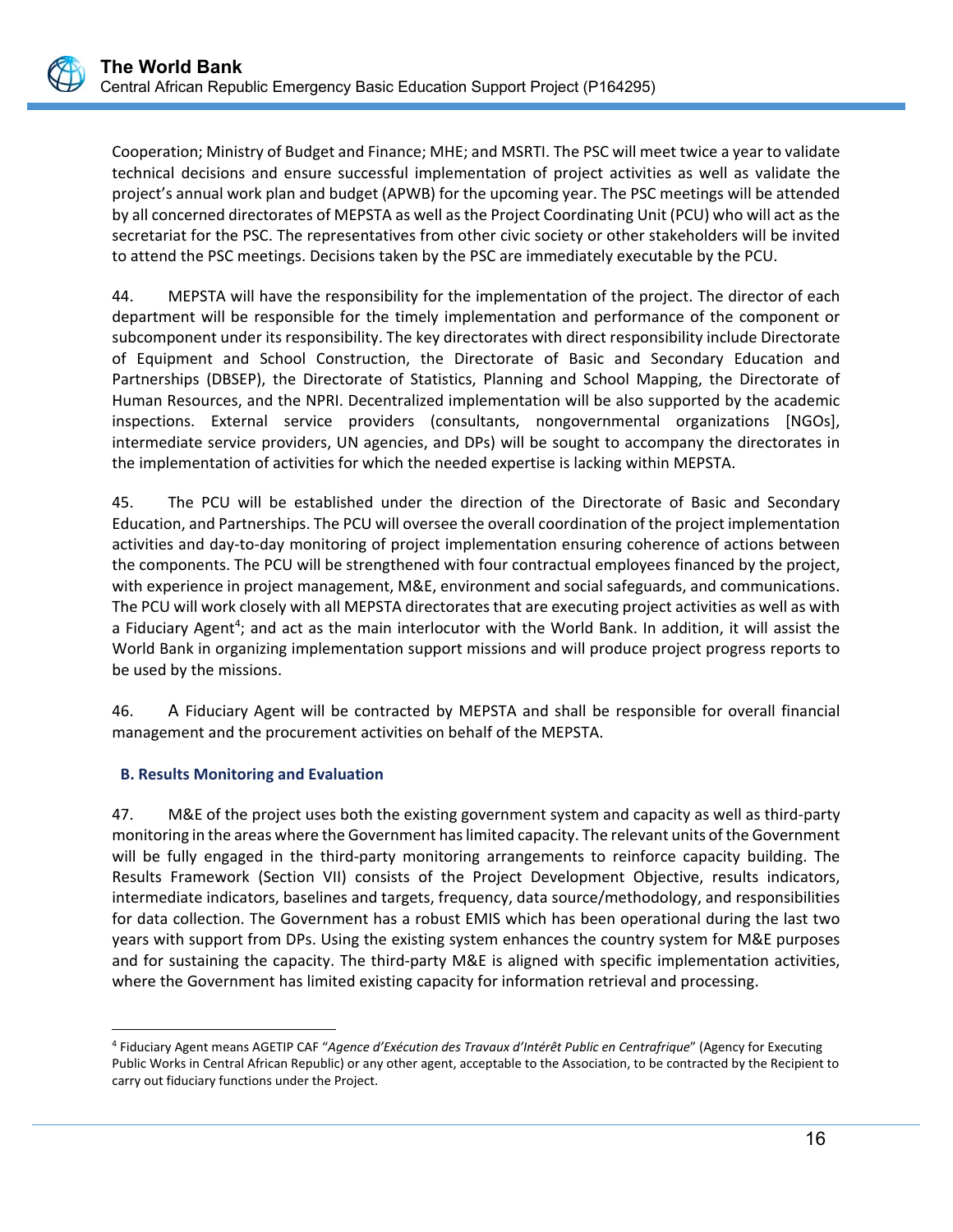Cooperation; Ministry of Budget and Finance; MHE; and MSRTI. The PSC will meet twice a year to validate technical decisions and ensure successful implementation of project activities as well as validate the project's annual work plan and budget (APWB) for the upcoming year. The PSC meetings will be attended by all concerned directorates of MEPSTA as well as the Project Coordinating Unit (PCU) who will act as the secretariat for the PSC. The representatives from other civic society or other stakeholders will be invited to attend the PSC meetings. Decisions taken by the PSC are immediately executable by the PCU.

44. MEPSTA will have the responsibility for the implementation of the project. The director of each department will be responsible for the timely implementation and performance of the component or subcomponent under its responsibility. The key directorates with direct responsibility include Directorate of Equipment and School Construction, the Directorate of Basic and Secondary Education and Partnerships (DBSEP), the Directorate of Statistics, Planning and School Mapping, the Directorate of Human Resources, and the NPRI. Decentralized implementation will be also supported by the academic inspections. External service providers (consultants, nongovernmental organizations [NGOs], intermediate service providers, UN agencies, and DPs) will be sought to accompany the directorates in the implementation of activities for which the needed expertise is lacking within MEPSTA.

45. The PCU will be established under the direction of the Directorate of Basic and Secondary Education, and Partnerships. The PCU will oversee the overall coordination of the project implementation activities and day-to-day monitoring of project implementation ensuring coherence of actions between the components. The PCU will be strengthened with four contractual employees financed by the project, with experience in project management, M&E, environment and social safeguards, and communications. The PCU will work closely with all MEPSTA directorates that are executing project activities as well as with a Fiduciary Agent[4]; and act as the main interlocutor with the World Bank. In addition, it will assist the World Bank in organizing implementation support missions and will produce project progress reports to be used by the missions.

46. A Fiduciary Agent will be contracted by MEPSTA and shall be responsible for overall financial management and the procurement activities on behalf of the MEPSTA.

### B. Results Monitoring and Evaluation

47. M&E of the project uses both the existing government system and capacity as well as third-party monitoring in the areas where the Government has limited capacity. The relevant units of the Government will be fully engaged in the third-party monitoring arrangements to reinforce capacity building. The Results Framework (Section VII) consists of the Project Development Objective, results indicators, intermediate indicators, baselines and targets, frequency, data source/methodology, and responsibilities for data collection. The Government has a robust EMIS which has been operational during the last two years with support from DPs. Using the existing system enhances the country system for M&E purposes and for sustaining the capacity. The third-party M&E is aligned with specific implementation activities, where the Government has limited existing capacity for information retrieval and processing.

---

[4] Fiduciary Agent means AGETIP CAF "*Agence d'Exécution des Travaux d'Intérêt Public en Centrafrique*" (Agency for Executing Public Works in Central African Republic) or any other agent, acceptable to the Association, to be contracted by the Recipient to carry out fiduciary functions under the Project.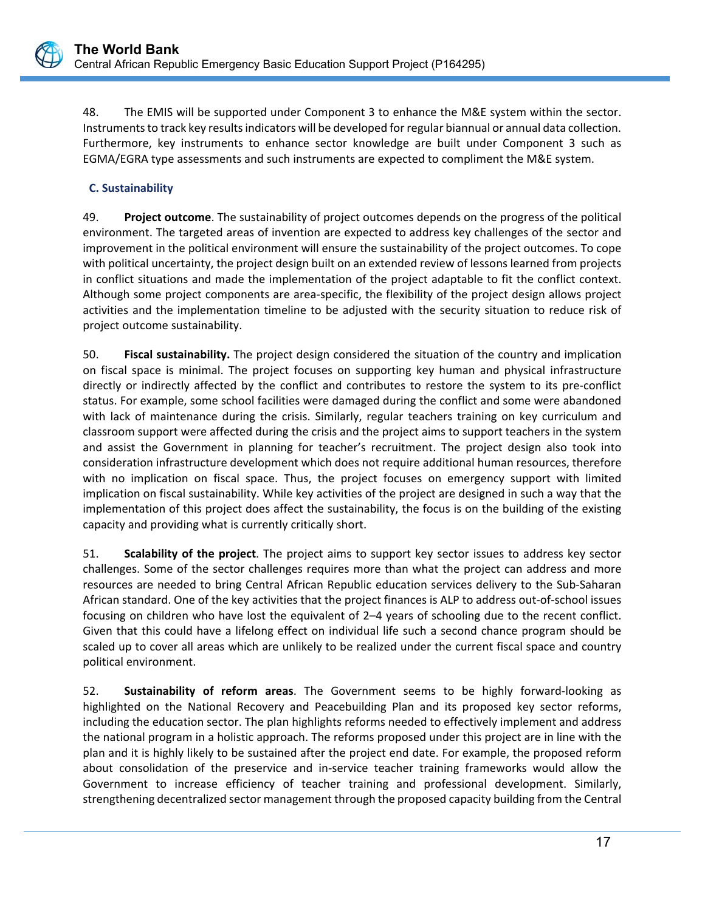48. The EMIS will be supported under Component 3 to enhance the M&E system within the sector. Instruments to track key results indicators will be developed for regular biannual or annual data collection. Furthermore, key instruments to enhance sector knowledge are built under Component 3 such as EGMA/EGRA type assessments and such instruments are expected to compliment the M&E system.

### C. Sustainability

49. **Project outcome**. The sustainability of project outcomes depends on the progress of the political environment. The targeted areas of invention are expected to address key challenges of the sector and improvement in the political environment will ensure the sustainability of the project outcomes. To cope with political uncertainty, the project design built on an extended review of lessons learned from projects in conflict situations and made the implementation of the project adaptable to fit the conflict context. Although some project components are area-specific, the flexibility of the project design allows project activities and the implementation timeline to be adjusted with the security situation to reduce risk of project outcome sustainability.

50. **Fiscal sustainability.** The project design considered the situation of the country and implication on fiscal space is minimal. The project focuses on supporting key human and physical infrastructure directly or indirectly affected by the conflict and contributes to restore the system to its pre-conflict status. For example, some school facilities were damaged during the conflict and some were abandoned with lack of maintenance during the crisis. Similarly, regular teachers training on key curriculum and classroom support were affected during the crisis and the project aims to support teachers in the system and assist the Government in planning for teacher's recruitment. The project design also took into consideration infrastructure development which does not require additional human resources, therefore with no implication on fiscal space. Thus, the project focuses on emergency support with limited implication on fiscal sustainability. While key activities of the project are designed in such a way that the implementation of this project does affect the sustainability, the focus is on the building of the existing capacity and providing what is currently critically short.

51. **Scalability of the project**. The project aims to support key sector issues to address key sector challenges. Some of the sector challenges requires more than what the project can address and more resources are needed to bring Central African Republic education services delivery to the Sub-Saharan African standard. One of the key activities that the project finances is ALP to address out-of-school issues focusing on children who have lost the equivalent of 2–4 years of schooling due to the recent conflict. Given that this could have a lifelong effect on individual life such a second chance program should be scaled up to cover all areas which are unlikely to be realized under the current fiscal space and country political environment.

52. **Sustainability of reform areas**. The Government seems to be highly forward-looking as highlighted on the National Recovery and Peacebuilding Plan and its proposed key sector reforms, including the education sector. The plan highlights reforms needed to effectively implement and address the national program in a holistic approach. The reforms proposed under this project are in line with the plan and it is highly likely to be sustained after the project end date. For example, the proposed reform about consolidation of the preservice and in-service teacher training frameworks would allow the Government to increase efficiency of teacher training and professional development. Similarly, strengthening decentralized sector management through the proposed capacity building from the Central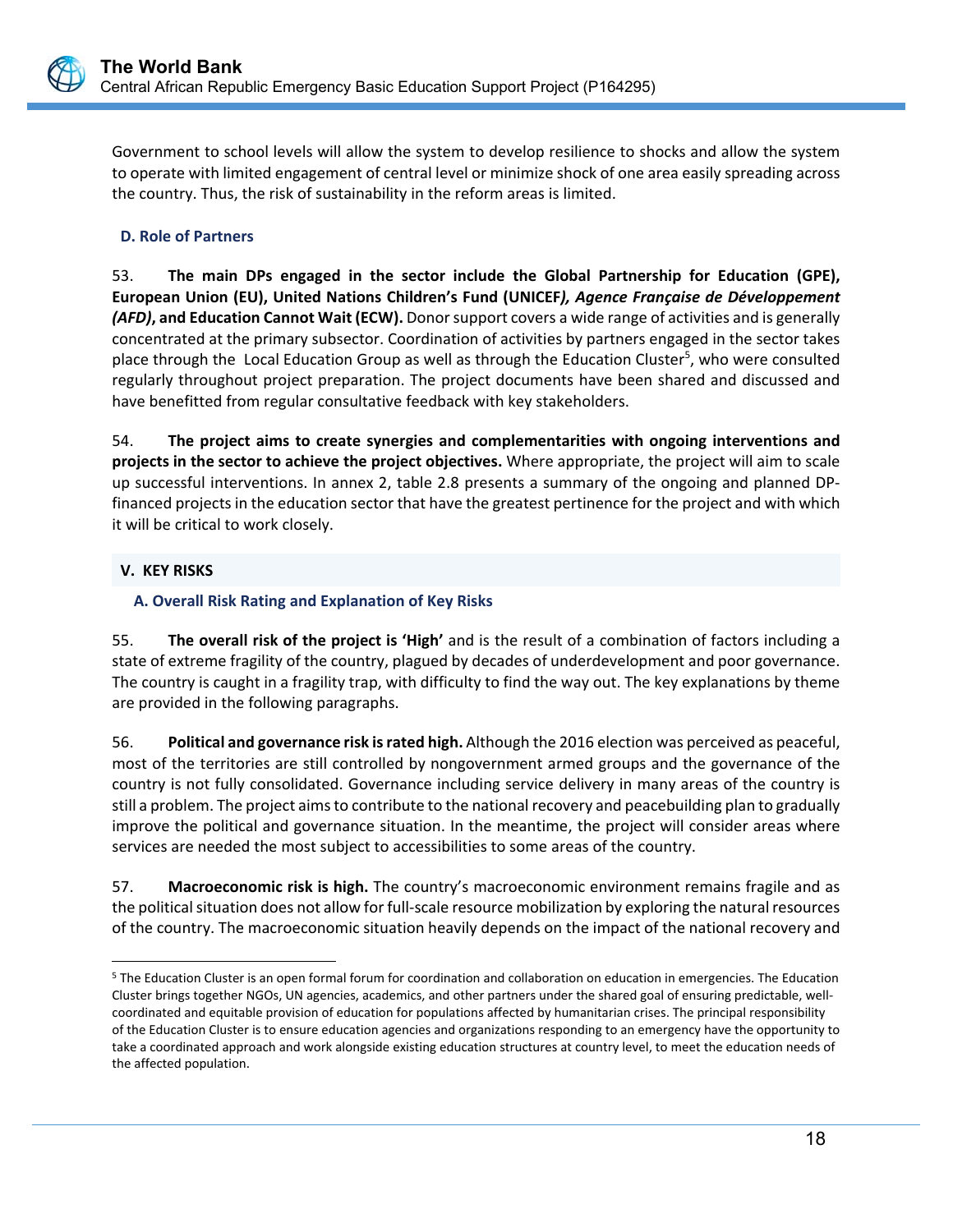Government to school levels will allow the system to develop resilience to shocks and allow the system to operate with limited engagement of central level or minimize shock of one area easily spreading across the country. Thus, the risk of sustainability in the reform areas is limited.

### D. Role of Partners

53. **The main DPs engaged in the sector include the Global Partnership for Education (GPE), European Union (EU), United Nations Children's Fund (UNICEF*), Agence Française de Développement (AFD)*, and Education Cannot Wait (ECW).** Donor support covers a wide range of activities and is generally concentrated at the primary subsector. Coordination of activities by partners engaged in the sector takes place through the Local Education Group as well as through the Education Cluster[5], who were consulted regularly throughout project preparation. The project documents have been shared and discussed and have benefitted from regular consultative feedback with key stakeholders.

54. **The project aims to create synergies and complementarities with ongoing interventions and projects in the sector to achieve the project objectives.** Where appropriate, the project will aim to scale up successful interventions. In annex 2, table 2.8 presents a summary of the ongoing and planned DP-financed projects in the education sector that have the greatest pertinence for the project and with which it will be critical to work closely.

## V. KEY RISKS

### A. Overall Risk Rating and Explanation of Key Risks

55. **The overall risk of the project is 'High'** and is the result of a combination of factors including a state of extreme fragility of the country, plagued by decades of underdevelopment and poor governance. The country is caught in a fragility trap, with difficulty to find the way out. The key explanations by theme are provided in the following paragraphs.

56. **Political and governance risk is rated high.** Although the 2016 election was perceived as peaceful, most of the territories are still controlled by nongovernment armed groups and the governance of the country is not fully consolidated. Governance including service delivery in many areas of the country is still a problem. The project aims to contribute to the national recovery and peacebuilding plan to gradually improve the political and governance situation. In the meantime, the project will consider areas where services are needed the most subject to accessibilities to some areas of the country.

57. **Macroeconomic risk is high.** The country's macroeconomic environment remains fragile and as the political situation does not allow for full-scale resource mobilization by exploring the natural resources of the country. The macroeconomic situation heavily depends on the impact of the national recovery and

[5] The Education Cluster is an open formal forum for coordination and collaboration on education in emergencies. The Education Cluster brings together NGOs, UN agencies, academics, and other partners under the shared goal of ensuring predictable, well-coordinated and equitable provision of education for populations affected by humanitarian crises. The principal responsibility of the Education Cluster is to ensure education agencies and organizations responding to an emergency have the opportunity to take a coordinated approach and work alongside existing education structures at country level, to meet the education needs of the affected population.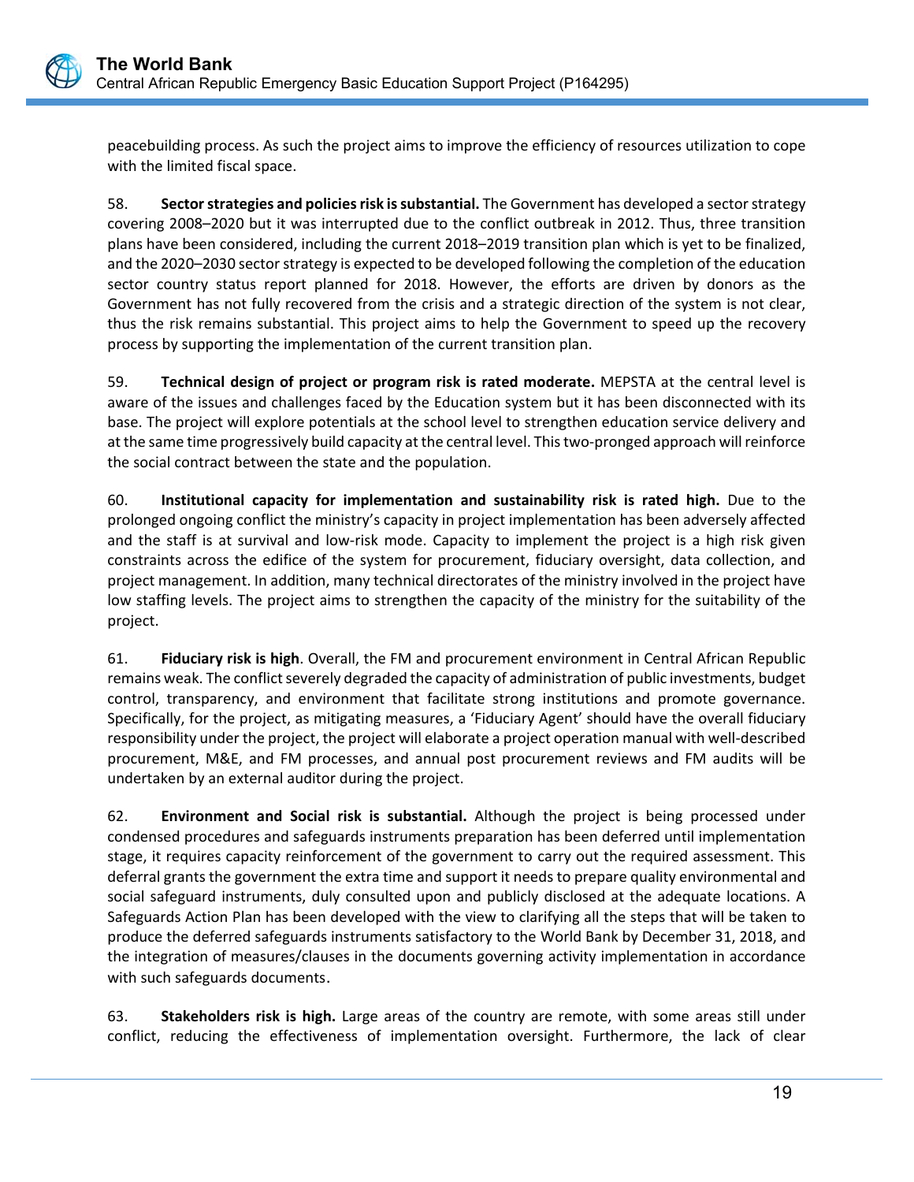peacebuilding process. As such the project aims to improve the efficiency of resources utilization to cope with the limited fiscal space.

58. **Sector strategies and policies risk is substantial.** The Government has developed a sector strategy covering 2008–2020 but it was interrupted due to the conflict outbreak in 2012. Thus, three transition plans have been considered, including the current 2018–2019 transition plan which is yet to be finalized, and the 2020–2030 sector strategy is expected to be developed following the completion of the education sector country status report planned for 2018. However, the efforts are driven by donors as the Government has not fully recovered from the crisis and a strategic direction of the system is not clear, thus the risk remains substantial. This project aims to help the Government to speed up the recovery process by supporting the implementation of the current transition plan.

59. **Technical design of project or program risk is rated moderate.** MEPSTA at the central level is aware of the issues and challenges faced by the Education system but it has been disconnected with its base. The project will explore potentials at the school level to strengthen education service delivery and at the same time progressively build capacity at the central level. This two-pronged approach will reinforce the social contract between the state and the population.

60. **Institutional capacity for implementation and sustainability risk is rated high.** Due to the prolonged ongoing conflict the ministry's capacity in project implementation has been adversely affected and the staff is at survival and low-risk mode. Capacity to implement the project is a high risk given constraints across the edifice of the system for procurement, fiduciary oversight, data collection, and project management. In addition, many technical directorates of the ministry involved in the project have low staffing levels. The project aims to strengthen the capacity of the ministry for the suitability of the project.

61. **Fiduciary risk is high**. Overall, the FM and procurement environment in Central African Republic remains weak. The conflict severely degraded the capacity of administration of public investments, budget control, transparency, and environment that facilitate strong institutions and promote governance. Specifically, for the project, as mitigating measures, a 'Fiduciary Agent' should have the overall fiduciary responsibility under the project, the project will elaborate a project operation manual with well-described procurement, M&E, and FM processes, and annual post procurement reviews and FM audits will be undertaken by an external auditor during the project.

62. **Environment and Social risk is substantial.** Although the project is being processed under condensed procedures and safeguards instruments preparation has been deferred until implementation stage, it requires capacity reinforcement of the government to carry out the required assessment. This deferral grants the government the extra time and support it needs to prepare quality environmental and social safeguard instruments, duly consulted upon and publicly disclosed at the adequate locations. A Safeguards Action Plan has been developed with the view to clarifying all the steps that will be taken to produce the deferred safeguards instruments satisfactory to the World Bank by December 31, 2018, and the integration of measures/clauses in the documents governing activity implementation in accordance with such safeguards documents.

63. **Stakeholders risk is high.** Large areas of the country are remote, with some areas still under conflict, reducing the effectiveness of implementation oversight. Furthermore, the lack of clear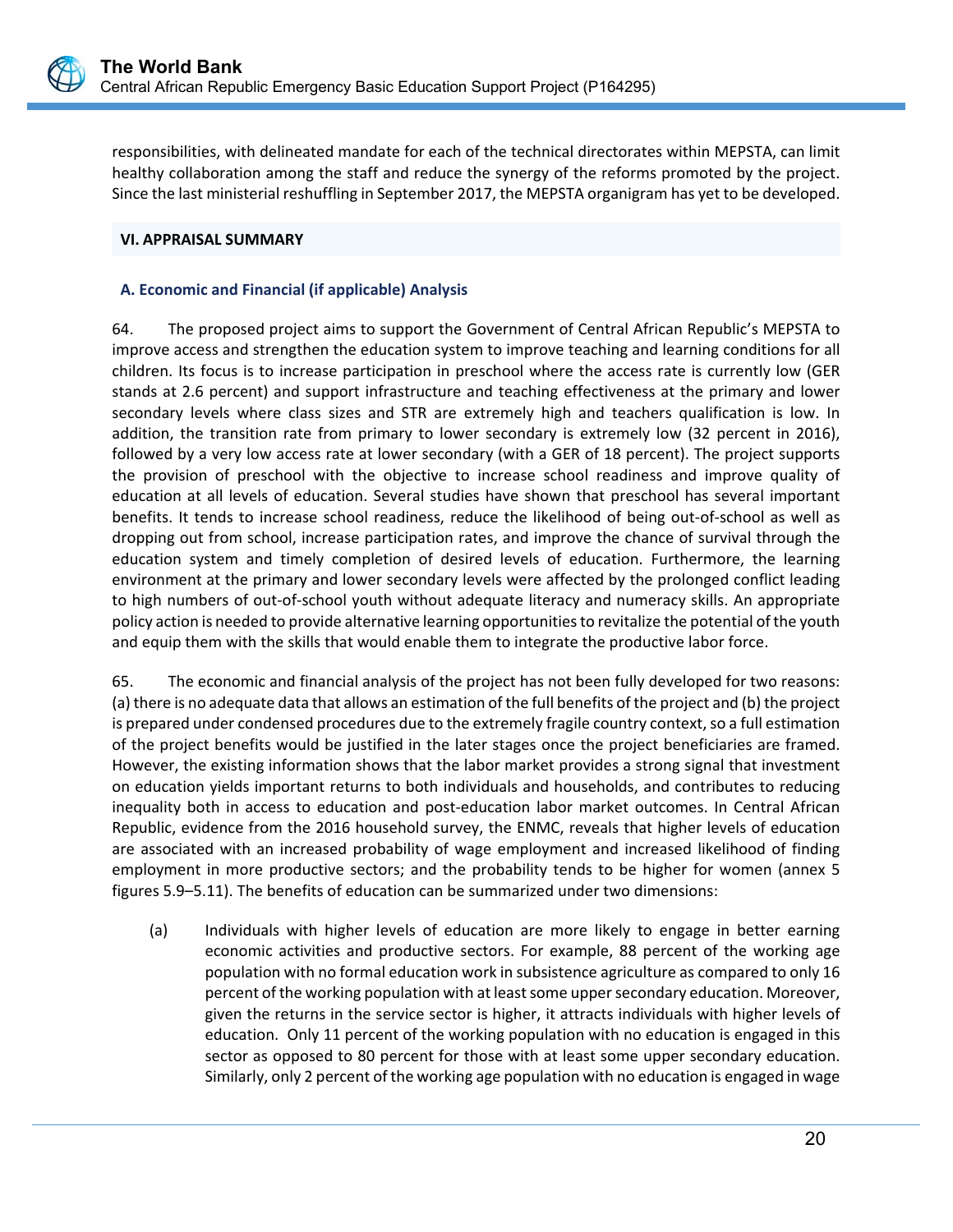responsibilities, with delineated mandate for each of the technical directorates within MEPSTA, can limit healthy collaboration among the staff and reduce the synergy of the reforms promoted by the project. Since the last ministerial reshuffling in September 2017, the MEPSTA organigram has yet to be developed.

## VI. APPRAISAL SUMMARY

### A. Economic and Financial (if applicable) Analysis

64. The proposed project aims to support the Government of Central African Republic's MEPSTA to improve access and strengthen the education system to improve teaching and learning conditions for all children. Its focus is to increase participation in preschool where the access rate is currently low (GER stands at 2.6 percent) and support infrastructure and teaching effectiveness at the primary and lower secondary levels where class sizes and STR are extremely high and teachers qualification is low. In addition, the transition rate from primary to lower secondary is extremely low (32 percent in 2016), followed by a very low access rate at lower secondary (with a GER of 18 percent). The project supports the provision of preschool with the objective to increase school readiness and improve quality of education at all levels of education. Several studies have shown that preschool has several important benefits. It tends to increase school readiness, reduce the likelihood of being out-of-school as well as dropping out from school, increase participation rates, and improve the chance of survival through the education system and timely completion of desired levels of education. Furthermore, the learning environment at the primary and lower secondary levels were affected by the prolonged conflict leading to high numbers of out-of-school youth without adequate literacy and numeracy skills. An appropriate policy action is needed to provide alternative learning opportunities to revitalize the potential of the youth and equip them with the skills that would enable them to integrate the productive labor force.

65. The economic and financial analysis of the project has not been fully developed for two reasons: (a) there is no adequate data that allows an estimation of the full benefits of the project and (b) the project is prepared under condensed procedures due to the extremely fragile country context, so a full estimation of the project benefits would be justified in the later stages once the project beneficiaries are framed. However, the existing information shows that the labor market provides a strong signal that investment on education yields important returns to both individuals and households, and contributes to reducing inequality both in access to education and post-education labor market outcomes. In Central African Republic, evidence from the 2016 household survey, the ENMC, reveals that higher levels of education are associated with an increased probability of wage employment and increased likelihood of finding employment in more productive sectors; and the probability tends to be higher for women (annex 5 figures 5.9–5.11). The benefits of education can be summarized under two dimensions:

(a) Individuals with higher levels of education are more likely to engage in better earning economic activities and productive sectors. For example, 88 percent of the working age population with no formal education work in subsistence agriculture as compared to only 16 percent of the working population with at least some upper secondary education. Moreover, given the returns in the service sector is higher, it attracts individuals with higher levels of education. Only 11 percent of the working population with no education is engaged in this sector as opposed to 80 percent for those with at least some upper secondary education. Similarly, only 2 percent of the working age population with no education is engaged in wage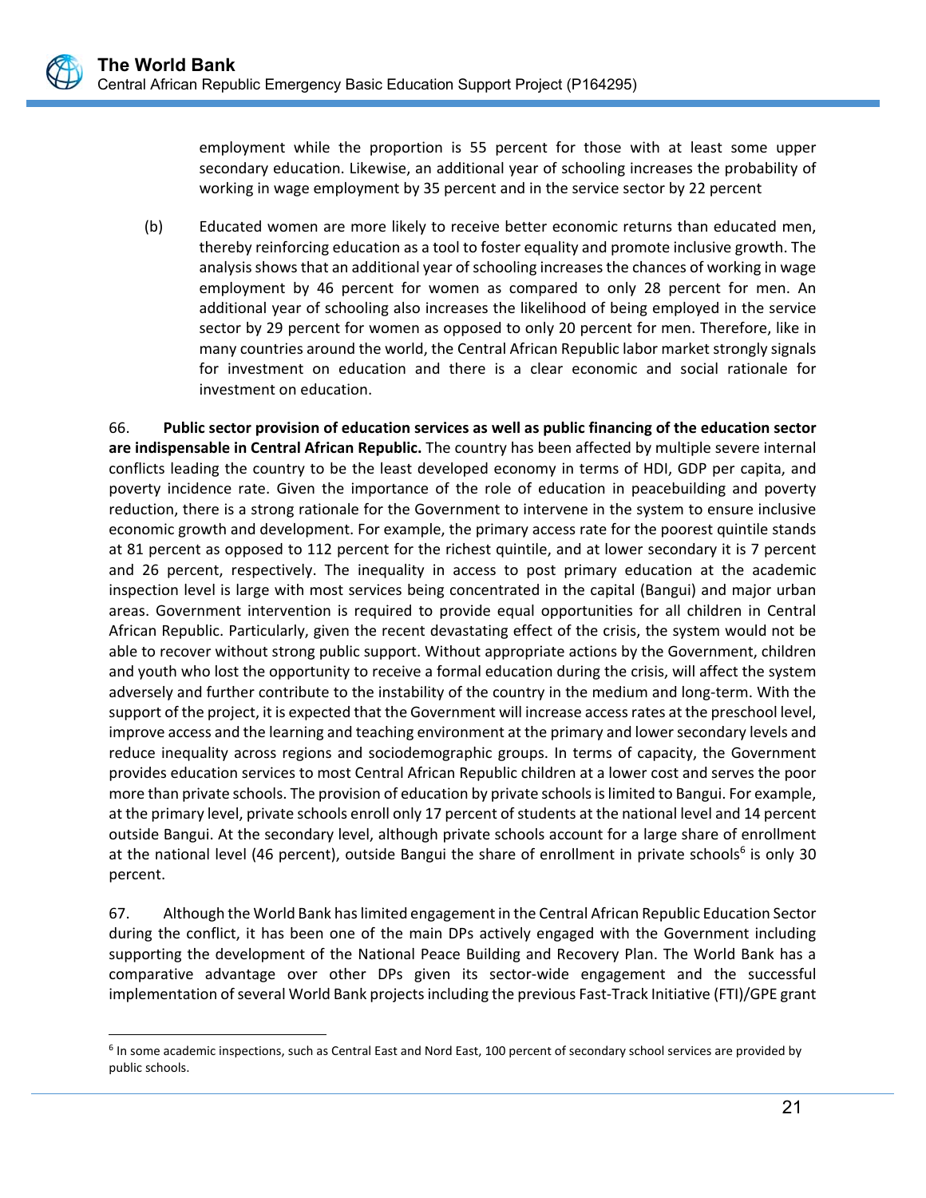employment while the proportion is 55 percent for those with at least some upper secondary education. Likewise, an additional year of schooling increases the probability of working in wage employment by 35 percent and in the service sector by 22 percent

(b) Educated women are more likely to receive better economic returns than educated men, thereby reinforcing education as a tool to foster equality and promote inclusive growth. The analysis shows that an additional year of schooling increases the chances of working in wage employment by 46 percent for women as compared to only 28 percent for men. An additional year of schooling also increases the likelihood of being employed in the service sector by 29 percent for women as opposed to only 20 percent for men. Therefore, like in many countries around the world, the Central African Republic labor market strongly signals for investment on education and there is a clear economic and social rationale for investment on education.

66. **Public sector provision of education services as well as public financing of the education sector are indispensable in Central African Republic.** The country has been affected by multiple severe internal conflicts leading the country to be the least developed economy in terms of HDI, GDP per capita, and poverty incidence rate. Given the importance of the role of education in peacebuilding and poverty reduction, there is a strong rationale for the Government to intervene in the system to ensure inclusive economic growth and development. For example, the primary access rate for the poorest quintile stands at 81 percent as opposed to 112 percent for the richest quintile, and at lower secondary it is 7 percent and 26 percent, respectively. The inequality in access to post primary education at the academic inspection level is large with most services being concentrated in the capital (Bangui) and major urban areas. Government intervention is required to provide equal opportunities for all children in Central African Republic. Particularly, given the recent devastating effect of the crisis, the system would not be able to recover without strong public support. Without appropriate actions by the Government, children and youth who lost the opportunity to receive a formal education during the crisis, will affect the system adversely and further contribute to the instability of the country in the medium and long-term. With the support of the project, it is expected that the Government will increase access rates at the preschool level, improve access and the learning and teaching environment at the primary and lower secondary levels and reduce inequality across regions and sociodemographic groups. In terms of capacity, the Government provides education services to most Central African Republic children at a lower cost and serves the poor more than private schools. The provision of education by private schools is limited to Bangui. For example, at the primary level, private schools enroll only 17 percent of students at the national level and 14 percent outside Bangui. At the secondary level, although private schools account for a large share of enrollment at the national level (46 percent), outside Bangui the share of enrollment in private schools[6] is only 30 percent.

67. Although the World Bank has limited engagement in the Central African Republic Education Sector during the conflict, it has been one of the main DPs actively engaged with the Government including supporting the development of the National Peace Building and Recovery Plan. The World Bank has a comparative advantage over other DPs given its sector-wide engagement and the successful implementation of several World Bank projects including the previous Fast-Track Initiative (FTI)/GPE grant

[6] In some academic inspections, such as Central East and Nord East, 100 percent of secondary school services are provided by public schools.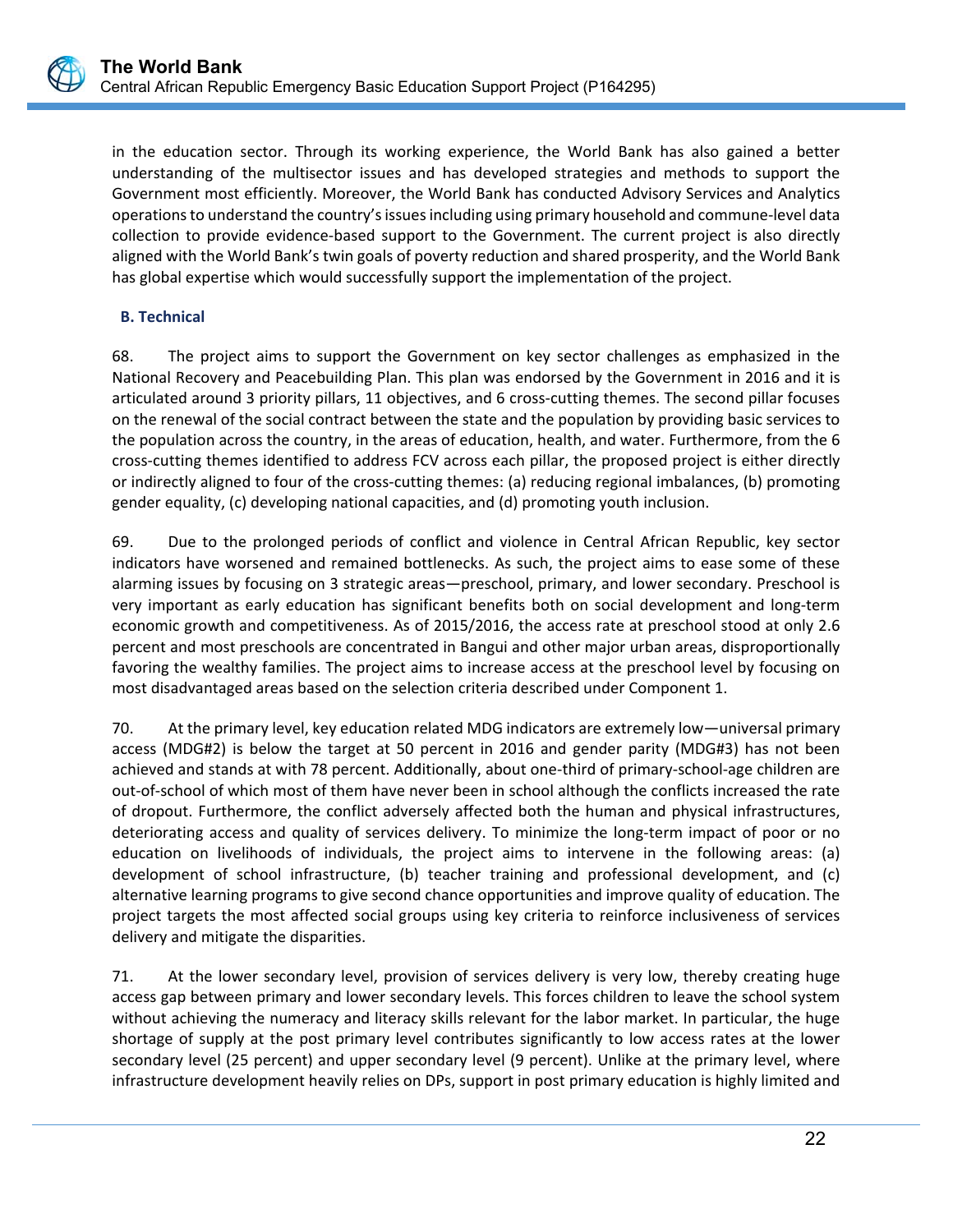in the education sector. Through its working experience, the World Bank has also gained a better understanding of the multisector issues and has developed strategies and methods to support the Government most efficiently. Moreover, the World Bank has conducted Advisory Services and Analytics operations to understand the country's issues including using primary household and commune-level data collection to provide evidence-based support to the Government. The current project is also directly aligned with the World Bank's twin goals of poverty reduction and shared prosperity, and the World Bank has global expertise which would successfully support the implementation of the project.

## B. Technical

68. The project aims to support the Government on key sector challenges as emphasized in the National Recovery and Peacebuilding Plan. This plan was endorsed by the Government in 2016 and it is articulated around 3 priority pillars, 11 objectives, and 6 cross-cutting themes. The second pillar focuses on the renewal of the social contract between the state and the population by providing basic services to the population across the country, in the areas of education, health, and water. Furthermore, from the 6 cross-cutting themes identified to address FCV across each pillar, the proposed project is either directly or indirectly aligned to four of the cross-cutting themes: (a) reducing regional imbalances, (b) promoting gender equality, (c) developing national capacities, and (d) promoting youth inclusion.

69. Due to the prolonged periods of conflict and violence in Central African Republic, key sector indicators have worsened and remained bottlenecks. As such, the project aims to ease some of these alarming issues by focusing on 3 strategic areas—preschool, primary, and lower secondary. Preschool is very important as early education has significant benefits both on social development and long-term economic growth and competitiveness. As of 2015/2016, the access rate at preschool stood at only 2.6 percent and most preschools are concentrated in Bangui and other major urban areas, disproportionally favoring the wealthy families. The project aims to increase access at the preschool level by focusing on most disadvantaged areas based on the selection criteria described under Component 1.

70. At the primary level, key education related MDG indicators are extremely low—universal primary access (MDG#2) is below the target at 50 percent in 2016 and gender parity (MDG#3) has not been achieved and stands at with 78 percent. Additionally, about one-third of primary-school-age children are out-of-school of which most of them have never been in school although the conflicts increased the rate of dropout. Furthermore, the conflict adversely affected both the human and physical infrastructures, deteriorating access and quality of services delivery. To minimize the long-term impact of poor or no education on livelihoods of individuals, the project aims to intervene in the following areas: (a) development of school infrastructure, (b) teacher training and professional development, and (c) alternative learning programs to give second chance opportunities and improve quality of education. The project targets the most affected social groups using key criteria to reinforce inclusiveness of services delivery and mitigate the disparities.

71. At the lower secondary level, provision of services delivery is very low, thereby creating huge access gap between primary and lower secondary levels. This forces children to leave the school system without achieving the numeracy and literacy skills relevant for the labor market. In particular, the huge shortage of supply at the post primary level contributes significantly to low access rates at the lower secondary level (25 percent) and upper secondary level (9 percent). Unlike at the primary level, where infrastructure development heavily relies on DPs, support in post primary education is highly limited and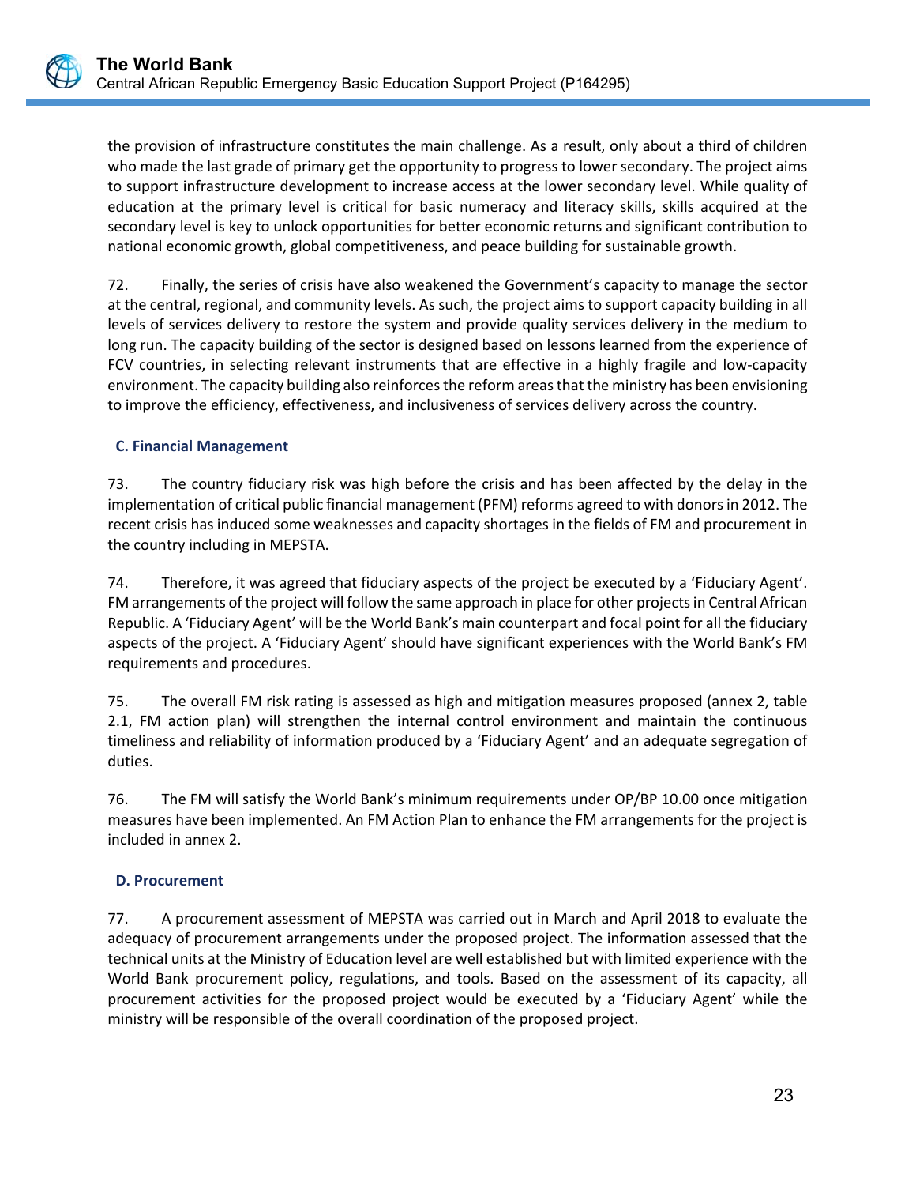the provision of infrastructure constitutes the main challenge. As a result, only about a third of children who made the last grade of primary get the opportunity to progress to lower secondary. The project aims to support infrastructure development to increase access at the lower secondary level. While quality of education at the primary level is critical for basic numeracy and literacy skills, skills acquired at the secondary level is key to unlock opportunities for better economic returns and significant contribution to national economic growth, global competitiveness, and peace building for sustainable growth.

72. Finally, the series of crisis have also weakened the Government's capacity to manage the sector at the central, regional, and community levels. As such, the project aims to support capacity building in all levels of services delivery to restore the system and provide quality services delivery in the medium to long run. The capacity building of the sector is designed based on lessons learned from the experience of FCV countries, in selecting relevant instruments that are effective in a highly fragile and low-capacity environment. The capacity building also reinforces the reform areas that the ministry has been envisioning to improve the efficiency, effectiveness, and inclusiveness of services delivery across the country.

### C. Financial Management

73. The country fiduciary risk was high before the crisis and has been affected by the delay in the implementation of critical public financial management (PFM) reforms agreed to with donors in 2012. The recent crisis has induced some weaknesses and capacity shortages in the fields of FM and procurement in the country including in MEPSTA.

74. Therefore, it was agreed that fiduciary aspects of the project be executed by a 'Fiduciary Agent'. FM arrangements of the project will follow the same approach in place for other projects in Central African Republic. A 'Fiduciary Agent' will be the World Bank's main counterpart and focal point for all the fiduciary aspects of the project. A 'Fiduciary Agent' should have significant experiences with the World Bank's FM requirements and procedures.

75. The overall FM risk rating is assessed as high and mitigation measures proposed (annex 2, table 2.1, FM action plan) will strengthen the internal control environment and maintain the continuous timeliness and reliability of information produced by a 'Fiduciary Agent' and an adequate segregation of duties.

76. The FM will satisfy the World Bank's minimum requirements under OP/BP 10.00 once mitigation measures have been implemented. An FM Action Plan to enhance the FM arrangements for the project is included in annex 2.

### D. Procurement

77. A procurement assessment of MEPSTA was carried out in March and April 2018 to evaluate the adequacy of procurement arrangements under the proposed project. The information assessed that the technical units at the Ministry of Education level are well established but with limited experience with the World Bank procurement policy, regulations, and tools. Based on the assessment of its capacity, all procurement activities for the proposed project would be executed by a 'Fiduciary Agent' while the ministry will be responsible of the overall coordination of the proposed project.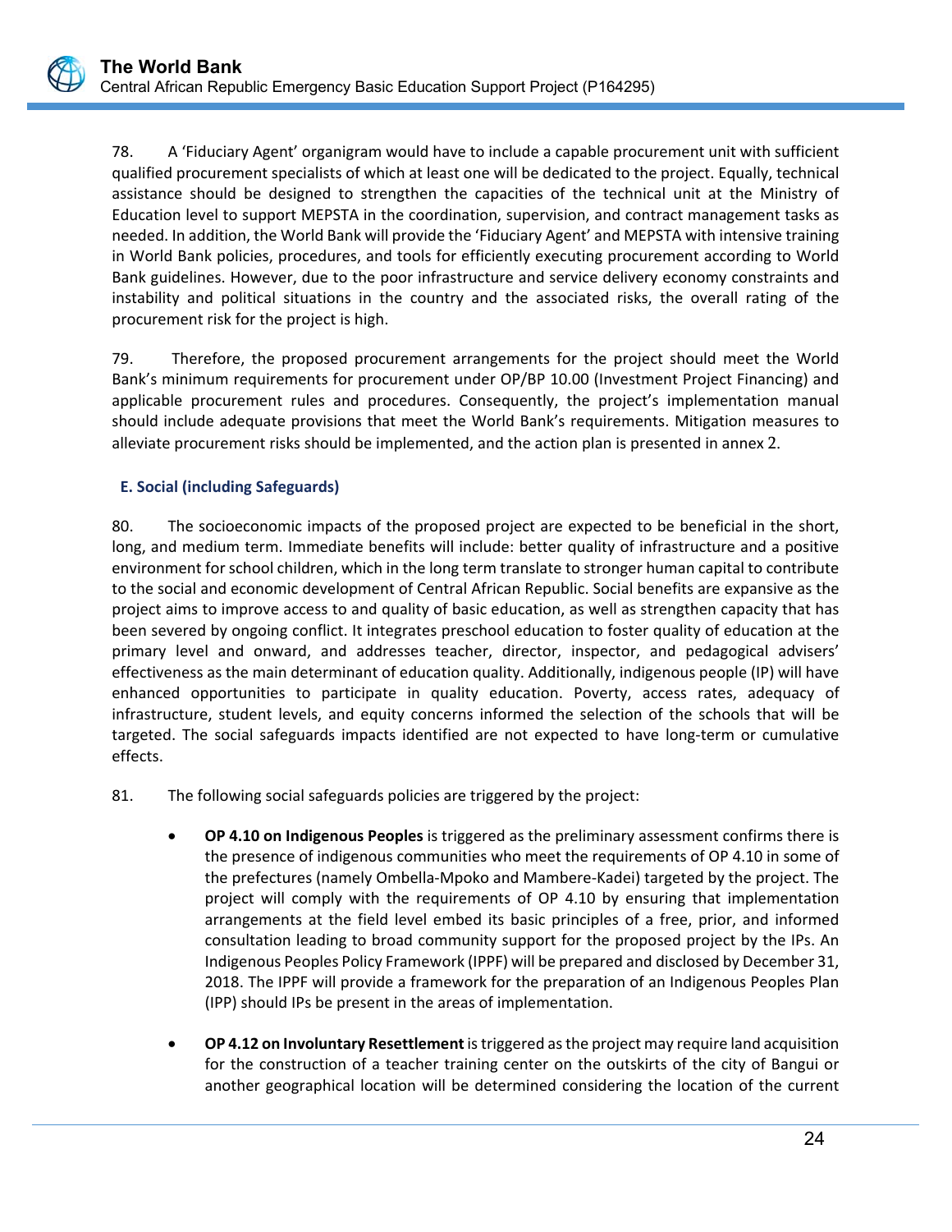78. A 'Fiduciary Agent' organigram would have to include a capable procurement unit with sufficient qualified procurement specialists of which at least one will be dedicated to the project. Equally, technical assistance should be designed to strengthen the capacities of the technical unit at the Ministry of Education level to support MEPSTA in the coordination, supervision, and contract management tasks as needed. In addition, the World Bank will provide the 'Fiduciary Agent' and MEPSTA with intensive training in World Bank policies, procedures, and tools for efficiently executing procurement according to World Bank guidelines. However, due to the poor infrastructure and service delivery economy constraints and instability and political situations in the country and the associated risks, the overall rating of the procurement risk for the project is high.

79. Therefore, the proposed procurement arrangements for the project should meet the World Bank's minimum requirements for procurement under OP/BP 10.00 (Investment Project Financing) and applicable procurement rules and procedures. Consequently, the project's implementation manual should include adequate provisions that meet the World Bank's requirements. Mitigation measures to alleviate procurement risks should be implemented, and the action plan is presented in annex 2.

### E. Social (including Safeguards)

80. The socioeconomic impacts of the proposed project are expected to be beneficial in the short, long, and medium term. Immediate benefits will include: better quality of infrastructure and a positive environment for school children, which in the long term translate to stronger human capital to contribute to the social and economic development of Central African Republic. Social benefits are expansive as the project aims to improve access to and quality of basic education, as well as strengthen capacity that has been severed by ongoing conflict. It integrates preschool education to foster quality of education at the primary level and onward, and addresses teacher, director, inspector, and pedagogical advisers' effectiveness as the main determinant of education quality. Additionally, indigenous people (IP) will have enhanced opportunities to participate in quality education. Poverty, access rates, adequacy of infrastructure, student levels, and equity concerns informed the selection of the schools that will be targeted. The social safeguards impacts identified are not expected to have long-term or cumulative effects.

81. The following social safeguards policies are triggered by the project:

- **OP 4.10 on Indigenous Peoples** is triggered as the preliminary assessment confirms there is the presence of indigenous communities who meet the requirements of OP 4.10 in some of the prefectures (namely Ombella-Mpoko and Mambere-Kadei) targeted by the project. The project will comply with the requirements of OP 4.10 by ensuring that implementation arrangements at the field level embed its basic principles of a free, prior, and informed consultation leading to broad community support for the proposed project by the IPs. An Indigenous Peoples Policy Framework (IPPF) will be prepared and disclosed by December 31, 2018. The IPPF will provide a framework for the preparation of an Indigenous Peoples Plan (IPP) should IPs be present in the areas of implementation.

- **OP 4.12 on Involuntary Resettlement** is triggered as the project may require land acquisition for the construction of a teacher training center on the outskirts of the city of Bangui or another geographical location will be determined considering the location of the current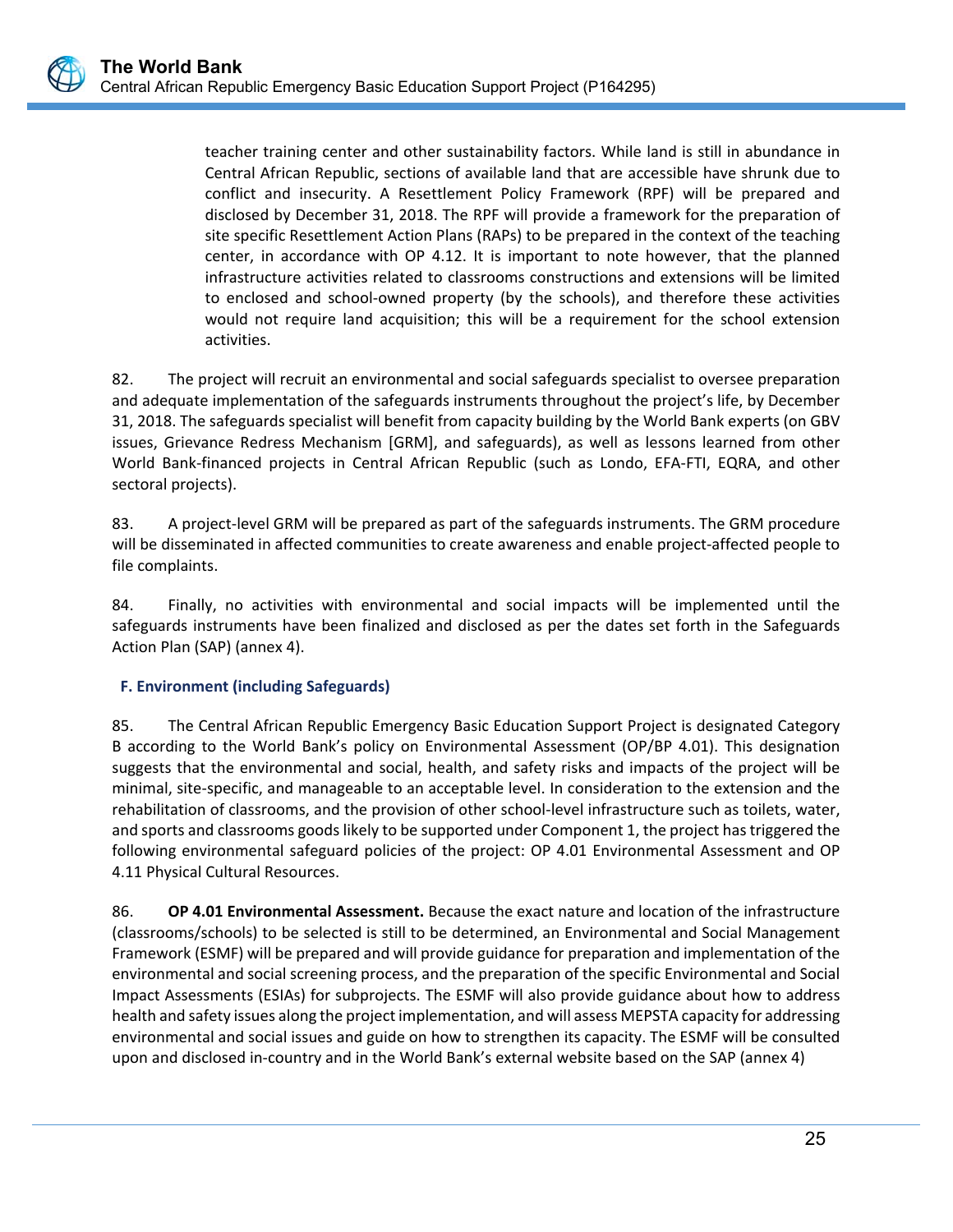teacher training center and other sustainability factors. While land is still in abundance in Central African Republic, sections of available land that are accessible have shrunk due to conflict and insecurity. A Resettlement Policy Framework (RPF) will be prepared and disclosed by December 31, 2018. The RPF will provide a framework for the preparation of site specific Resettlement Action Plans (RAPs) to be prepared in the context of the teaching center, in accordance with OP 4.12. It is important to note however, that the planned infrastructure activities related to classrooms constructions and extensions will be limited to enclosed and school-owned property (by the schools), and therefore these activities would not require land acquisition; this will be a requirement for the school extension activities.

82. The project will recruit an environmental and social safeguards specialist to oversee preparation and adequate implementation of the safeguards instruments throughout the project's life, by December 31, 2018. The safeguards specialist will benefit from capacity building by the World Bank experts (on GBV issues, Grievance Redress Mechanism [GRM], and safeguards), as well as lessons learned from other World Bank-financed projects in Central African Republic (such as Londo, EFA-FTI, EQRA, and other sectoral projects).

83. A project-level GRM will be prepared as part of the safeguards instruments. The GRM procedure will be disseminated in affected communities to create awareness and enable project-affected people to file complaints.

84. Finally, no activities with environmental and social impacts will be implemented until the safeguards instruments have been finalized and disclosed as per the dates set forth in the Safeguards Action Plan (SAP) (annex 4).

### F. Environment (including Safeguards)

85. The Central African Republic Emergency Basic Education Support Project is designated Category B according to the World Bank's policy on Environmental Assessment (OP/BP 4.01). This designation suggests that the environmental and social, health, and safety risks and impacts of the project will be minimal, site-specific, and manageable to an acceptable level. In consideration to the extension and the rehabilitation of classrooms, and the provision of other school-level infrastructure such as toilets, water, and sports and classrooms goods likely to be supported under Component 1, the project has triggered the following environmental safeguard policies of the project: OP 4.01 Environmental Assessment and OP 4.11 Physical Cultural Resources.

86. **OP 4.01 Environmental Assessment.** Because the exact nature and location of the infrastructure (classrooms/schools) to be selected is still to be determined, an Environmental and Social Management Framework (ESMF) will be prepared and will provide guidance for preparation and implementation of the environmental and social screening process, and the preparation of the specific Environmental and Social Impact Assessments (ESIAs) for subprojects. The ESMF will also provide guidance about how to address health and safety issues along the project implementation, and will assess MEPSTA capacity for addressing environmental and social issues and guide on how to strengthen its capacity. The ESMF will be consulted upon and disclosed in-country and in the World Bank's external website based on the SAP (annex 4)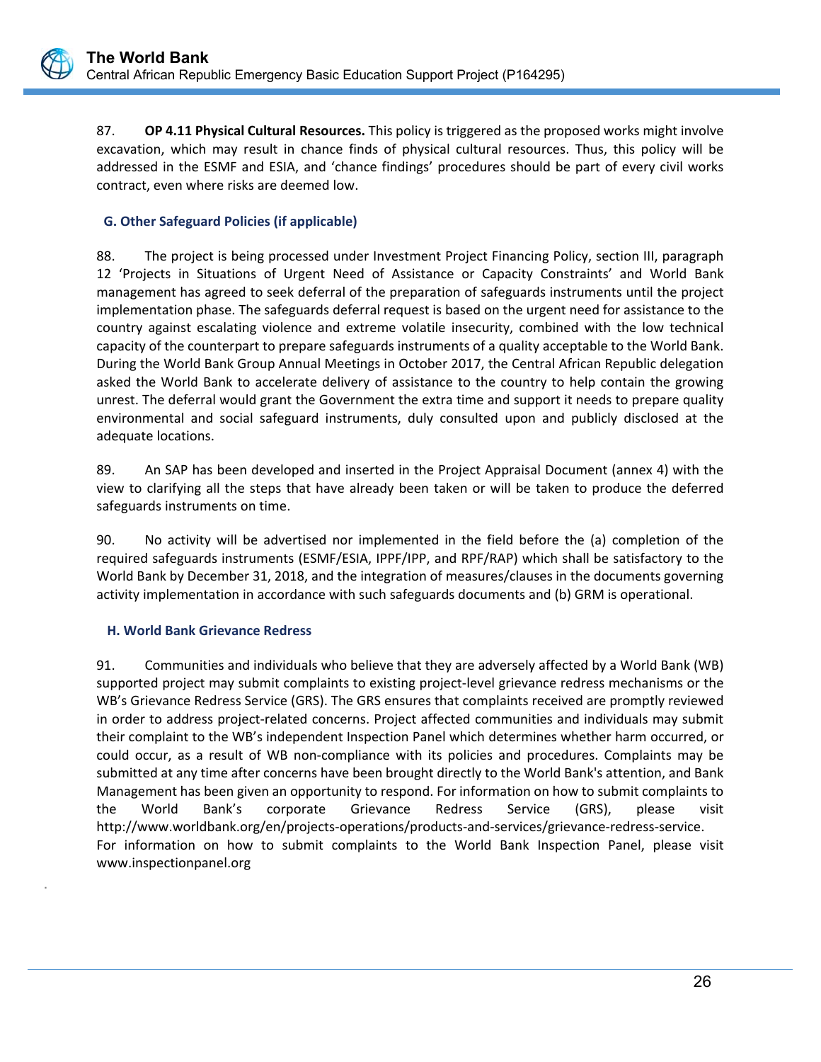87. **OP 4.11 Physical Cultural Resources.** This policy is triggered as the proposed works might involve excavation, which may result in chance finds of physical cultural resources. Thus, this policy will be addressed in the ESMF and ESIA, and 'chance findings' procedures should be part of every civil works contract, even where risks are deemed low.

### G. Other Safeguard Policies (if applicable)

88. The project is being processed under Investment Project Financing Policy, section III, paragraph 12 'Projects in Situations of Urgent Need of Assistance or Capacity Constraints' and World Bank management has agreed to seek deferral of the preparation of safeguards instruments until the project implementation phase. The safeguards deferral request is based on the urgent need for assistance to the country against escalating violence and extreme volatile insecurity, combined with the low technical capacity of the counterpart to prepare safeguards instruments of a quality acceptable to the World Bank. During the World Bank Group Annual Meetings in October 2017, the Central African Republic delegation asked the World Bank to accelerate delivery of assistance to the country to help contain the growing unrest. The deferral would grant the Government the extra time and support it needs to prepare quality environmental and social safeguard instruments, duly consulted upon and publicly disclosed at the adequate locations.

89. An SAP has been developed and inserted in the Project Appraisal Document (annex 4) with the view to clarifying all the steps that have already been taken or will be taken to produce the deferred safeguards instruments on time.

90. No activity will be advertised nor implemented in the field before the (a) completion of the required safeguards instruments (ESMF/ESIA, IPPF/IPP, and RPF/RAP) which shall be satisfactory to the World Bank by December 31, 2018, and the integration of measures/clauses in the documents governing activity implementation in accordance with such safeguards documents and (b) GRM is operational.

### H. World Bank Grievance Redress

91. Communities and individuals who believe that they are adversely affected by a World Bank (WB) supported project may submit complaints to existing project-level grievance redress mechanisms or the WB's Grievance Redress Service (GRS). The GRS ensures that complaints received are promptly reviewed in order to address project-related concerns. Project affected communities and individuals may submit their complaint to the WB's independent Inspection Panel which determines whether harm occurred, or could occur, as a result of WB non-compliance with its policies and procedures. Complaints may be submitted at any time after concerns have been brought directly to the World Bank's attention, and Bank Management has been given an opportunity to respond. For information on how to submit complaints to the World Bank's corporate Grievance Redress Service (GRS), please visit http://www.worldbank.org/en/projects-operations/products-and-services/grievance-redress-service. For information on how to submit complaints to the World Bank Inspection Panel, please visit www.inspectionpanel.org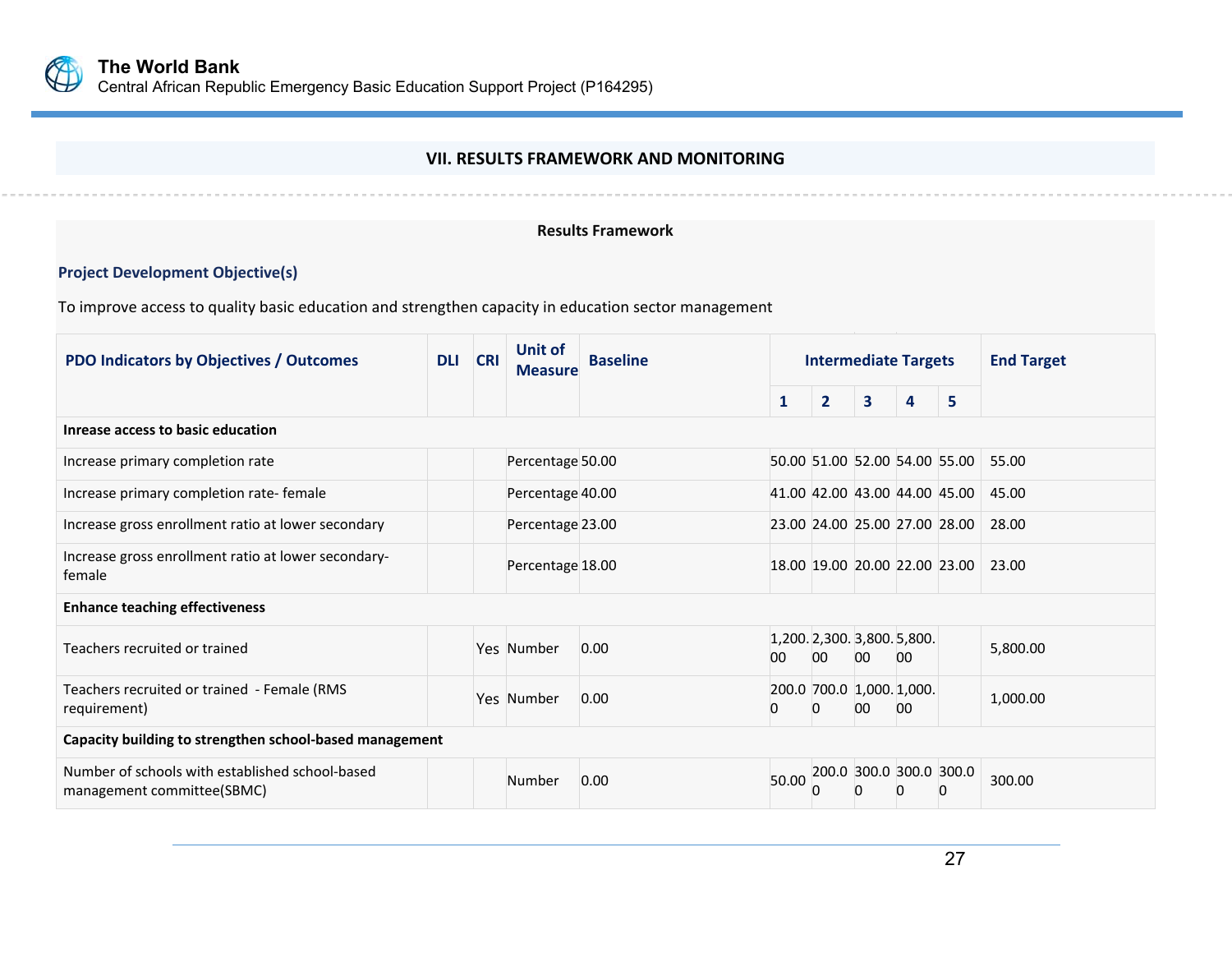## VII. RESULTS FRAMEWORK AND MONITORING

### Results Framework

**Project Development Objective(s)**

To improve access to quality basic education and strengthen capacity in education sector management

| PDO Indicators by Objectives / Outcomes | DLI | CRI | Unit of Measure | Baseline | Intermediate Targets | | | | | End Target |
|---|---|---|---|---|---|---|---|---|---|---|
| | | | | | 1 | 2 | 3 | 4 | 5 | |
| **Inrease access to basic education** | | | | | | | | | | |
| Increase primary completion rate | | | Percentage | 50.00 | 50.00 | 51.00 | 52.00 | 54.00 | 55.00 | 55.00 |
| Increase primary completion rate- female | | | Percentage | 40.00 | 41.00 | 42.00 | 43.00 | 44.00 | 45.00 | 45.00 |
| Increase gross enrollment ratio at lower secondary | | | Percentage | 23.00 | 23.00 | 24.00 | 25.00 | 27.00 | 28.00 | 28.00 |
| Increase gross enrollment ratio at lower secondary-female | | | Percentage | 18.00 | 18.00 | 19.00 | 20.00 | 22.00 | 23.00 | 23.00 |
| **Enhance teaching effectiveness** | | | | | | | | | | |
| Teachers recruited or trained | | Yes | Number | 0.00 | 1,200.00 | 2,300.00 | 3,800.00 | 5,800.00 | | 5,800.00 |
| Teachers recruited or trained - Female (RMS requirement) | | Yes | Number | 0.00 | 200.00 | 700.00 | 1,000.00 | 1,000.00 | | 1,000.00 |
| **Capacity building to strengthen school-based management** | | | | | | | | | | |
| Number of schools with established school-based management committee(SBMC) | | | Number | 0.00 | 50.00 | 200.00 | 300.00 | 300.00 | 300.00 | 300.00 |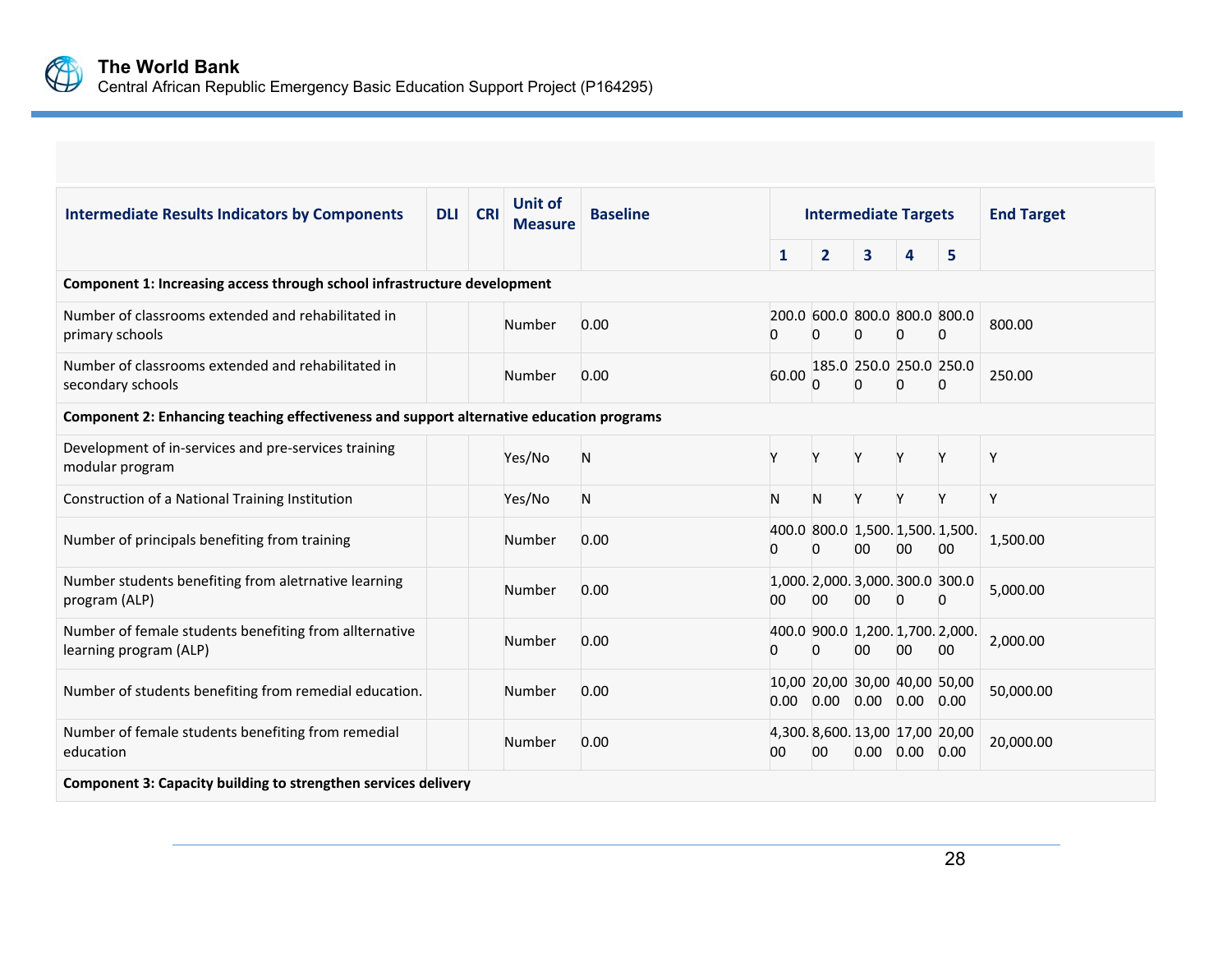| Intermediate Results Indicators by Components | DLI | CRI | Unit of Measure | Baseline | Intermediate Targets | | | | | End Target |
|---|---|---|---|---|---|---|---|---|---|---|
| | | | | | 1 | 2 | 3 | 4 | 5 | |
| **Component 1: Increasing access through school infrastructure development** | | | | | | | | | | |
| Number of classrooms extended and rehabilitated in primary schools | | | Number | 0.00 | 200.00 | 600.00 | 800.00 | 800.00 | 800.00 | 800.00 |
| Number of classrooms extended and rehabilitated in secondary schools | | | Number | 0.00 | 60.00 | 185.00 | 250.00 | 250.00 | 250.00 | 250.00 |
| **Component 2: Enhancing teaching effectiveness and support alternative education programs** | | | | | | | | | | |
| Development of in-services and pre-services training modular program | | | Yes/No | N | Y | Y | Y | Y | Y | Y |
| Construction of a National Training Institution | | | Yes/No | N | N | N | Y | Y | Y | Y |
| Number of principals benefiting from training | | | Number | 0.00 | 400.00 | 800.00 | 1,500.00 | 1,500.00 | 1,500.00 | 1,500.00 |
| Number students benefiting from aletrnative learning program (ALP) | | | Number | 0.00 | 1,000.00 | 2,000.00 | 3,000.00 | 300.00 | 300.00 | 5,000.00 |
| Number of female students benefiting from allternative learning program (ALP) | | | Number | 0.00 | 400.00 | 900.00 | 1,200.00 | 1,700.00 | 2,000.00 | 2,000.00 |
| Number of students benefiting from remedial education. | | | Number | 0.00 | 10,000.00 | 20,000.00 | 30,000.00 | 40,000.00 | 50,000.00 | 50,000.00 |
| Number of female students benefiting from remedial education | | | Number | 0.00 | 4,300.00 | 8,600.00 | 13,000.00 | 17,000.00 | 20,000.00 | 20,000.00 |
| **Component 3: Capacity building to strengthen services delivery** | | | | | | | | | | |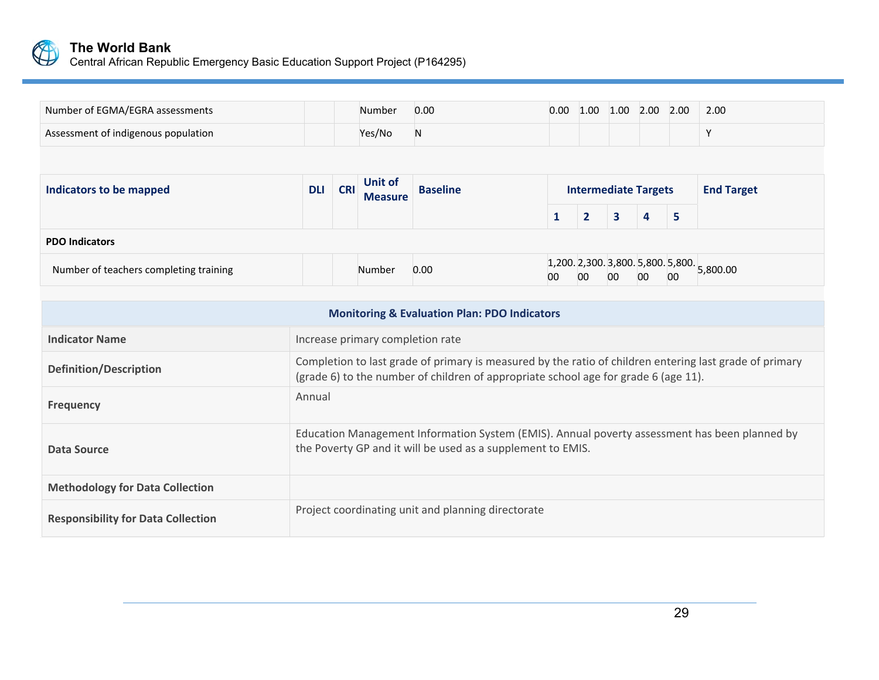| Number of EGMA/EGRA assessments | | | Number | 0.00 | 0.00 | 1.00 | 1.00 | 2.00 | 2.00 | 2.00 |
|---|---|---|---|---|---|---|---|---|---|---|
| Assessment of indigenous population | | | Yes/No | N | | | | | | Y |

| Indicators to be mapped | DLI | CRI | Unit of Measure | Baseline | Intermediate Targets | | | | | End Target |
|---|---|---|---|---|---|---|---|---|---|---|
| | | | | | 1 | 2 | 3 | 4 | 5 | |
| **PDO Indicators** | | | | | | | | | | |
| Number of teachers completing training | | | Number | 0.00 | 1,200.00 | 2,300.00 | 3,800.00 | 5,800.00 | 5,800.00 | 5,800.00 |

| Monitoring & Evaluation Plan: PDO Indicators | |
|---|---|
| **Indicator Name** | Increase primary completion rate |
| **Definition/Description** | Completion to last grade of primary is measured by the ratio of children entering last grade of primary (grade 6) to the number of children of appropriate school age for grade 6 (age 11). |
| **Frequency** | Annual |
| **Data Source** | Education Management Information System (EMIS). Annual poverty assessment has been planned by the Poverty GP and it will be used as a supplement to EMIS. |
| **Methodology for Data Collection** | |
| **Responsibility for Data Collection** | Project coordinating unit and planning directorate |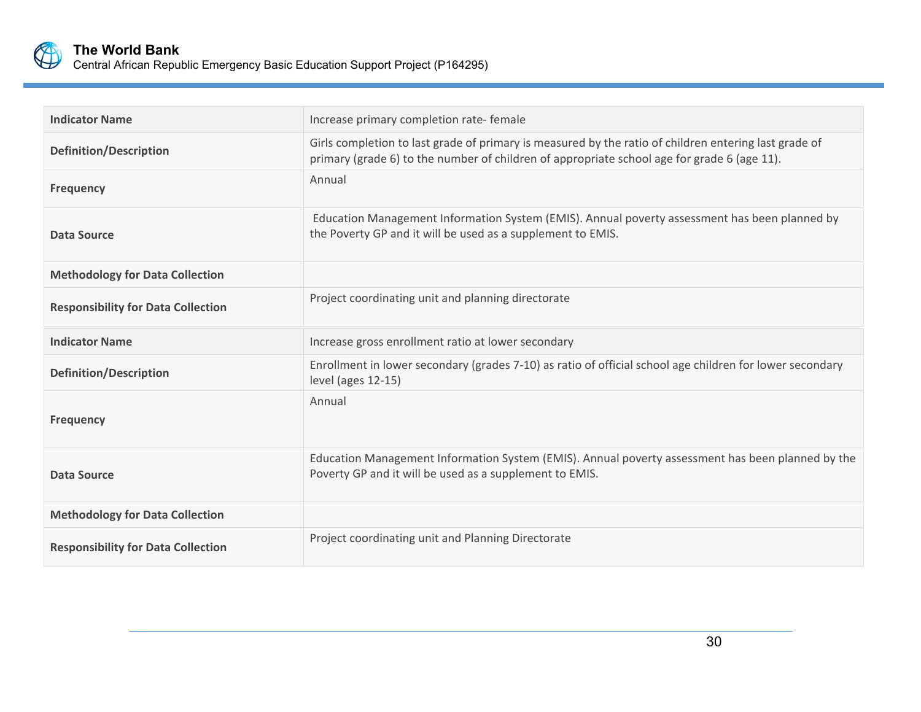| Indicator Name | Increase primary completion rate- female |
|---|---|
| Definition/Description | Girls completion to last grade of primary is measured by the ratio of children entering last grade of primary (grade 6) to the number of children of appropriate school age for grade 6 (age 11). |
| Frequency | Annual |
| Data Source | Education Management Information System (EMIS). Annual poverty assessment has been planned by the Poverty GP and it will be used as a supplement to EMIS. |
| Methodology for Data Collection | |
| Responsibility for Data Collection | Project coordinating unit and planning directorate |

| Indicator Name | Increase gross enrollment ratio at lower secondary |
|---|---|
| Definition/Description | Enrollment in lower secondary (grades 7-10) as ratio of official school age children for lower secondary level (ages 12-15) |
| Frequency | Annual |
| Data Source | Education Management Information System (EMIS). Annual poverty assessment has been planned by the Poverty GP and it will be used as a supplement to EMIS. |
| Methodology for Data Collection | |
| Responsibility for Data Collection | Project coordinating unit and Planning Directorate |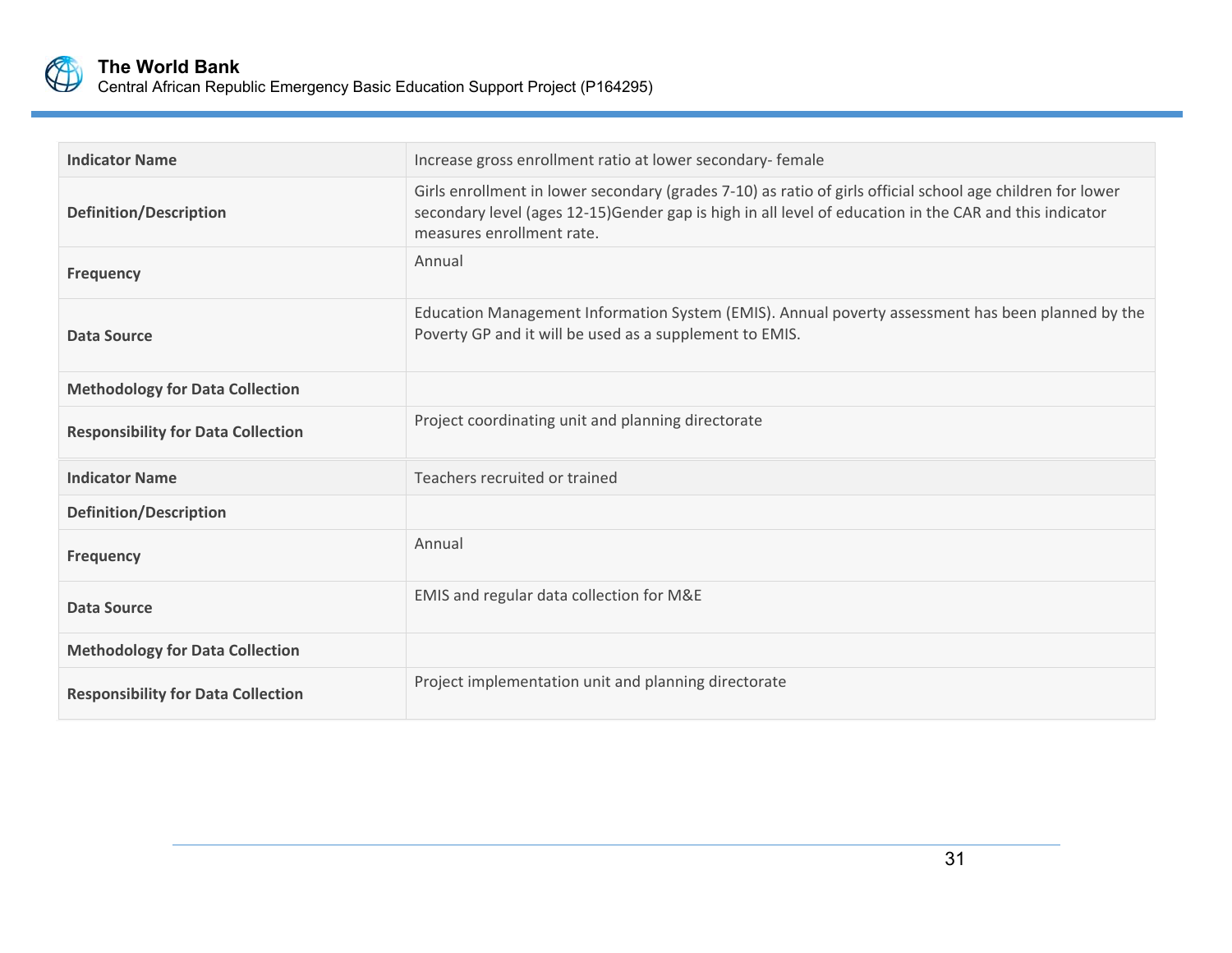| Indicator Name | Increase gross enrollment ratio at lower secondary- female |
| --- | --- |
| Definition/Description | Girls enrollment in lower secondary (grades 7-10) as ratio of girls official school age children for lower secondary level (ages 12-15)Gender gap is high in all level of education in the CAR and this indicator measures enrollment rate. |
| Frequency | Annual |
| Data Source | Education Management Information System (EMIS). Annual poverty assessment has been planned by the Poverty GP and it will be used as a supplement to EMIS. |
| Methodology for Data Collection | |
| Responsibility for Data Collection | Project coordinating unit and planning directorate |

| Indicator Name | Teachers recruited or trained |
| --- | --- |
| Definition/Description | |
| Frequency | Annual |
| Data Source | EMIS and regular data collection for M&E |
| Methodology for Data Collection | |
| Responsibility for Data Collection | Project implementation unit and planning directorate |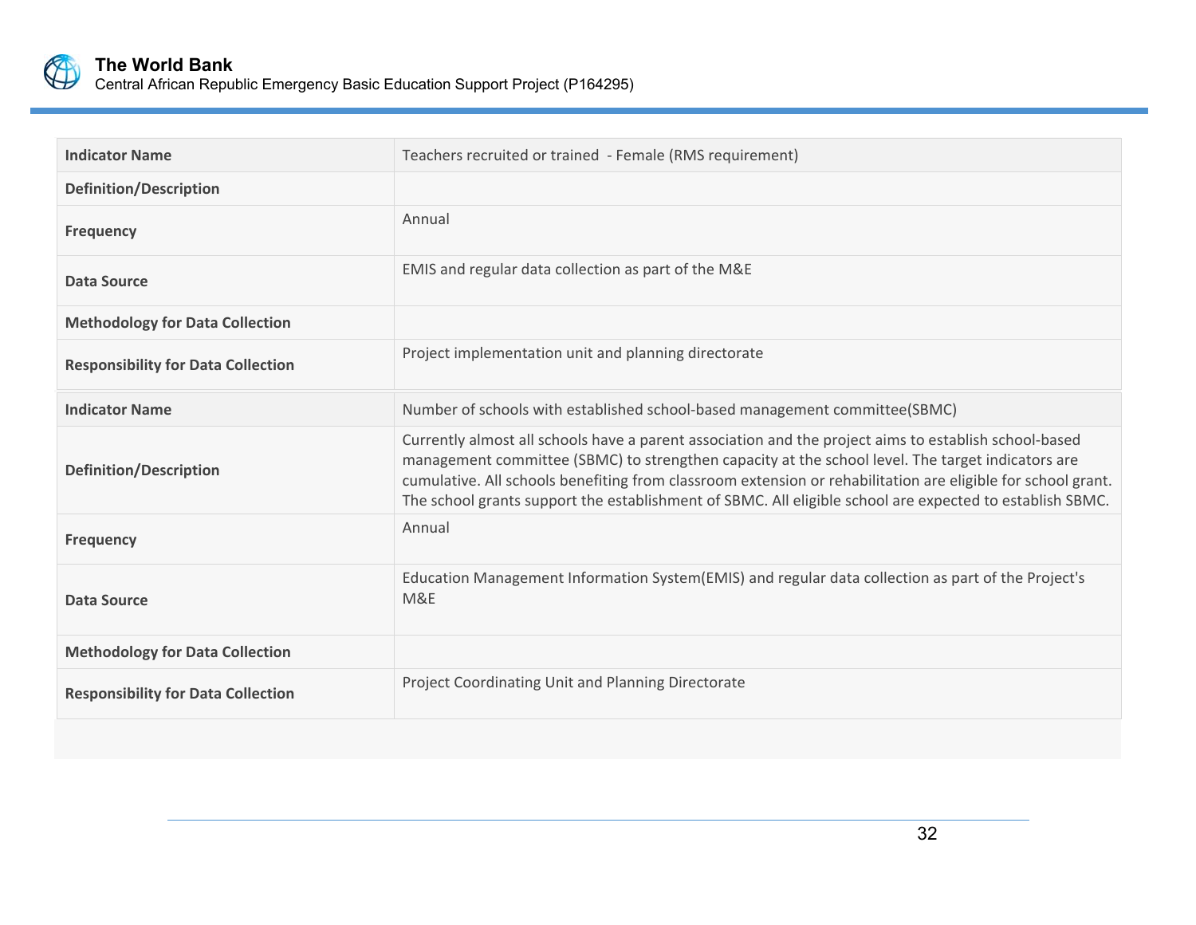| Indicator Name | Teachers recruited or trained - Female (RMS requirement) |
|---|---|
| Definition/Description | |
| Frequency | Annual |
| Data Source | EMIS and regular data collection as part of the M&E |
| Methodology for Data Collection | |
| Responsibility for Data Collection | Project implementation unit and planning directorate |

| Indicator Name | Number of schools with established school-based management committee(SBMC) |
|---|---|
| Definition/Description | Currently almost all schools have a parent association and the project aims to establish school-based management committee (SBMC) to strengthen capacity at the school level. The target indicators are cumulative. All schools benefiting from classroom extension or rehabilitation are eligible for school grant. The school grants support the establishment of SBMC. All eligible school are expected to establish SBMC. |
| Frequency | Annual |
| Data Source | Education Management Information System(EMIS) and regular data collection as part of the Project's M&E |
| Methodology for Data Collection | |
| Responsibility for Data Collection | Project Coordinating Unit and Planning Directorate |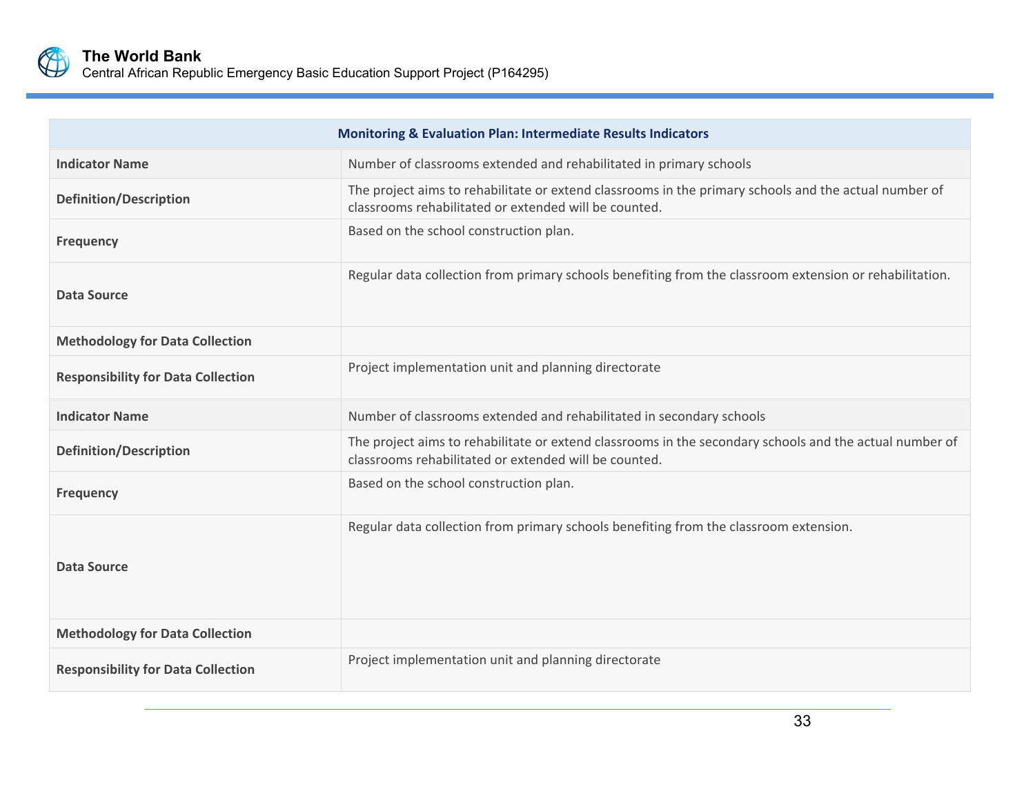| Monitoring & Evaluation Plan: Intermediate Results Indicators | |
|---|---|
| **Indicator Name** | Number of classrooms extended and rehabilitated in primary schools |
| **Definition/Description** | The project aims to rehabilitate or extend classrooms in the primary schools and the actual number of classrooms rehabilitated or extended will be counted. |
| **Frequency** | Based on the school construction plan. |
| **Data Source** | Regular data collection from primary schools benefiting from the classroom extension or rehabilitation. |
| **Methodology for Data Collection** | |
| **Responsibility for Data Collection** | Project implementation unit and planning directorate |
| **Indicator Name** | Number of classrooms extended and rehabilitated in secondary schools |
| **Definition/Description** | The project aims to rehabilitate or extend classrooms in the secondary schools and the actual number of classrooms rehabilitated or extended will be counted. |
| **Frequency** | Based on the school construction plan. |
| **Data Source** | Regular data collection from primary schools benefiting from the classroom extension. |
| **Methodology for Data Collection** | |
| **Responsibility for Data Collection** | Project implementation unit and planning directorate |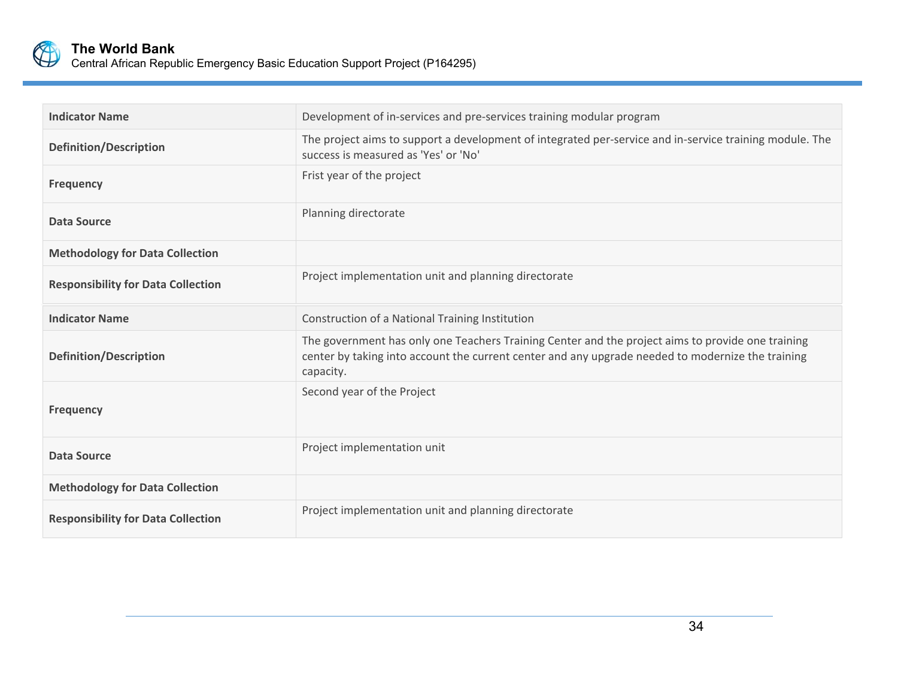| Indicator Name | Development of in-services and pre-services training modular program |
|---|---|
| Definition/Description | The project aims to support a development of integrated per-service and in-service training module. The success is measured as 'Yes' or 'No' |
| Frequency | Frist year of the project |
| Data Source | Planning directorate |
| Methodology for Data Collection | |
| Responsibility for Data Collection | Project implementation unit and planning directorate |

| Indicator Name | Construction of a National Training Institution |
|---|---|
| Definition/Description | The government has only one Teachers Training Center and the project aims to provide one training center by taking into account the current center and any upgrade needed to modernize the training capacity. |
| Frequency | Second year of the Project |
| Data Source | Project implementation unit |
| Methodology for Data Collection | |
| Responsibility for Data Collection | Project implementation unit and planning directorate |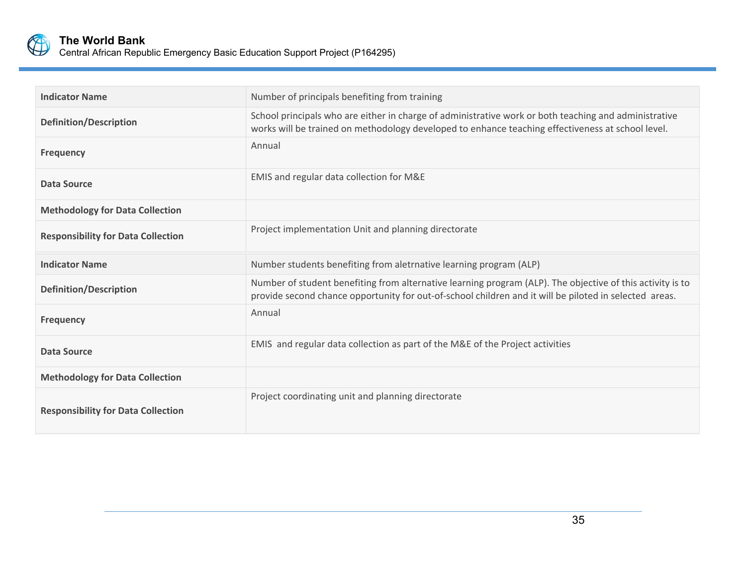| Indicator Name | Number of principals benefiting from training |
| --- | --- |
| Definition/Description | School principals who are either in charge of administrative work or both teaching and administrative works will be trained on methodology developed to enhance teaching effectiveness at school level. |
| Frequency | Annual |
| Data Source | EMIS and regular data collection for M&E |
| Methodology for Data Collection | |
| Responsibility for Data Collection | Project implementation Unit and planning directorate |

| Indicator Name | Number students benefiting from aletrnative learning program (ALP) |
| --- | --- |
| Definition/Description | Number of student benefiting from alternative learning program (ALP). The objective of this activity is to provide second chance opportunity for out-of-school children and it will be piloted in selected areas. |
| Frequency | Annual |
| Data Source | EMIS and regular data collection as part of the M&E of the Project activities |
| Methodology for Data Collection | |
| Responsibility for Data Collection | Project coordinating unit and planning directorate |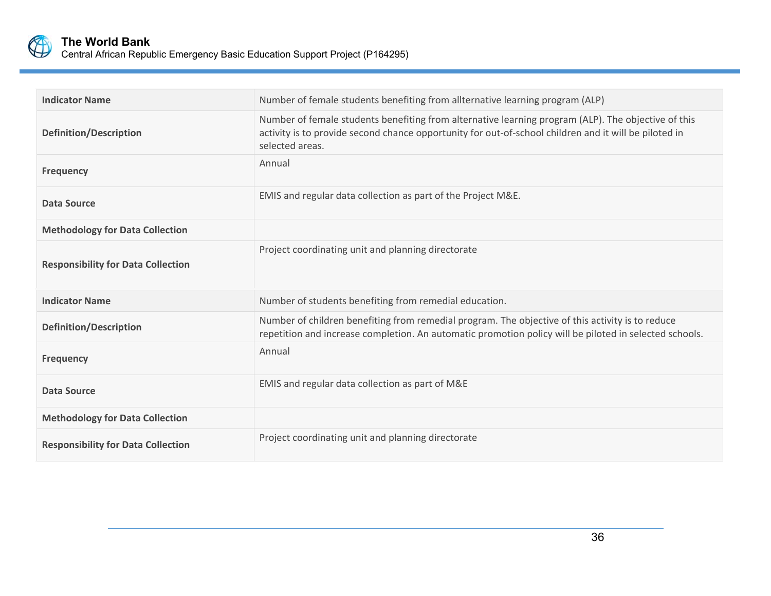| Indicator Name | Number of female students benefiting from allternative learning program (ALP) |
| --- | --- |
| Definition/Description | Number of female students benefiting from alternative learning program (ALP). The objective of this activity is to provide second chance opportunity for out-of-school children and it will be piloted in selected areas. |
| Frequency | Annual |
| Data Source | EMIS and regular data collection as part of the Project M&E. |
| Methodology for Data Collection | |
| Responsibility for Data Collection | Project coordinating unit and planning directorate |

| Indicator Name | Number of students benefiting from remedial education. |
| --- | --- |
| Definition/Description | Number of children benefiting from remedial program. The objective of this activity is to reduce repetition and increase completion. An automatic promotion policy will be piloted in selected schools. |
| Frequency | Annual |
| Data Source | EMIS and regular data collection as part of M&E |
| Methodology for Data Collection | |
| Responsibility for Data Collection | Project coordinating unit and planning directorate |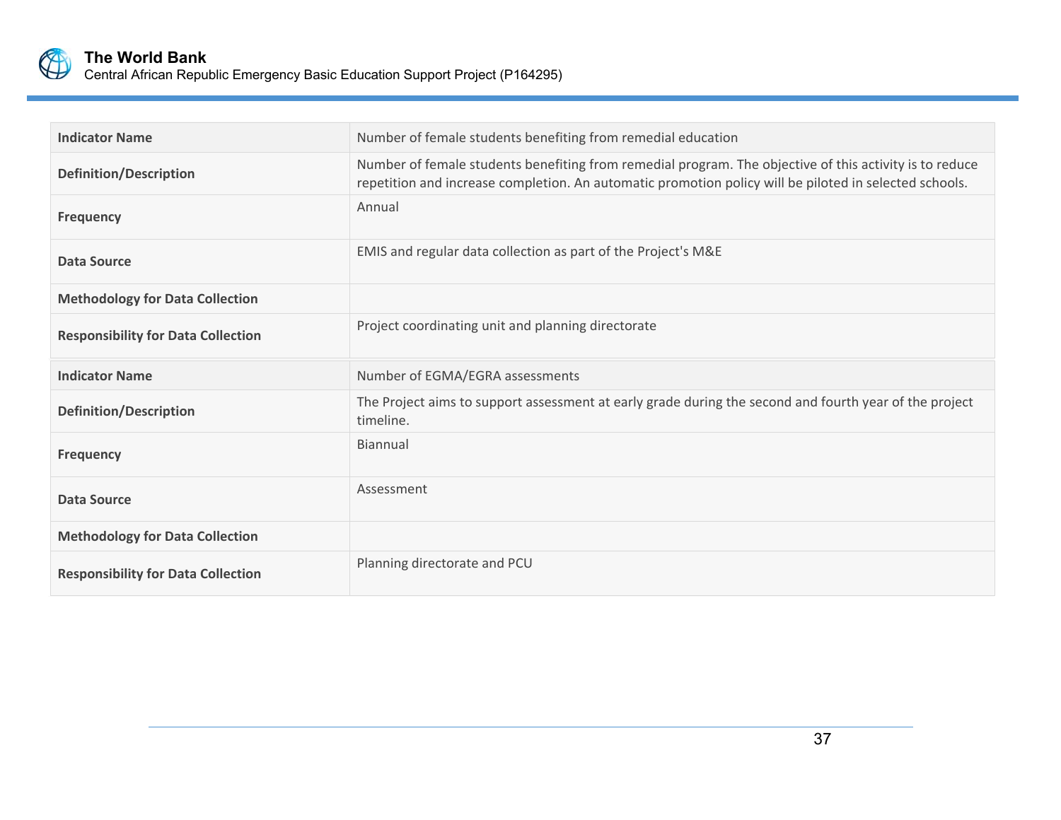| Indicator Name | Number of female students benefiting from remedial education |
| --- | --- |
| Definition/Description | Number of female students benefiting from remedial program. The objective of this activity is to reduce repetition and increase completion. An automatic promotion policy will be piloted in selected schools. |
| Frequency | Annual |
| Data Source | EMIS and regular data collection as part of the Project's M&E |
| Methodology for Data Collection | |
| Responsibility for Data Collection | Project coordinating unit and planning directorate |

| Indicator Name | Number of EGMA/EGRA assessments |
| --- | --- |
| Definition/Description | The Project aims to support assessment at early grade during the second and fourth year of the project timeline. |
| Frequency | Biannual |
| Data Source | Assessment |
| Methodology for Data Collection | |
| Responsibility for Data Collection | Planning directorate and PCU |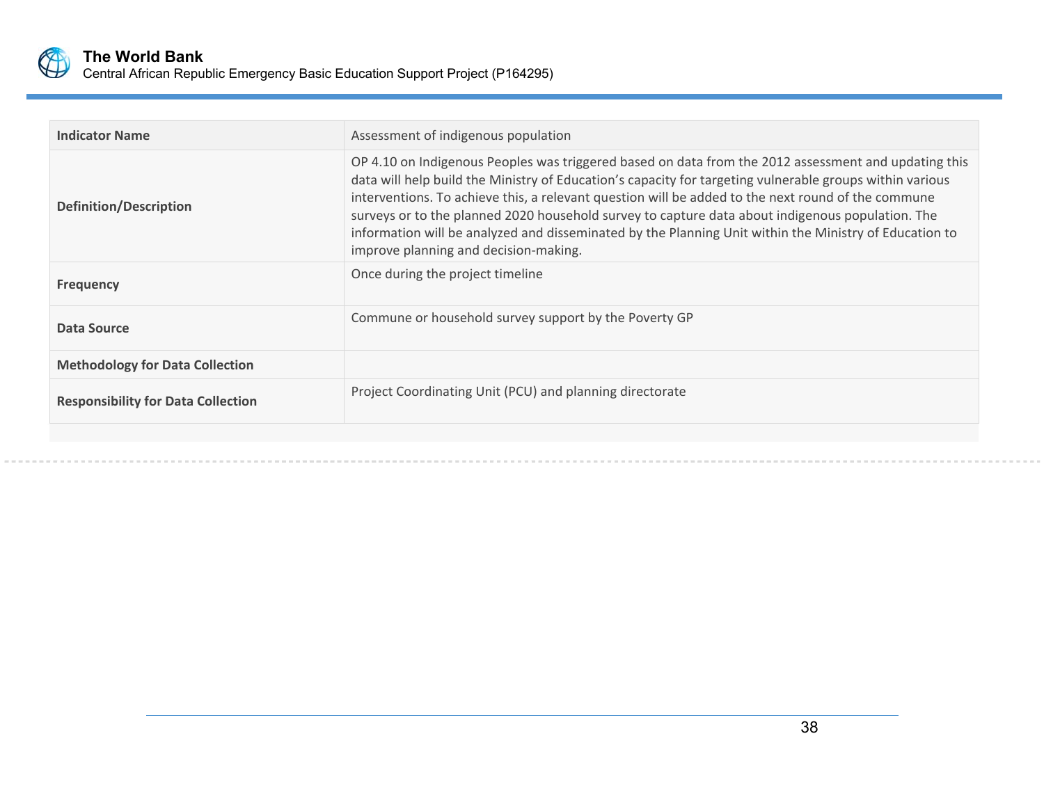| Indicator Name | Assessment of indigenous population |
| --- | --- |
| Definition/Description | OP 4.10 on Indigenous Peoples was triggered based on data from the 2012 assessment and updating this data will help build the Ministry of Education's capacity for targeting vulnerable groups within various interventions. To achieve this, a relevant question will be added to the next round of the commune surveys or to the planned 2020 household survey to capture data about indigenous population. The information will be analyzed and disseminated by the Planning Unit within the Ministry of Education to improve planning and decision-making. |
| Frequency | Once during the project timeline |
| Data Source | Commune or household survey support by the Poverty GP |
| Methodology for Data Collection | |
| Responsibility for Data Collection | Project Coordinating Unit (PCU) and planning directorate |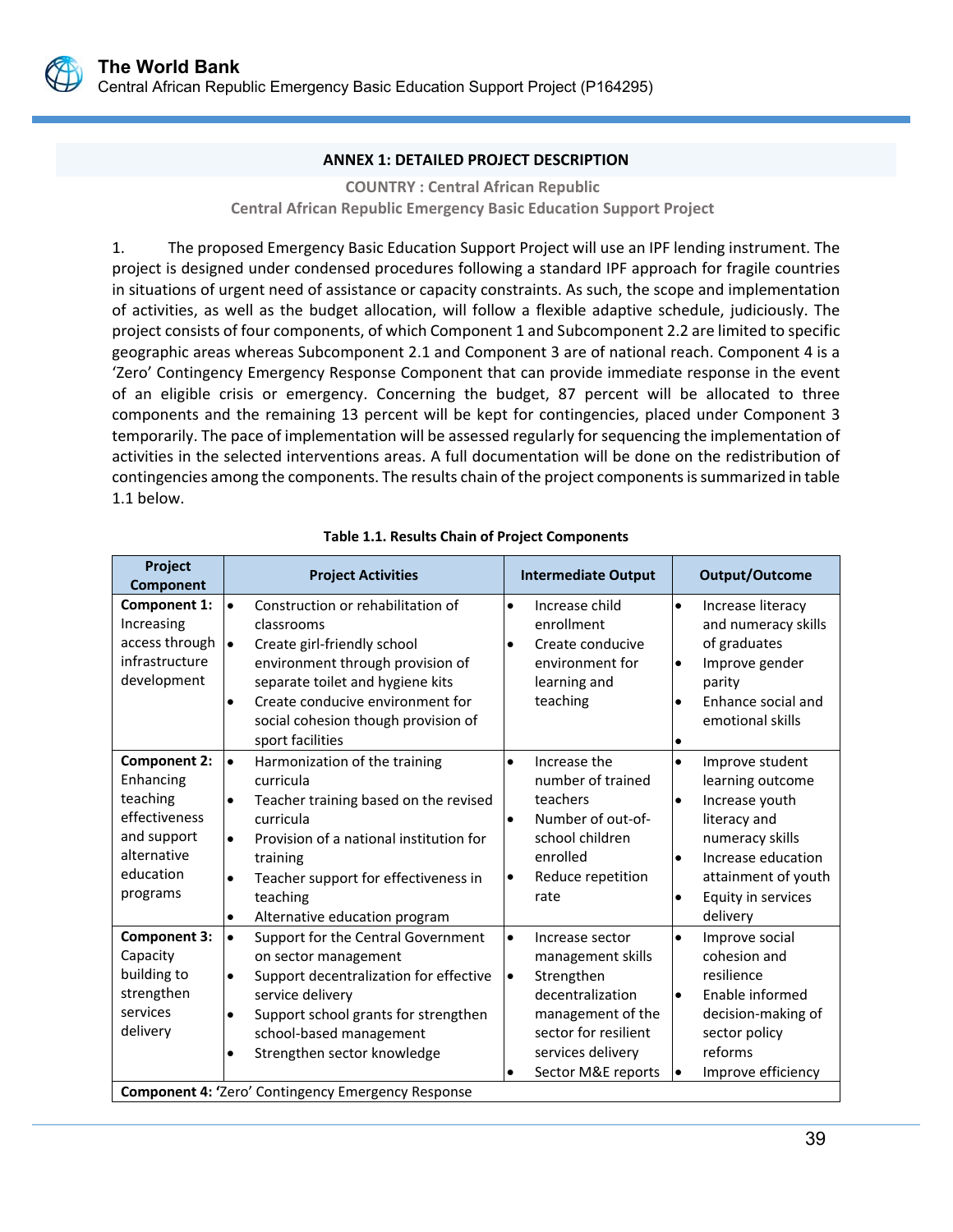## ANNEX 1: DETAILED PROJECT DESCRIPTION

**COUNTRY : Central African Republic**
**Central African Republic Emergency Basic Education Support Project**

1. The proposed Emergency Basic Education Support Project will use an IPF lending instrument. The project is designed under condensed procedures following a standard IPF approach for fragile countries in situations of urgent need of assistance or capacity constraints. As such, the scope and implementation of activities, as well as the budget allocation, will follow a flexible adaptive schedule, judiciously. The project consists of four components, of which Component 1 and Subcomponent 2.2 are limited to specific geographic areas whereas Subcomponent 2.1 and Component 3 are of national reach. Component 4 is a 'Zero' Contingency Emergency Response Component that can provide immediate response in the event of an eligible crisis or emergency. Concerning the budget, 87 percent will be allocated to three components and the remaining 13 percent will be kept for contingencies, placed under Component 3 temporarily. The pace of implementation will be assessed regularly for sequencing the implementation of activities in the selected interventions areas. A full documentation will be done on the redistribution of contingencies among the components. The results chain of the project components is summarized in table 1.1 below.

**Table 1.1. Results Chain of Project Components**

| Project Component | Project Activities | Intermediate Output | Output/Outcome |
|---|---|---|---|
| **Component 1:** Increasing access through infrastructure development | • Construction or rehabilitation of classrooms<br>• Create girl-friendly school environment through provision of separate toilet and hygiene kits<br>• Create conducive environment for social cohesion though provision of sport facilities | • Increase child enrollment<br>• Create conducive environment for learning and teaching | • Increase literacy and numeracy skills of graduates<br>• Improve gender parity<br>• Enhance social and emotional skills<br>• |
| **Component 2:** Enhancing teaching effectiveness and support alternative education programs | • Harmonization of the training curricula<br>• Teacher training based on the revised curricula<br>• Provision of a national institution for training<br>• Teacher support for effectiveness in teaching<br>• Alternative education program | • Increase the number of trained teachers<br>• Number of out-of-school children enrolled<br>• Reduce repetition rate | • Improve student learning outcome<br>• Increase youth literacy and numeracy skills<br>• Increase education attainment of youth<br>• Equity in services delivery |
| **Component 3:** Capacity building to strengthen services delivery | • Support for the Central Government on sector management<br>• Support decentralization for effective service delivery<br>• Support school grants for strengthen school-based management<br>• Strengthen sector knowledge | • Increase sector management skills<br>• Strengthen decentralization management of the sector for resilient services delivery<br>• Sector M&E reports | • Improve social cohesion and resilience<br>• Enable informed decision-making of sector policy reforms<br>• Improve efficiency |
| **Component 4:** 'Zero' Contingency Emergency Response | | | |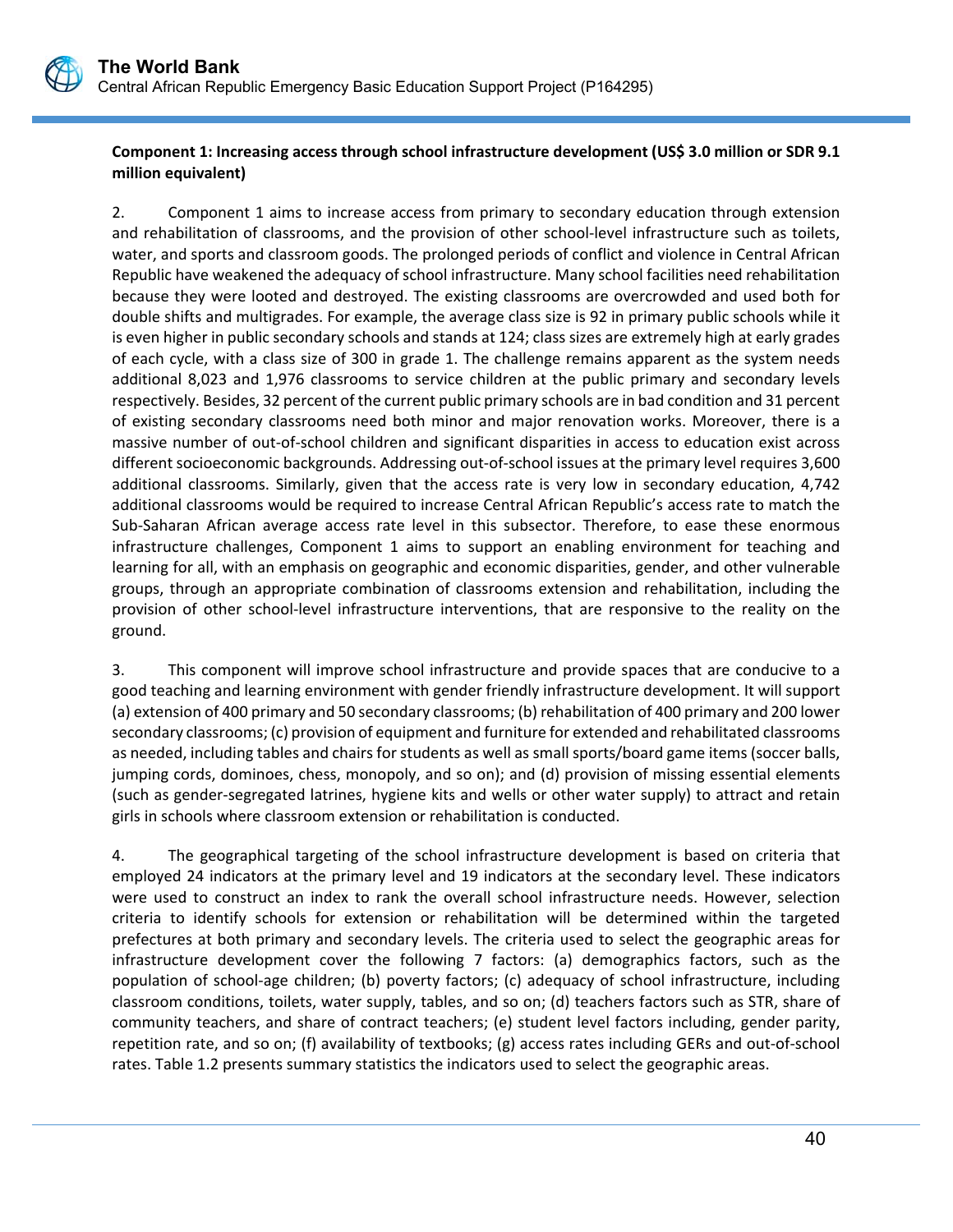**Component 1: Increasing access through school infrastructure development (US$ 3.0 million or SDR 9.1 million equivalent)**

2. Component 1 aims to increase access from primary to secondary education through extension and rehabilitation of classrooms, and the provision of other school-level infrastructure such as toilets, water, and sports and classroom goods. The prolonged periods of conflict and violence in Central African Republic have weakened the adequacy of school infrastructure. Many school facilities need rehabilitation because they were looted and destroyed. The existing classrooms are overcrowded and used both for double shifts and multigrades. For example, the average class size is 92 in primary public schools while it is even higher in public secondary schools and stands at 124; class sizes are extremely high at early grades of each cycle, with a class size of 300 in grade 1. The challenge remains apparent as the system needs additional 8,023 and 1,976 classrooms to service children at the public primary and secondary levels respectively. Besides, 32 percent of the current public primary schools are in bad condition and 31 percent of existing secondary classrooms need both minor and major renovation works. Moreover, there is a massive number of out-of-school children and significant disparities in access to education exist across different socioeconomic backgrounds. Addressing out-of-school issues at the primary level requires 3,600 additional classrooms. Similarly, given that the access rate is very low in secondary education, 4,742 additional classrooms would be required to increase Central African Republic's access rate to match the Sub-Saharan African average access rate level in this subsector. Therefore, to ease these enormous infrastructure challenges, Component 1 aims to support an enabling environment for teaching and learning for all, with an emphasis on geographic and economic disparities, gender, and other vulnerable groups, through an appropriate combination of classrooms extension and rehabilitation, including the provision of other school-level infrastructure interventions, that are responsive to the reality on the ground.

3. This component will improve school infrastructure and provide spaces that are conducive to a good teaching and learning environment with gender friendly infrastructure development. It will support (a) extension of 400 primary and 50 secondary classrooms; (b) rehabilitation of 400 primary and 200 lower secondary classrooms; (c) provision of equipment and furniture for extended and rehabilitated classrooms as needed, including tables and chairs for students as well as small sports/board game items (soccer balls, jumping cords, dominoes, chess, monopoly, and so on); and (d) provision of missing essential elements (such as gender-segregated latrines, hygiene kits and wells or other water supply) to attract and retain girls in schools where classroom extension or rehabilitation is conducted.

4. The geographical targeting of the school infrastructure development is based on criteria that employed 24 indicators at the primary level and 19 indicators at the secondary level. These indicators were used to construct an index to rank the overall school infrastructure needs. However, selection criteria to identify schools for extension or rehabilitation will be determined within the targeted prefectures at both primary and secondary levels. The criteria used to select the geographic areas for infrastructure development cover the following 7 factors: (a) demographics factors, such as the population of school-age children; (b) poverty factors; (c) adequacy of school infrastructure, including classroom conditions, toilets, water supply, tables, and so on; (d) teachers factors such as STR, share of community teachers, and share of contract teachers; (e) student level factors including, gender parity, repetition rate, and so on; (f) availability of textbooks; (g) access rates including GERs and out-of-school rates. Table 1.2 presents summary statistics the indicators used to select the geographic areas.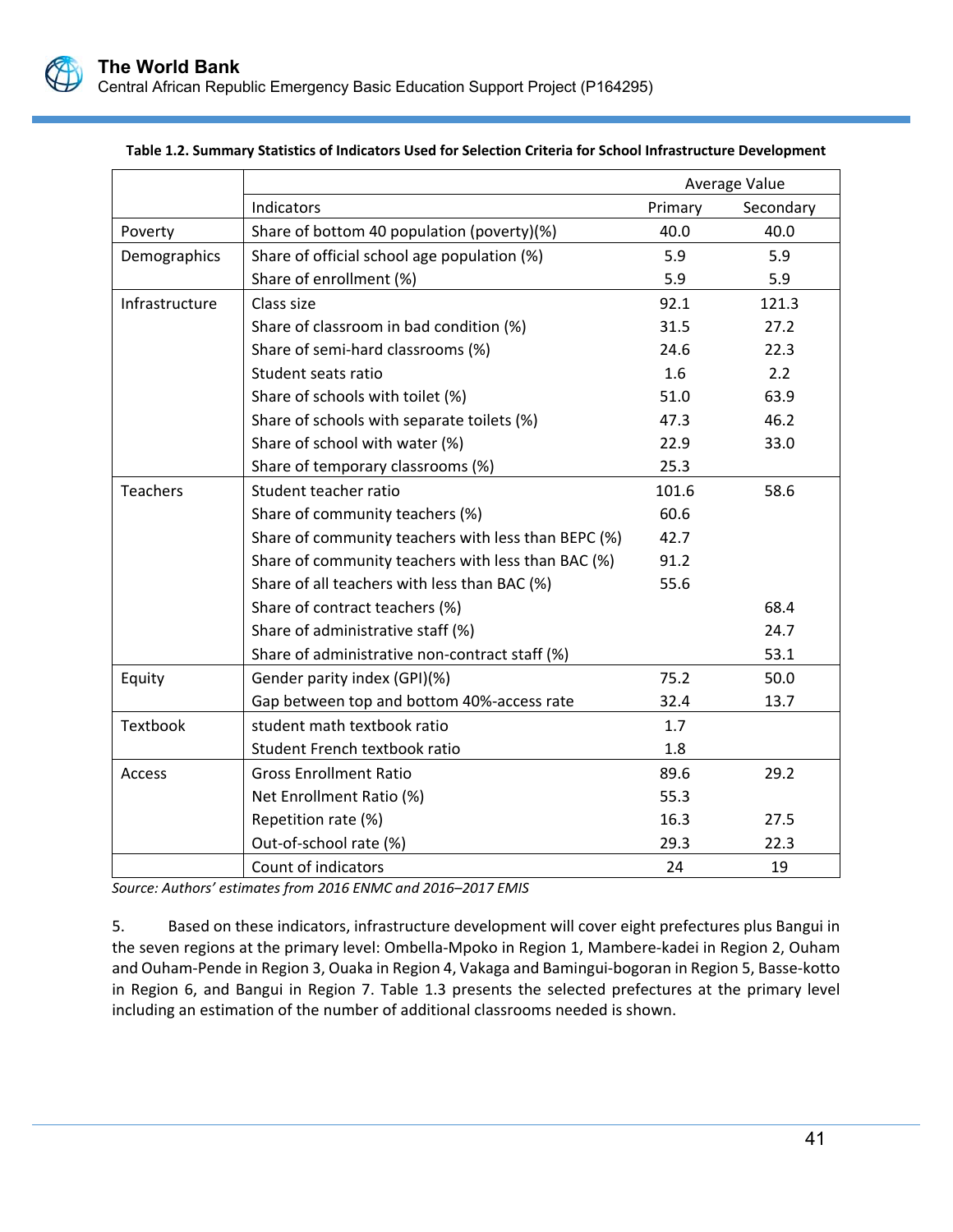**Table 1.2. Summary Statistics of Indicators Used for Selection Criteria for School Infrastructure Development**

| | | Average Value | |
|---|---|---|---|
| | Indicators | Primary | Secondary |
| Poverty | Share of bottom 40 population (poverty)(%) | 40.0 | 40.0 |
| Demographics | Share of official school age population (%) | 5.9 | 5.9 |
| | Share of enrollment (%) | 5.9 | 5.9 |
| Infrastructure | Class size | 92.1 | 121.3 |
| | Share of classroom in bad condition (%) | 31.5 | 27.2 |
| | Share of semi-hard classrooms (%) | 24.6 | 22.3 |
| | Student seats ratio | 1.6 | 2.2 |
| | Share of schools with toilet (%) | 51.0 | 63.9 |
| | Share of schools with separate toilets (%) | 47.3 | 46.2 |
| | Share of school with water (%) | 22.9 | 33.0 |
| | Share of temporary classrooms (%) | 25.3 | |
| Teachers | Student teacher ratio | 101.6 | 58.6 |
| | Share of community teachers (%) | 60.6 | |
| | Share of community teachers with less than BEPC (%) | 42.7 | |
| | Share of community teachers with less than BAC (%) | 91.2 | |
| | Share of all teachers with less than BAC (%) | 55.6 | |
| | Share of contract teachers (%) | | 68.4 |
| | Share of administrative staff (%) | | 24.7 |
| | Share of administrative non-contract staff (%) | | 53.1 |
| Equity | Gender parity index (GPI)(%) | 75.2 | 50.0 |
| | Gap between top and bottom 40%-access rate | 32.4 | 13.7 |
| Textbook | student math textbook ratio | 1.7 | |
| | Student French textbook ratio | 1.8 | |
| Access | Gross Enrollment Ratio | 89.6 | 29.2 |
| | Net Enrollment Ratio (%) | 55.3 | |
| | Repetition rate (%) | 16.3 | 27.5 |
| | Out-of-school rate (%) | 29.3 | 22.3 |
| | Count of indicators | 24 | 19 |

*Source: Authors' estimates from 2016 ENMC and 2016–2017 EMIS*

5. Based on these indicators, infrastructure development will cover eight prefectures plus Bangui in the seven regions at the primary level: Ombella-Mpoko in Region 1, Mambere-kadei in Region 2, Ouham and Ouham-Pende in Region 3, Ouaka in Region 4, Vakaga and Bamingui-bogoran in Region 5, Basse-kotto in Region 6, and Bangui in Region 7. Table 1.3 presents the selected prefectures at the primary level including an estimation of the number of additional classrooms needed is shown.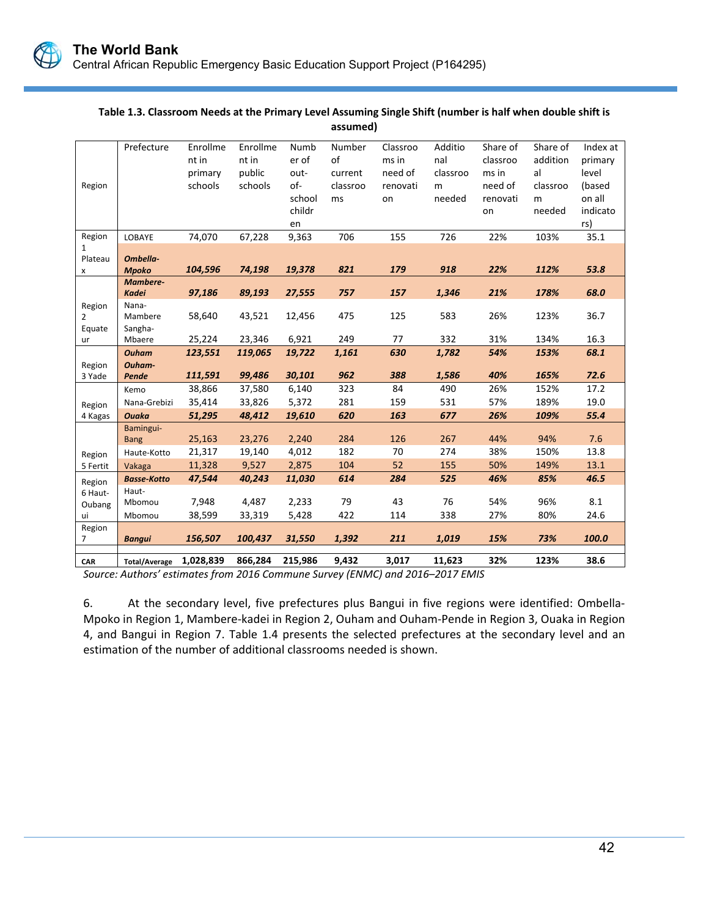**Table 1.3. Classroom Needs at the Primary Level Assuming Single Shift (number is half when double shift is assumed)**

| Region | Prefecture | Enrollment in primary schools | Enrollment in public schools | Number of out-of-school children | Number of current classrooms | Classrooms in need of renovation | Additional classroom needed | Share of classrooms in need of renovation | Share of additional classroom needed | Index at primary level (based on all indicators) |
|---|---|---|---|---|---|---|---|---|---|---|
| Region 1 Plateaux | LOBAYE | 74,070 | 67,228 | 9,363 | 706 | 155 | 726 | 22% | 103% | 35.1 |
| | ***Ombella-Mpoko*** | ***104,596*** | ***74,198*** | ***19,378*** | ***821*** | ***179*** | ***918*** | ***22%*** | ***112%*** | ***53.8*** |
| Region 2 Equateur | ***Mambere-Kadei*** | ***97,186*** | ***89,193*** | ***27,555*** | ***757*** | ***157*** | ***1,346*** | ***21%*** | ***178%*** | ***68.0*** |
| | Nana-Mambere | 58,640 | 43,521 | 12,456 | 475 | 125 | 583 | 26% | 123% | 36.7 |
| | Sangha-Mbaere | 25,224 | 23,346 | 6,921 | 249 | 77 | 332 | 31% | 134% | 16.3 |
| Region 3 Yade | ***Ouham*** | ***123,551*** | ***119,065*** | ***19,722*** | ***1,161*** | ***630*** | ***1,782*** | ***54%*** | ***153%*** | ***68.1*** |
| | ***Ouham-Pende*** | ***111,591*** | ***99,486*** | ***30,101*** | ***962*** | ***388*** | ***1,586*** | ***40%*** | ***165%*** | ***72.6*** |
| Region 4 Kagas | Kemo | 38,866 | 37,580 | 6,140 | 323 | 84 | 490 | 26% | 152% | 17.2 |
| | Nana-Grebizi | 35,414 | 33,826 | 5,372 | 281 | 159 | 531 | 57% | 189% | 19.0 |
| | ***Ouaka*** | ***51,295*** | ***48,412*** | ***19,610*** | ***620*** | ***163*** | ***677*** | ***26%*** | ***109%*** | ***55.4*** |
| Region 5 Fertit | Bamingui-Bang | 25,163 | 23,276 | 2,240 | 284 | 126 | 267 | 44% | 94% | 7.6 |
| | Haute-Kotto | 21,317 | 19,140 | 4,012 | 182 | 70 | 274 | 38% | 150% | 13.8 |
| | Vakaga | 11,328 | 9,527 | 2,875 | 104 | 52 | 155 | 50% | 149% | 13.1 |
| Region 6 Haut-Oubangui | ***Basse-Kotto*** | ***47,544*** | ***40,243*** | ***11,030*** | ***614*** | ***284*** | ***525*** | ***46%*** | ***85%*** | ***46.5*** |
| | Haut-Mbomou | 7,948 | 4,487 | 2,233 | 79 | 43 | 76 | 54% | 96% | 8.1 |
| | Mbomou | 38,599 | 33,319 | 5,428 | 422 | 114 | 338 | 27% | 80% | 24.6 |
| Region 7 | ***Bangui*** | ***156,507*** | ***100,437*** | ***31,550*** | ***1,392*** | ***211*** | ***1,019*** | ***15%*** | ***73%*** | ***100.0*** |
| **CAR** | **Total/Average** | **1,028,839** | **866,284** | **215,986** | **9,432** | **3,017** | **11,623** | **32%** | **123%** | **38.6** |

*Source: Authors' estimates from 2016 Commune Survey (ENMC) and 2016–2017 EMIS*

6. At the secondary level, five prefectures plus Bangui in five regions were identified: Ombella-Mpoko in Region 1, Mambere-kadei in Region 2, Ouham and Ouham-Pende in Region 3, Ouaka in Region 4, and Bangui in Region 7. Table 1.4 presents the selected prefectures at the secondary level and an estimation of the number of additional classrooms needed is shown.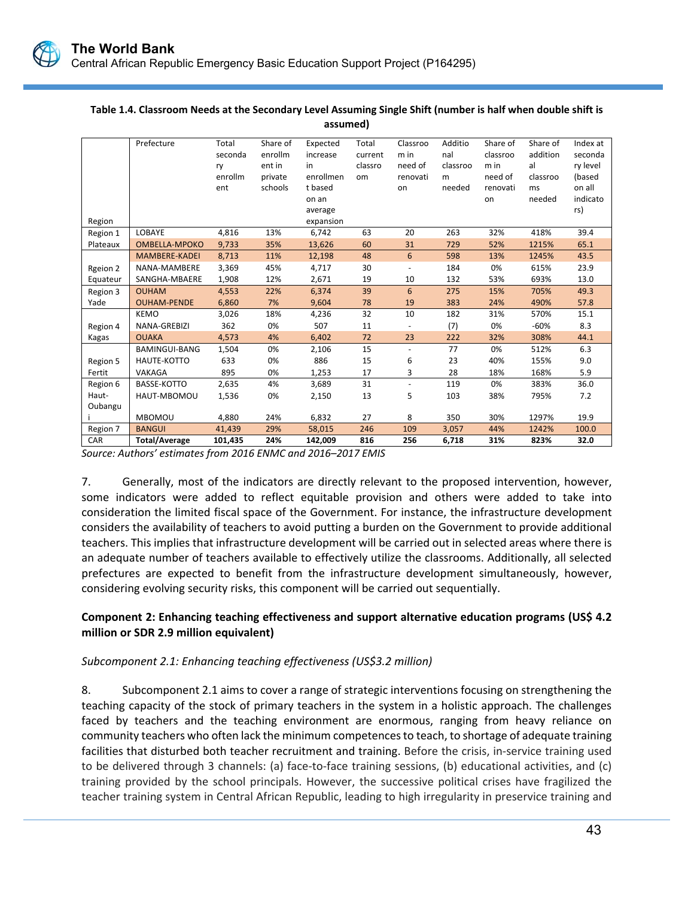**Table 1.4. Classroom Needs at the Secondary Level Assuming Single Shift (number is half when double shift is assumed)**

| Region | Prefecture | Total secondary enrollment | Share of enrollment in private schools | Expected increase in enrollment based on an average expansion | Total current classroom | Classroom in need of renovation | Additional classroom needed | Share of classroom in need of renovation | Share of additional classrooms needed | Index at secondary level (based on all indicators) |
|---|---|---|---|---|---|---|---|---|---|---|
| Region 1 | LOBAYE | 4,816 | 13% | 6,742 | 63 | 20 | 263 | 32% | 418% | 39.4 |
| Plateaux | OMBELLA-MPOKO | 9,733 | 35% | 13,626 | 60 | 31 | 729 | 52% | 1215% | 65.1 |
| | MAMBERE-KADEI | 8,713 | 11% | 12,198 | 48 | 6 | 598 | 13% | 1245% | 43.5 |
| Rgeion 2 | NANA-MAMBERE | 3,369 | 45% | 4,717 | 30 | - | 184 | 0% | 615% | 23.9 |
| Equateur | SANGHA-MBAERE | 1,908 | 12% | 2,671 | 19 | 10 | 132 | 53% | 693% | 13.0 |
| Region 3 | OUHAM | 4,553 | 22% | 6,374 | 39 | 6 | 275 | 15% | 705% | 49.3 |
| Yade | OUHAM-PENDE | 6,860 | 7% | 9,604 | 78 | 19 | 383 | 24% | 490% | 57.8 |
| | KEMO | 3,026 | 18% | 4,236 | 32 | 10 | 182 | 31% | 570% | 15.1 |
| Region 4 | NANA-GREBIZI | 362 | 0% | 507 | 11 | - | (7) | 0% | -60% | 8.3 |
| Kagas | OUAKA | 4,573 | 4% | 6,402 | 72 | 23 | 222 | 32% | 308% | 44.1 |
| | BAMINGUI-BANG | 1,504 | 0% | 2,106 | 15 | - | 77 | 0% | 512% | 6.3 |
| Region 5 | HAUTE-KOTTO | 633 | 0% | 886 | 15 | 6 | 23 | 40% | 155% | 9.0 |
| Fertit | VAKAGA | 895 | 0% | 1,253 | 17 | 3 | 28 | 18% | 168% | 5.9 |
| Region 6 | BASSE-KOTTO | 2,635 | 4% | 3,689 | 31 | - | 119 | 0% | 383% | 36.0 |
| Haut-Oubangui | HAUT-MBOMOU | 1,536 | 0% | 2,150 | 13 | 5 | 103 | 38% | 795% | 7.2 |
| | MBOMOU | 4,880 | 24% | 6,832 | 27 | 8 | 350 | 30% | 1297% | 19.9 |
| Region 7 | BANGUI | 41,439 | 29% | 58,015 | 246 | 109 | 3,057 | 44% | 1242% | 100.0 |
| CAR | **Total/Average** | **101,435** | **24%** | **142,009** | **816** | **256** | **6,718** | **31%** | **823%** | **32.0** |

*Source: Authors' estimates from 2016 ENMC and 2016–2017 EMIS*

7. Generally, most of the indicators are directly relevant to the proposed intervention, however, some indicators were added to reflect equitable provision and others were added to take into consideration the limited fiscal space of the Government. For instance, the infrastructure development considers the availability of teachers to avoid putting a burden on the Government to provide additional teachers. This implies that infrastructure development will be carried out in selected areas where there is an adequate number of teachers available to effectively utilize the classrooms. Additionally, all selected prefectures are expected to benefit from the infrastructure development simultaneously, however, considering evolving security risks, this component will be carried out sequentially.

**Component 2: Enhancing teaching effectiveness and support alternative education programs (US$ 4.2 million or SDR 2.9 million equivalent)**

*Subcomponent 2.1: Enhancing teaching effectiveness (US$3.2 million)*

8. Subcomponent 2.1 aims to cover a range of strategic interventions focusing on strengthening the teaching capacity of the stock of primary teachers in the system in a holistic approach. The challenges faced by teachers and the teaching environment are enormous, ranging from heavy reliance on community teachers who often lack the minimum competences to teach, to shortage of adequate training facilities that disturbed both teacher recruitment and training. Before the crisis, in-service training used to be delivered through 3 channels: (a) face-to-face training sessions, (b) educational activities, and (c) training provided by the school principals. However, the successive political crises have fragilized the teacher training system in Central African Republic, leading to high irregularity in preservice training and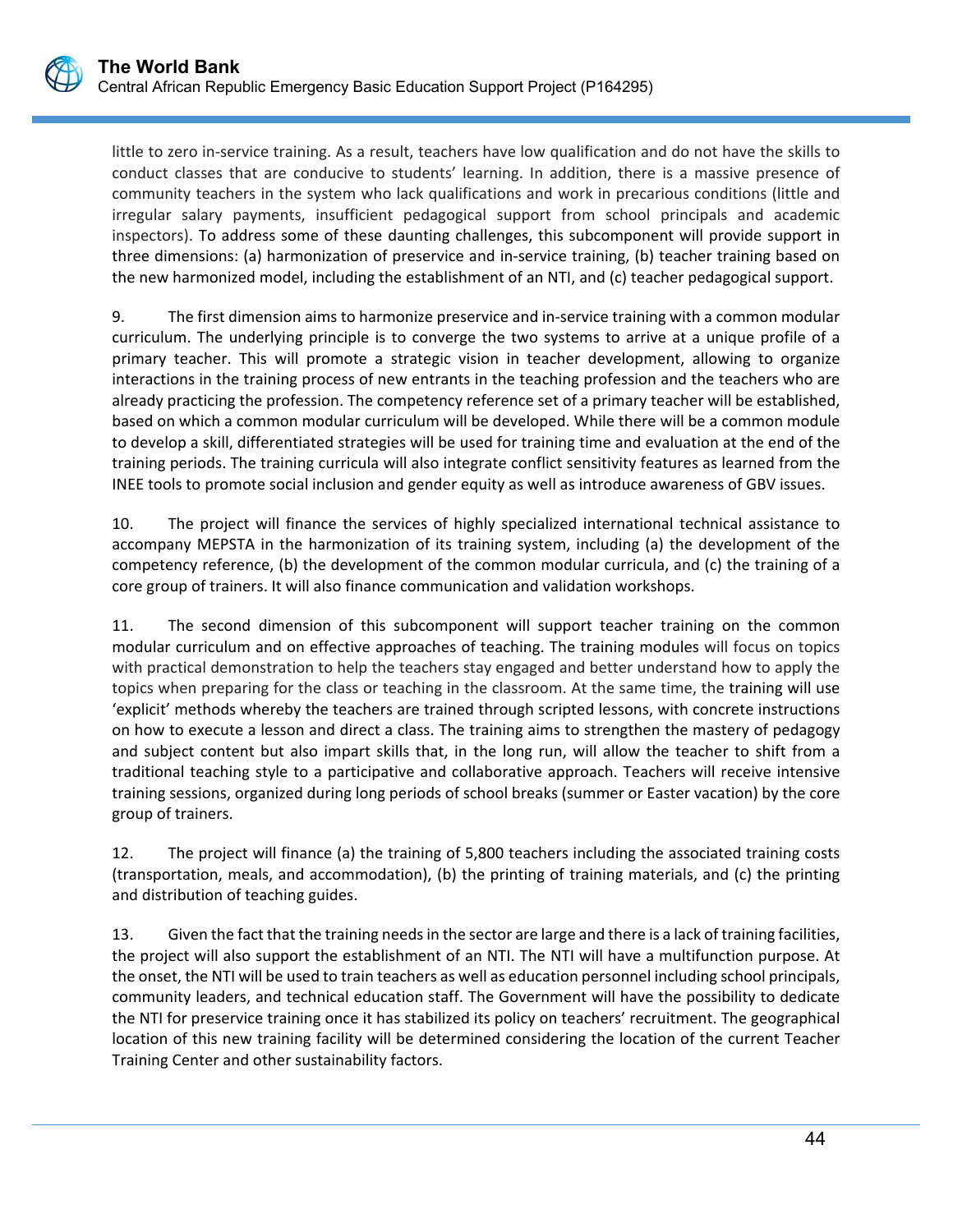little to zero in-service training. As a result, teachers have low qualification and do not have the skills to conduct classes that are conducive to students' learning. In addition, there is a massive presence of community teachers in the system who lack qualifications and work in precarious conditions (little and irregular salary payments, insufficient pedagogical support from school principals and academic inspectors). To address some of these daunting challenges, this subcomponent will provide support in three dimensions: (a) harmonization of preservice and in-service training, (b) teacher training based on the new harmonized model, including the establishment of an NTI, and (c) teacher pedagogical support.

9. The first dimension aims to harmonize preservice and in-service training with a common modular curriculum. The underlying principle is to converge the two systems to arrive at a unique profile of a primary teacher. This will promote a strategic vision in teacher development, allowing to organize interactions in the training process of new entrants in the teaching profession and the teachers who are already practicing the profession. The competency reference set of a primary teacher will be established, based on which a common modular curriculum will be developed. While there will be a common module to develop a skill, differentiated strategies will be used for training time and evaluation at the end of the training periods. The training curricula will also integrate conflict sensitivity features as learned from the INEE tools to promote social inclusion and gender equity as well as introduce awareness of GBV issues.

10. The project will finance the services of highly specialized international technical assistance to accompany MEPSTA in the harmonization of its training system, including (a) the development of the competency reference, (b) the development of the common modular curricula, and (c) the training of a core group of trainers. It will also finance communication and validation workshops.

11. The second dimension of this subcomponent will support teacher training on the common modular curriculum and on effective approaches of teaching. The training modules will focus on topics with practical demonstration to help the teachers stay engaged and better understand how to apply the topics when preparing for the class or teaching in the classroom. At the same time, the training will use 'explicit' methods whereby the teachers are trained through scripted lessons, with concrete instructions on how to execute a lesson and direct a class. The training aims to strengthen the mastery of pedagogy and subject content but also impart skills that, in the long run, will allow the teacher to shift from a traditional teaching style to a participative and collaborative approach. Teachers will receive intensive training sessions, organized during long periods of school breaks (summer or Easter vacation) by the core group of trainers.

12. The project will finance (a) the training of 5,800 teachers including the associated training costs (transportation, meals, and accommodation), (b) the printing of training materials, and (c) the printing and distribution of teaching guides.

13. Given the fact that the training needs in the sector are large and there is a lack of training facilities, the project will also support the establishment of an NTI. The NTI will have a multifunction purpose. At the onset, the NTI will be used to train teachers as well as education personnel including school principals, community leaders, and technical education staff. The Government will have the possibility to dedicate the NTI for preservice training once it has stabilized its policy on teachers' recruitment. The geographical location of this new training facility will be determined considering the location of the current Teacher Training Center and other sustainability factors.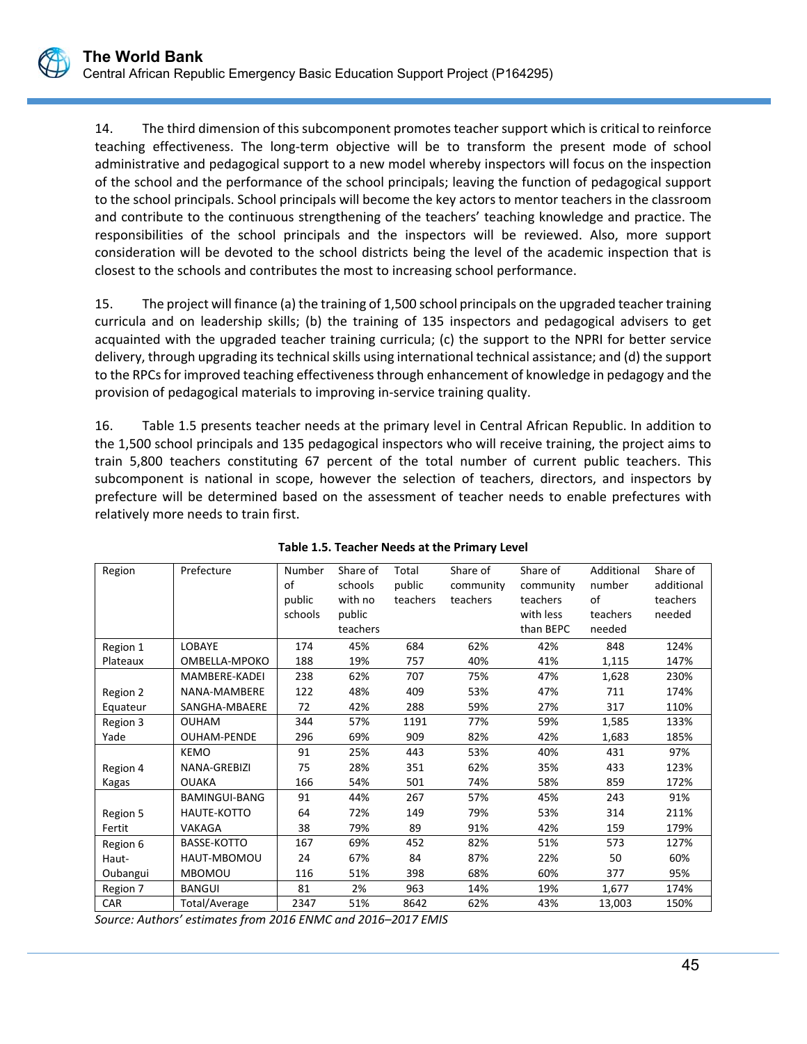14. The third dimension of this subcomponent promotes teacher support which is critical to reinforce teaching effectiveness. The long-term objective will be to transform the present mode of school administrative and pedagogical support to a new model whereby inspectors will focus on the inspection of the school and the performance of the school principals; leaving the function of pedagogical support to the school principals. School principals will become the key actors to mentor teachers in the classroom and contribute to the continuous strengthening of the teachers' teaching knowledge and practice. The responsibilities of the school principals and the inspectors will be reviewed. Also, more support consideration will be devoted to the school districts being the level of the academic inspection that is closest to the schools and contributes the most to increasing school performance.

15. The project will finance (a) the training of 1,500 school principals on the upgraded teacher training curricula and on leadership skills; (b) the training of 135 inspectors and pedagogical advisers to get acquainted with the upgraded teacher training curricula; (c) the support to the NPRI for better service delivery, through upgrading its technical skills using international technical assistance; and (d) the support to the RPCs for improved teaching effectiveness through enhancement of knowledge in pedagogy and the provision of pedagogical materials to improving in-service training quality.

16. Table 1.5 presents teacher needs at the primary level in Central African Republic. In addition to the 1,500 school principals and 135 pedagogical inspectors who will receive training, the project aims to train 5,800 teachers constituting 67 percent of the total number of current public teachers. This subcomponent is national in scope, however the selection of teachers, directors, and inspectors by prefecture will be determined based on the assessment of teacher needs to enable prefectures with relatively more needs to train first.

**Table 1.5. Teacher Needs at the Primary Level**

| Region | Prefecture | Number of public schools | Share of schools with no public teachers | Total public teachers | Share of community teachers | Share of community teachers with less than BEPC | Additional number of teachers needed | Share of additional teachers needed |
|---|---|---|---|---|---|---|---|---|
| Region 1 Plateaux | LOBAYE | 174 | 45% | 684 | 62% | 42% | 848 | 124% |
| | OMBELLA-MPOKO | 188 | 19% | 757 | 40% | 41% | 1,115 | 147% |
| Region 2 Equateur | MAMBERE-KADEI | 238 | 62% | 707 | 75% | 47% | 1,628 | 230% |
| | NANA-MAMBERE | 122 | 48% | 409 | 53% | 47% | 711 | 174% |
| | SANGHA-MBAERE | 72 | 42% | 288 | 59% | 27% | 317 | 110% |
| Region 3 Yade | OUHAM | 344 | 57% | 1191 | 77% | 59% | 1,585 | 133% |
| | OUHAM-PENDE | 296 | 69% | 909 | 82% | 42% | 1,683 | 185% |
| Region 4 Kagas | KEMO | 91 | 25% | 443 | 53% | 40% | 431 | 97% |
| | NANA-GREBIZI | 75 | 28% | 351 | 62% | 35% | 433 | 123% |
| | OUAKA | 166 | 54% | 501 | 74% | 58% | 859 | 172% |
| Region 5 Fertit | BAMINGUI-BANG | 91 | 44% | 267 | 57% | 45% | 243 | 91% |
| | HAUTE-KOTTO | 64 | 72% | 149 | 79% | 53% | 314 | 211% |
| | VAKAGA | 38 | 79% | 89 | 91% | 42% | 159 | 179% |
| Region 6 Haut-Oubangui | BASSE-KOTTO | 167 | 69% | 452 | 82% | 51% | 573 | 127% |
| | HAUT-MBOMOU | 24 | 67% | 84 | 87% | 22% | 50 | 60% |
| | MBOMOU | 116 | 51% | 398 | 68% | 60% | 377 | 95% |
| Region 7 | BANGUI | 81 | 2% | 963 | 14% | 19% | 1,677 | 174% |
| CAR | Total/Average | 2347 | 51% | 8642 | 62% | 43% | 13,003 | 150% |

*Source: Authors' estimates from 2016 ENMC and 2016–2017 EMIS*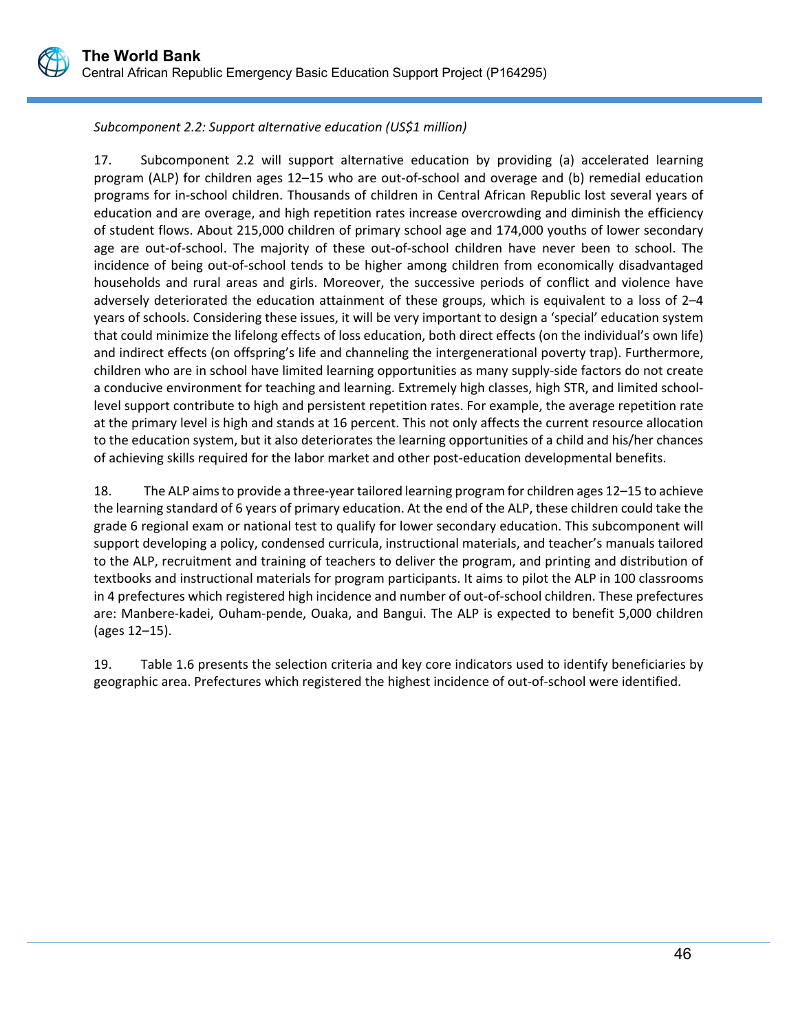*Subcomponent 2.2: Support alternative education (US$1 million)*

17. Subcomponent 2.2 will support alternative education by providing (a) accelerated learning program (ALP) for children ages 12–15 who are out-of-school and overage and (b) remedial education programs for in-school children. Thousands of children in Central African Republic lost several years of education and are overage, and high repetition rates increase overcrowding and diminish the efficiency of student flows. About 215,000 children of primary school age and 174,000 youths of lower secondary age are out-of-school. The majority of these out-of-school children have never been to school. The incidence of being out-of-school tends to be higher among children from economically disadvantaged households and rural areas and girls. Moreover, the successive periods of conflict and violence have adversely deteriorated the education attainment of these groups, which is equivalent to a loss of 2–4 years of schools. Considering these issues, it will be very important to design a 'special' education system that could minimize the lifelong effects of loss education, both direct effects (on the individual's own life) and indirect effects (on offspring's life and channeling the intergenerational poverty trap). Furthermore, children who are in school have limited learning opportunities as many supply-side factors do not create a conducive environment for teaching and learning. Extremely high classes, high STR, and limited school-level support contribute to high and persistent repetition rates. For example, the average repetition rate at the primary level is high and stands at 16 percent. This not only affects the current resource allocation to the education system, but it also deteriorates the learning opportunities of a child and his/her chances of achieving skills required for the labor market and other post-education developmental benefits.

18. The ALP aims to provide a three-year tailored learning program for children ages 12–15 to achieve the learning standard of 6 years of primary education. At the end of the ALP, these children could take the grade 6 regional exam or national test to qualify for lower secondary education. This subcomponent will support developing a policy, condensed curricula, instructional materials, and teacher's manuals tailored to the ALP, recruitment and training of teachers to deliver the program, and printing and distribution of textbooks and instructional materials for program participants. It aims to pilot the ALP in 100 classrooms in 4 prefectures which registered high incidence and number of out-of-school children. These prefectures are: Manbere-kadei, Ouham-pende, Ouaka, and Bangui. The ALP is expected to benefit 5,000 children (ages 12–15).

19. Table 1.6 presents the selection criteria and key core indicators used to identify beneficiaries by geographic area. Prefectures which registered the highest incidence of out-of-school were identified.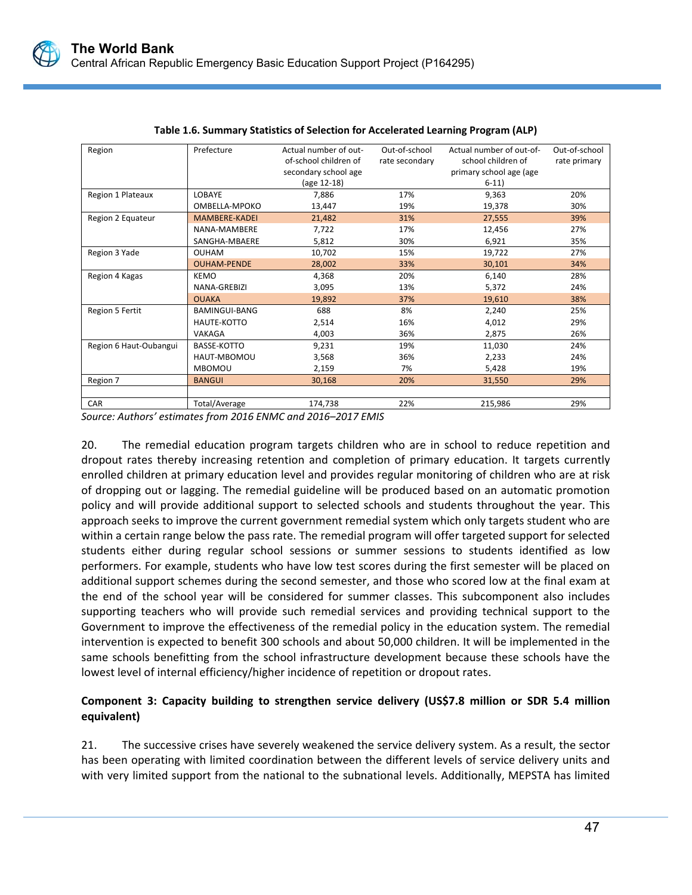**Table 1.6. Summary Statistics of Selection for Accelerated Learning Program (ALP)**

| Region | Prefecture | Actual number of out-of-school children of secondary school age (age 12-18) | Out-of-school rate secondary | Actual number of out-of-school children of primary school age (age 6-11) | Out-of-school rate primary |
|---|---|---|---|---|---|
| Region 1 Plateaux | LOBAYE | 7,886 | 17% | 9,363 | 20% |
| | OMBELLA-MPOKO | 13,447 | 19% | 19,378 | 30% |
| Region 2 Equateur | MAMBERE-KADEI | 21,482 | 31% | 27,555 | 39% |
| | NANA-MAMBERE | 7,722 | 17% | 12,456 | 27% |
| | SANGHA-MBAERE | 5,812 | 30% | 6,921 | 35% |
| Region 3 Yade | OUHAM | 10,702 | 15% | 19,722 | 27% |
| | OUHAM-PENDE | 28,002 | 33% | 30,101 | 34% |
| Region 4 Kagas | KEMO | 4,368 | 20% | 6,140 | 28% |
| | NANA-GREBIZI | 3,095 | 13% | 5,372 | 24% |
| | OUAKA | 19,892 | 37% | 19,610 | 38% |
| Region 5 Fertit | BAMINGUI-BANG | 688 | 8% | 2,240 | 25% |
| | HAUTE-KOTTO | 2,514 | 16% | 4,012 | 29% |
| | VAKAGA | 4,003 | 36% | 2,875 | 26% |
| Region 6 Haut-Oubangui | BASSE-KOTTO | 9,231 | 19% | 11,030 | 24% |
| | HAUT-MBOMOU | 3,568 | 36% | 2,233 | 24% |
| | MBOMOU | 2,159 | 7% | 5,428 | 19% |
| Region 7 | BANGUI | 30,168 | 20% | 31,550 | 29% |
| | | | | | |
| CAR | Total/Average | 174,738 | 22% | 215,986 | 29% |

*Source: Authors' estimates from 2016 ENMC and 2016–2017 EMIS*

20. The remedial education program targets children who are in school to reduce repetition and dropout rates thereby increasing retention and completion of primary education. It targets currently enrolled children at primary education level and provides regular monitoring of children who are at risk of dropping out or lagging. The remedial guideline will be produced based on an automatic promotion policy and will provide additional support to selected schools and students throughout the year. This approach seeks to improve the current government remedial system which only targets student who are within a certain range below the pass rate. The remedial program will offer targeted support for selected students either during regular school sessions or summer sessions to students identified as low performers. For example, students who have low test scores during the first semester will be placed on additional support schemes during the second semester, and those who scored low at the final exam at the end of the school year will be considered for summer classes. This subcomponent also includes supporting teachers who will provide such remedial services and providing technical support to the Government to improve the effectiveness of the remedial policy in the education system. The remedial intervention is expected to benefit 300 schools and about 50,000 children. It will be implemented in the same schools benefitting from the school infrastructure development because these schools have the lowest level of internal efficiency/higher incidence of repetition or dropout rates.

**Component 3: Capacity building to strengthen service delivery (US$7.8 million or SDR 5.4 million equivalent)**

21. The successive crises have severely weakened the service delivery system. As a result, the sector has been operating with limited coordination between the different levels of service delivery units and with very limited support from the national to the subnational levels. Additionally, MEPSTA has limited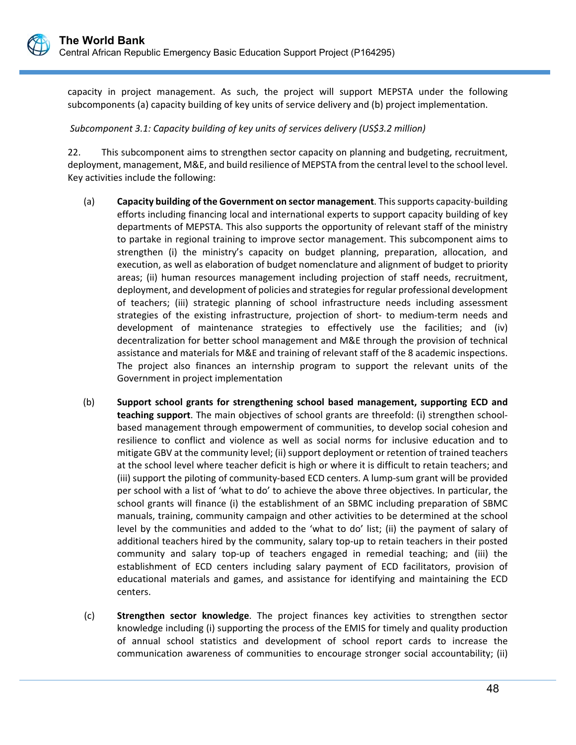capacity in project management. As such, the project will support MEPSTA under the following subcomponents (a) capacity building of key units of service delivery and (b) project implementation.

*Subcomponent 3.1: Capacity building of key units of services delivery (US$3.2 million)*

22. This subcomponent aims to strengthen sector capacity on planning and budgeting, recruitment, deployment, management, M&E, and build resilience of MEPSTA from the central level to the school level. Key activities include the following:

(a) **Capacity building of the Government on sector management**. This supports capacity-building efforts including financing local and international experts to support capacity building of key departments of MEPSTA. This also supports the opportunity of relevant staff of the ministry to partake in regional training to improve sector management. This subcomponent aims to strengthen (i) the ministry's capacity on budget planning, preparation, allocation, and execution, as well as elaboration of budget nomenclature and alignment of budget to priority areas; (ii) human resources management including projection of staff needs, recruitment, deployment, and development of policies and strategies for regular professional development of teachers; (iii) strategic planning of school infrastructure needs including assessment strategies of the existing infrastructure, projection of short- to medium-term needs and development of maintenance strategies to effectively use the facilities; and (iv) decentralization for better school management and M&E through the provision of technical assistance and materials for M&E and training of relevant staff of the 8 academic inspections. The project also finances an internship program to support the relevant units of the Government in project implementation

(b) **Support school grants for strengthening school based management, supporting ECD and teaching support**. The main objectives of school grants are threefold: (i) strengthen school-based management through empowerment of communities, to develop social cohesion and resilience to conflict and violence as well as social norms for inclusive education and to mitigate GBV at the community level; (ii) support deployment or retention of trained teachers at the school level where teacher deficit is high or where it is difficult to retain teachers; and (iii) support the piloting of community-based ECD centers. A lump-sum grant will be provided per school with a list of 'what to do' to achieve the above three objectives. In particular, the school grants will finance (i) the establishment of an SBMC including preparation of SBMC manuals, training, community campaign and other activities to be determined at the school level by the communities and added to the 'what to do' list; (ii) the payment of salary of additional teachers hired by the community, salary top-up to retain teachers in their posted community and salary top-up of teachers engaged in remedial teaching; and (iii) the establishment of ECD centers including salary payment of ECD facilitators, provision of educational materials and games, and assistance for identifying and maintaining the ECD centers.

(c) **Strengthen sector knowledge**. The project finances key activities to strengthen sector knowledge including (i) supporting the process of the EMIS for timely and quality production of annual school statistics and development of school report cards to increase the communication awareness of communities to encourage stronger social accountability; (ii)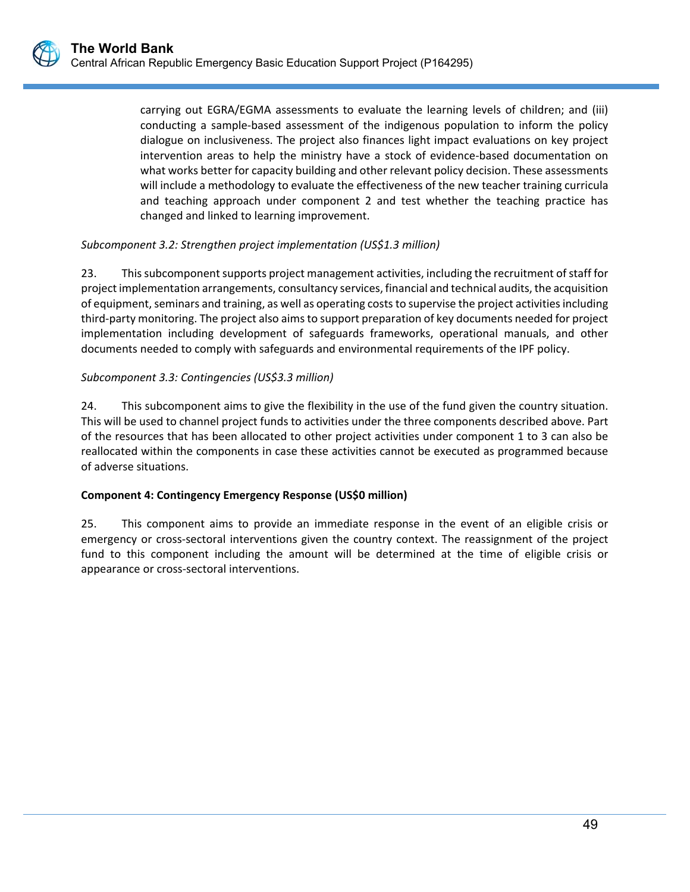carrying out EGRA/EGMA assessments to evaluate the learning levels of children; and (iii) conducting a sample-based assessment of the indigenous population to inform the policy dialogue on inclusiveness. The project also finances light impact evaluations on key project intervention areas to help the ministry have a stock of evidence-based documentation on what works better for capacity building and other relevant policy decision. These assessments will include a methodology to evaluate the effectiveness of the new teacher training curricula and teaching approach under component 2 and test whether the teaching practice has changed and linked to learning improvement.

*Subcomponent 3.2: Strengthen project implementation (US$1.3 million)*

23. This subcomponent supports project management activities, including the recruitment of staff for project implementation arrangements, consultancy services, financial and technical audits, the acquisition of equipment, seminars and training, as well as operating costs to supervise the project activities including third-party monitoring. The project also aims to support preparation of key documents needed for project implementation including development of safeguards frameworks, operational manuals, and other documents needed to comply with safeguards and environmental requirements of the IPF policy.

*Subcomponent 3.3: Contingencies (US$3.3 million)*

24. This subcomponent aims to give the flexibility in the use of the fund given the country situation. This will be used to channel project funds to activities under the three components described above. Part of the resources that has been allocated to other project activities under component 1 to 3 can also be reallocated within the components in case these activities cannot be executed as programmed because of adverse situations.

**Component 4: Contingency Emergency Response (US$0 million)**

25. This component aims to provide an immediate response in the event of an eligible crisis or emergency or cross-sectoral interventions given the country context. The reassignment of the project fund to this component including the amount will be determined at the time of eligible crisis or appearance or cross-sectoral interventions.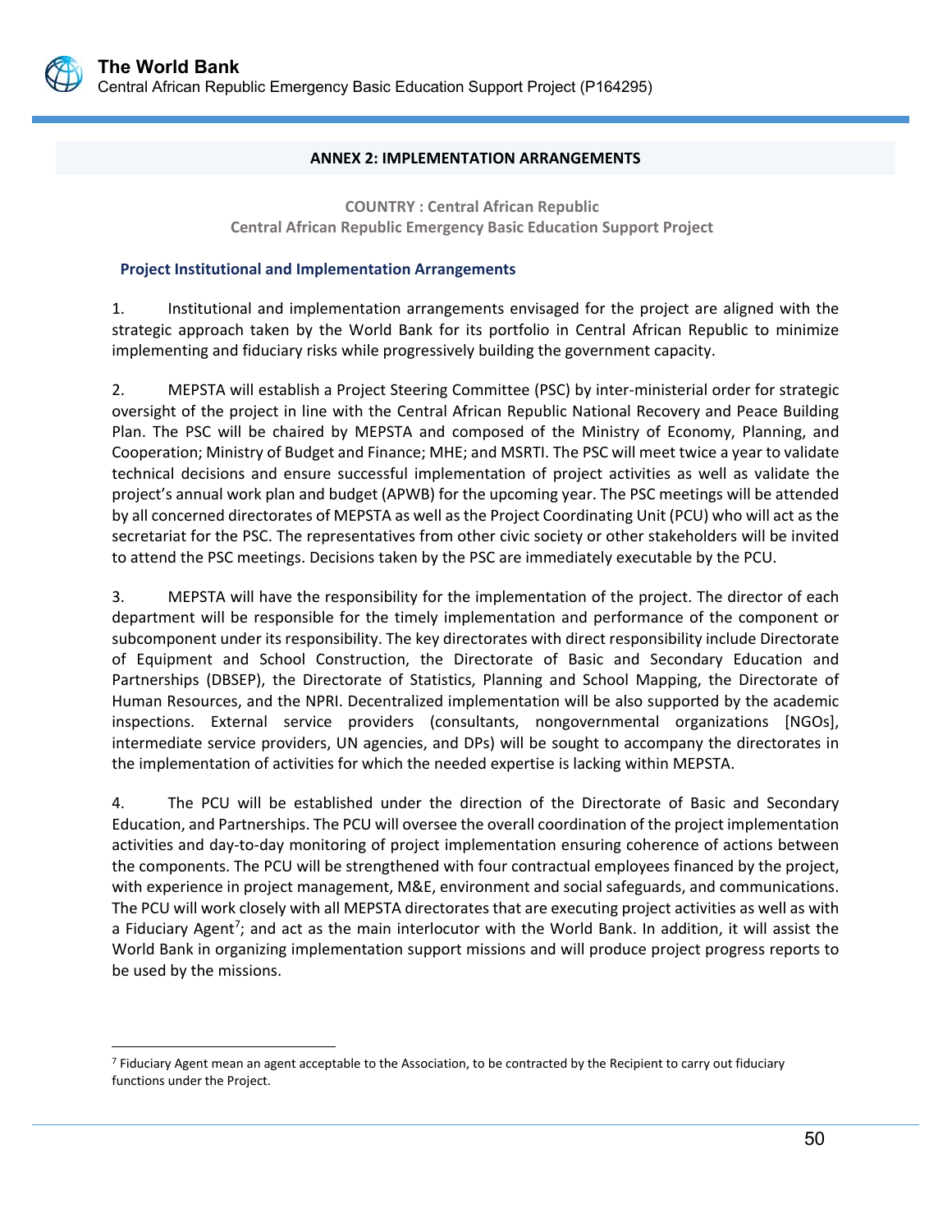## ANNEX 2: IMPLEMENTATION ARRANGEMENTS

**COUNTRY : Central African Republic**
**Central African Republic Emergency Basic Education Support Project**

### Project Institutional and Implementation Arrangements

1. Institutional and implementation arrangements envisaged for the project are aligned with the strategic approach taken by the World Bank for its portfolio in Central African Republic to minimize implementing and fiduciary risks while progressively building the government capacity.

2. MEPSTA will establish a Project Steering Committee (PSC) by inter-ministerial order for strategic oversight of the project in line with the Central African Republic National Recovery and Peace Building Plan. The PSC will be chaired by MEPSTA and composed of the Ministry of Economy, Planning, and Cooperation; Ministry of Budget and Finance; MHE; and MSRTI. The PSC will meet twice a year to validate technical decisions and ensure successful implementation of project activities as well as validate the project's annual work plan and budget (APWB) for the upcoming year. The PSC meetings will be attended by all concerned directorates of MEPSTA as well as the Project Coordinating Unit (PCU) who will act as the secretariat for the PSC. The representatives from other civic society or other stakeholders will be invited to attend the PSC meetings. Decisions taken by the PSC are immediately executable by the PCU.

3. MEPSTA will have the responsibility for the implementation of the project. The director of each department will be responsible for the timely implementation and performance of the component or subcomponent under its responsibility. The key directorates with direct responsibility include Directorate of Equipment and School Construction, the Directorate of Basic and Secondary Education and Partnerships (DBSEP), the Directorate of Statistics, Planning and School Mapping, the Directorate of Human Resources, and the NPRI. Decentralized implementation will be also supported by the academic inspections. External service providers (consultants, nongovernmental organizations [NGOs], intermediate service providers, UN agencies, and DPs) will be sought to accompany the directorates in the implementation of activities for which the needed expertise is lacking within MEPSTA.

4. The PCU will be established under the direction of the Directorate of Basic and Secondary Education, and Partnerships. The PCU will oversee the overall coordination of the project implementation activities and day-to-day monitoring of project implementation ensuring coherence of actions between the components. The PCU will be strengthened with four contractual employees financed by the project, with experience in project management, M&E, environment and social safeguards, and communications. The PCU will work closely with all MEPSTA directorates that are executing project activities as well as with a Fiduciary Agent[7]; and act as the main interlocutor with the World Bank. In addition, it will assist the World Bank in organizing implementation support missions and will produce project progress reports to be used by the missions.

[7] Fiduciary Agent mean an agent acceptable to the Association, to be contracted by the Recipient to carry out fiduciary functions under the Project.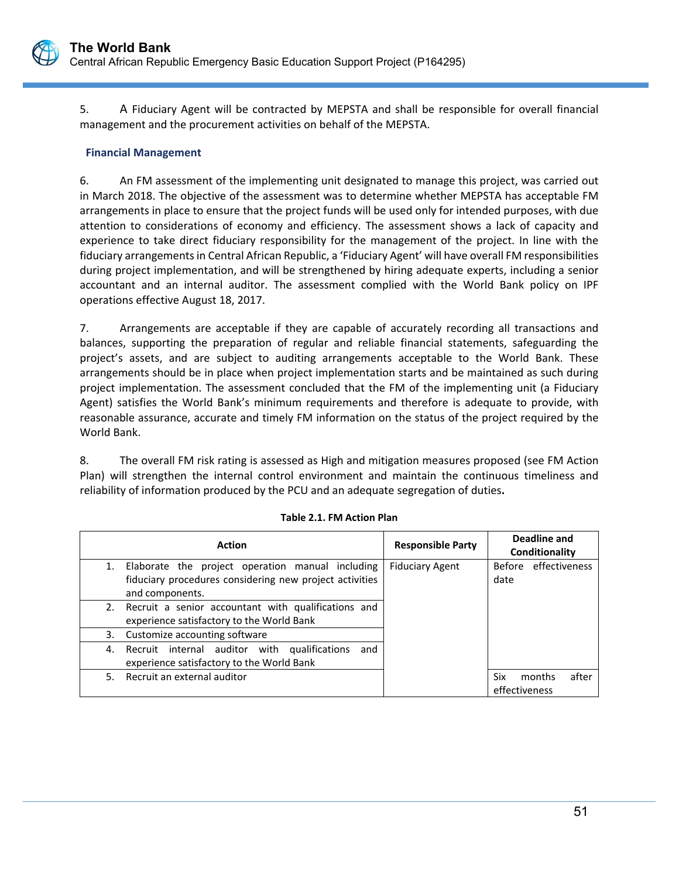5. A Fiduciary Agent will be contracted by MEPSTA and shall be responsible for overall financial management and the procurement activities on behalf of the MEPSTA.

### Financial Management

6. An FM assessment of the implementing unit designated to manage this project, was carried out in March 2018. The objective of the assessment was to determine whether MEPSTA has acceptable FM arrangements in place to ensure that the project funds will be used only for intended purposes, with due attention to considerations of economy and efficiency. The assessment shows a lack of capacity and experience to take direct fiduciary responsibility for the management of the project. In line with the fiduciary arrangements in Central African Republic, a 'Fiduciary Agent' will have overall FM responsibilities during project implementation, and will be strengthened by hiring adequate experts, including a senior accountant and an internal auditor. The assessment complied with the World Bank policy on IPF operations effective August 18, 2017.

7. Arrangements are acceptable if they are capable of accurately recording all transactions and balances, supporting the preparation of regular and reliable financial statements, safeguarding the project's assets, and are subject to auditing arrangements acceptable to the World Bank. These arrangements should be in place when project implementation starts and be maintained as such during project implementation. The assessment concluded that the FM of the implementing unit (a Fiduciary Agent) satisfies the World Bank's minimum requirements and therefore is adequate to provide, with reasonable assurance, accurate and timely FM information on the status of the project required by the World Bank.

8. The overall FM risk rating is assessed as High and mitigation measures proposed (see FM Action Plan) will strengthen the internal control environment and maintain the continuous timeliness and reliability of information produced by the PCU and an adequate segregation of duties.

**Table 2.1. FM Action Plan**

| Action | Responsible Party | Deadline and Conditionality |
|---|---|---|
| 1. Elaborate the project operation manual including fiduciary procedures considering new project activities and components. | Fiduciary Agent | Before effectiveness date |
| 2. Recruit a senior accountant with qualifications and experience satisfactory to the World Bank | | |
| 3. Customize accounting software | | |
| 4. Recruit internal auditor with qualifications and experience satisfactory to the World Bank | | |
| 5. Recruit an external auditor | | Six months after effectiveness |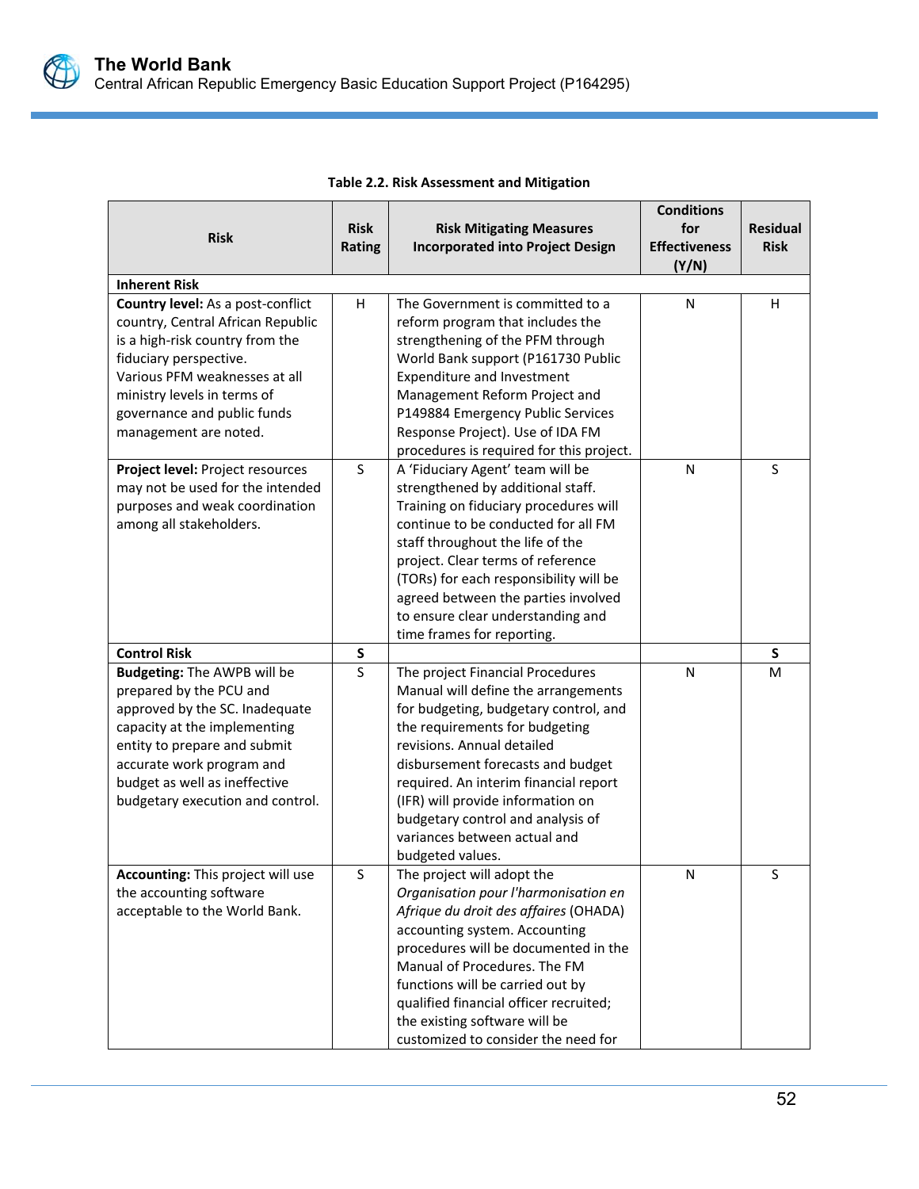**Table 2.2. Risk Assessment and Mitigation**

| Risk | Risk Rating | Risk Mitigating Measures Incorporated into Project Design | Conditions for Effectiveness (Y/N) | Residual Risk |
|---|---|---|---|---|
| **Inherent Risk** | | | | |
| **Country level:** As a post-conflict country, Central African Republic is a high-risk country from the fiduciary perspective. Various PFM weaknesses at all ministry levels in terms of governance and public funds management are noted. | H | The Government is committed to a reform program that includes the strengthening of the PFM through World Bank support (P161730 Public Expenditure and Investment Management Reform Project and P149884 Emergency Public Services Response Project). Use of IDA FM procedures is required for this project. | N | H |
| **Project level:** Project resources may not be used for the intended purposes and weak coordination among all stakeholders. | S | A 'Fiduciary Agent' team will be strengthened by additional staff. Training on fiduciary procedures will continue to be conducted for all FM staff throughout the life of the project. Clear terms of reference (TORs) for each responsibility will be agreed between the parties involved to ensure clear understanding and time frames for reporting. | N | S |
| **Control Risk** | **S** | | | **S** |
| **Budgeting:** The AWPB will be prepared by the PCU and approved by the SC. Inadequate capacity at the implementing entity to prepare and submit accurate work program and budget as well as ineffective budgetary execution and control. | S | The project Financial Procedures Manual will define the arrangements for budgeting, budgetary control, and the requirements for budgeting revisions. Annual detailed disbursement forecasts and budget required. An interim financial report (IFR) will provide information on budgetary control and analysis of variances between actual and budgeted values. | N | M |
| **Accounting:** This project will use the accounting software acceptable to the World Bank. | S | The project will adopt the *Organisation pour l'harmonisation en Afrique du droit des affaires* (OHADA) accounting system. Accounting procedures will be documented in the Manual of Procedures. The FM functions will be carried out by qualified financial officer recruited; the existing software will be customized to consider the need for | N | S |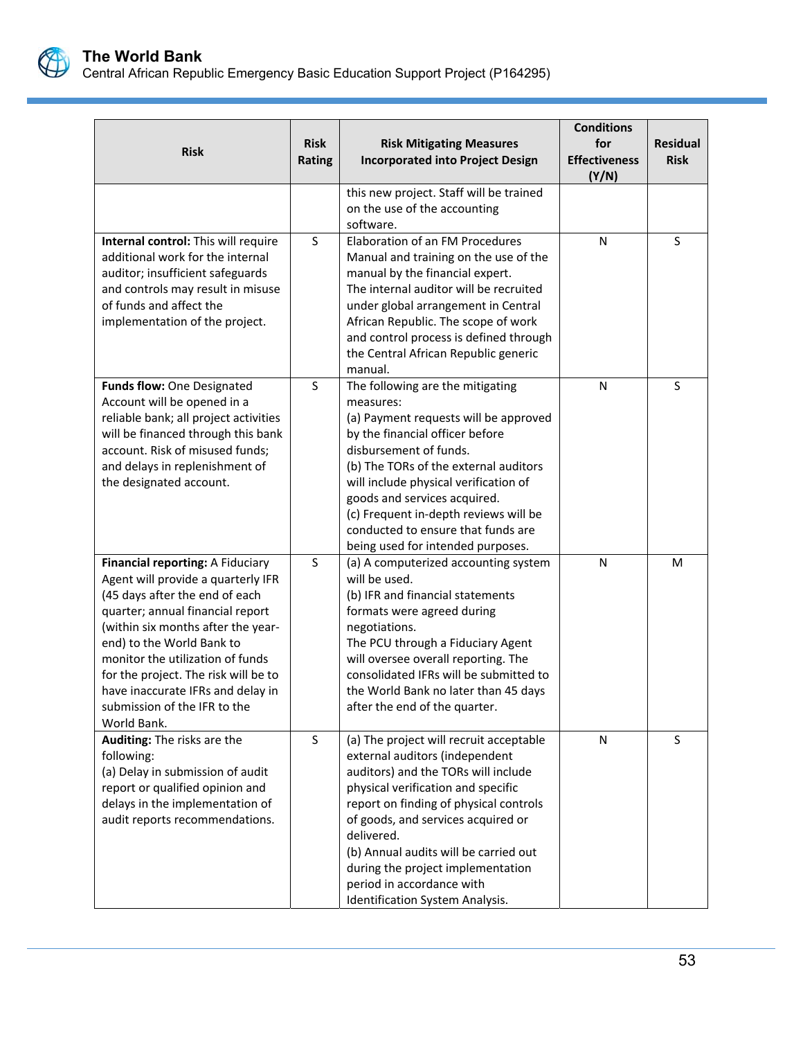| Risk | Risk Rating | Risk Mitigating Measures Incorporated into Project Design | Conditions for Effectiveness (Y/N) | Residual Risk |
|---|---|---|---|---|
| | | this new project. Staff will be trained on the use of the accounting software. | | |
| **Internal control:** This will require additional work for the internal auditor; insufficient safeguards and controls may result in misuse of funds and affect the implementation of the project. | S | Elaboration of an FM Procedures Manual and training on the use of the manual by the financial expert. The internal auditor will be recruited under global arrangement in Central African Republic. The scope of work and control process is defined through the Central African Republic generic manual. | N | S |
| **Funds flow:** One Designated Account will be opened in a reliable bank; all project activities will be financed through this bank account. Risk of misused funds; and delays in replenishment of the designated account. | S | The following are the mitigating measures:<br>(a) Payment requests will be approved by the financial officer before disbursement of funds.<br>(b) The TORs of the external auditors will include physical verification of goods and services acquired.<br>(c) Frequent in-depth reviews will be conducted to ensure that funds are being used for intended purposes. | N | S |
| **Financial reporting:** A Fiduciary Agent will provide a quarterly IFR (45 days after the end of each quarter; annual financial report (within six months after the year-end) to the World Bank to monitor the utilization of funds for the project. The risk will be to have inaccurate IFRs and delay in submission of the IFR to the World Bank. | S | (a) A computerized accounting system will be used.<br>(b) IFR and financial statements formats were agreed during negotiations.<br>The PCU through a Fiduciary Agent will oversee overall reporting. The consolidated IFRs will be submitted to the World Bank no later than 45 days after the end of the quarter. | N | M |
| **Auditing:** The risks are the following:<br>(a) Delay in submission of audit report or qualified opinion and delays in the implementation of audit reports recommendations. | S | (a) The project will recruit acceptable external auditors (independent auditors) and the TORs will include physical verification and specific report on finding of physical controls of goods, and services acquired or delivered.<br>(b) Annual audits will be carried out during the project implementation period in accordance with Identification System Analysis. | N | S |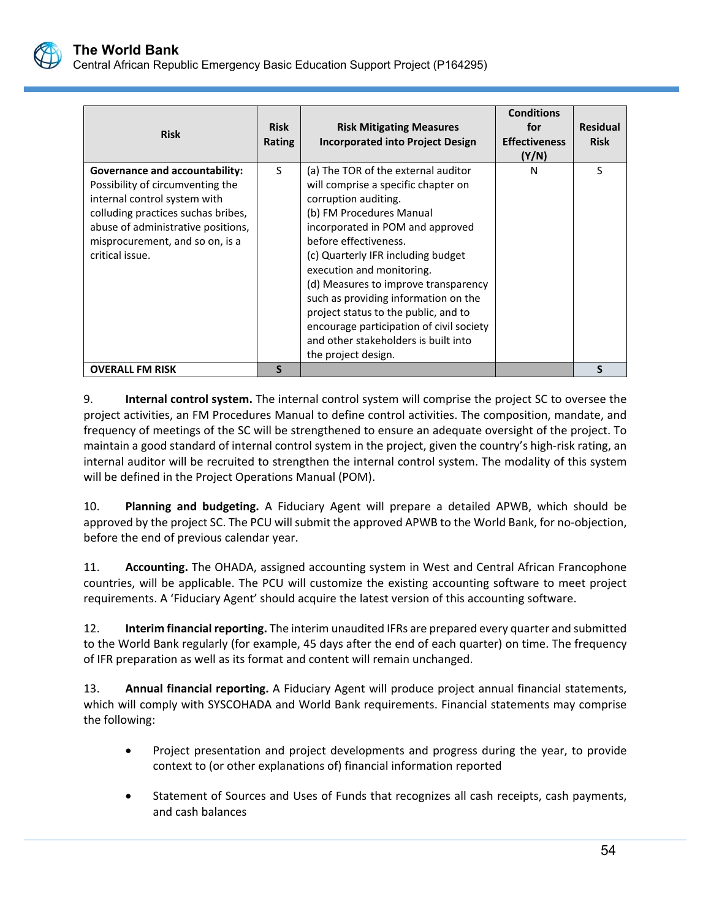| Risk | Risk Rating | Risk Mitigating Measures Incorporated into Project Design | Conditions for Effectiveness (Y/N) | Residual Risk |
|---|---|---|---|---|
| **Governance and accountability:** Possibility of circumventing the internal control system with colluding practices suchas bribes, abuse of administrative positions, misprocurement, and so on, is a critical issue. | S | (a) The TOR of the external auditor will comprise a specific chapter on corruption auditing.<br>(b) FM Procedures Manual incorporated in POM and approved before effectiveness.<br>(c) Quarterly IFR including budget execution and monitoring.<br>(d) Measures to improve transparency such as providing information on the project status to the public, and to encourage participation of civil society and other stakeholders is built into the project design. | N | S |
| **OVERALL FM RISK** | **S** | | | **S** |

9. **Internal control system.** The internal control system will comprise the project SC to oversee the project activities, an FM Procedures Manual to define control activities. The composition, mandate, and frequency of meetings of the SC will be strengthened to ensure an adequate oversight of the project. To maintain a good standard of internal control system in the project, given the country's high-risk rating, an internal auditor will be recruited to strengthen the internal control system. The modality of this system will be defined in the Project Operations Manual (POM).

10. **Planning and budgeting.** A Fiduciary Agent will prepare a detailed APWB, which should be approved by the project SC. The PCU will submit the approved APWB to the World Bank, for no-objection, before the end of previous calendar year.

11. **Accounting.** The OHADA, assigned accounting system in West and Central African Francophone countries, will be applicable. The PCU will customize the existing accounting software to meet project requirements. A 'Fiduciary Agent' should acquire the latest version of this accounting software.

12. **Interim financial reporting.** The interim unaudited IFRs are prepared every quarter and submitted to the World Bank regularly (for example, 45 days after the end of each quarter) on time. The frequency of IFR preparation as well as its format and content will remain unchanged.

13. **Annual financial reporting.** A Fiduciary Agent will produce project annual financial statements, which will comply with SYSCOHADA and World Bank requirements. Financial statements may comprise the following:

- Project presentation and project developments and progress during the year, to provide context to (or other explanations of) financial information reported
- Statement of Sources and Uses of Funds that recognizes all cash receipts, cash payments, and cash balances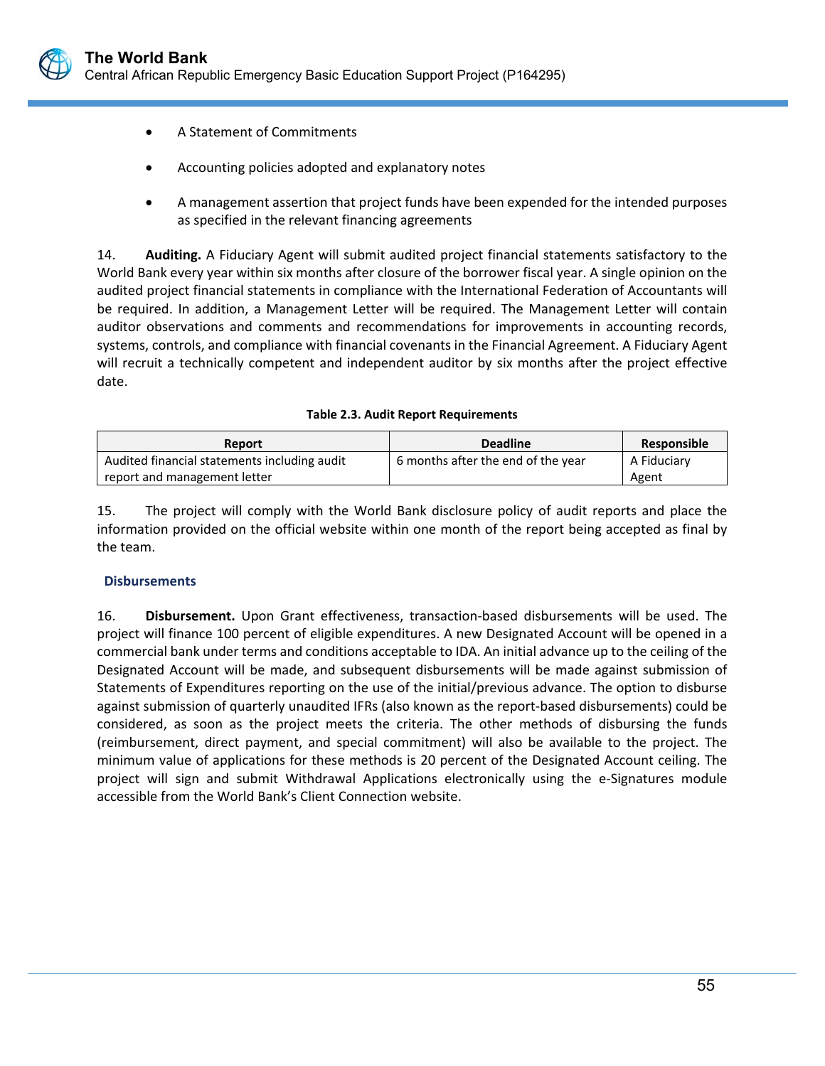- A Statement of Commitments
- Accounting policies adopted and explanatory notes
- A management assertion that project funds have been expended for the intended purposes as specified in the relevant financing agreements

14. **Auditing.** A Fiduciary Agent will submit audited project financial statements satisfactory to the World Bank every year within six months after closure of the borrower fiscal year. A single opinion on the audited project financial statements in compliance with the International Federation of Accountants will be required. In addition, a Management Letter will be required. The Management Letter will contain auditor observations and comments and recommendations for improvements in accounting records, systems, controls, and compliance with financial covenants in the Financial Agreement. A Fiduciary Agent will recruit a technically competent and independent auditor by six months after the project effective date.

**Table 2.3. Audit Report Requirements**

| Report | Deadline | Responsible |
|---|---|---|
| Audited financial statements including audit report and management letter | 6 months after the end of the year | A Fiduciary Agent |

15. The project will comply with the World Bank disclosure policy of audit reports and place the information provided on the official website within one month of the report being accepted as final by the team.

### Disbursements

16. **Disbursement.** Upon Grant effectiveness, transaction-based disbursements will be used. The project will finance 100 percent of eligible expenditures. A new Designated Account will be opened in a commercial bank under terms and conditions acceptable to IDA. An initial advance up to the ceiling of the Designated Account will be made, and subsequent disbursements will be made against submission of Statements of Expenditures reporting on the use of the initial/previous advance. The option to disburse against submission of quarterly unaudited IFRs (also known as the report-based disbursements) could be considered, as soon as the project meets the criteria. The other methods of disbursing the funds (reimbursement, direct payment, and special commitment) will also be available to the project. The minimum value of applications for these methods is 20 percent of the Designated Account ceiling. The project will sign and submit Withdrawal Applications electronically using the e-Signatures module accessible from the World Bank's Client Connection website.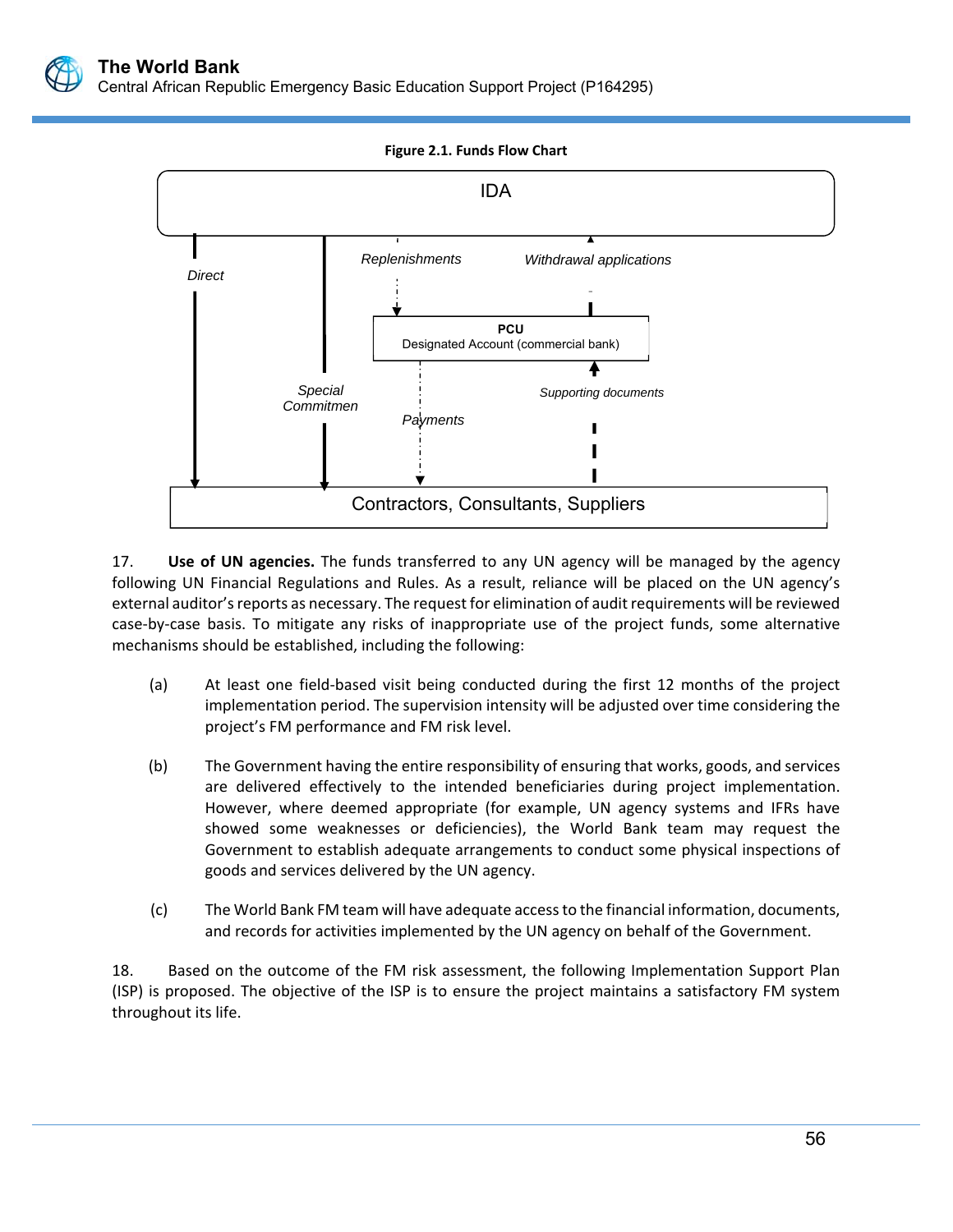**Figure 2.1. Funds Flow Chart**

IDA

Direct

Replenishments

Withdrawal applications

**PCU**
Designated Account (commercial bank)

Special Commitmen

Payments

Supporting documents

Contractors, Consultants, Suppliers

17. **Use of UN agencies.** The funds transferred to any UN agency will be managed by the agency following UN Financial Regulations and Rules. As a result, reliance will be placed on the UN agency's external auditor's reports as necessary. The request for elimination of audit requirements will be reviewed case-by-case basis. To mitigate any risks of inappropriate use of the project funds, some alternative mechanisms should be established, including the following:

(a) At least one field-based visit being conducted during the first 12 months of the project implementation period. The supervision intensity will be adjusted over time considering the project's FM performance and FM risk level.

(b) The Government having the entire responsibility of ensuring that works, goods, and services are delivered effectively to the intended beneficiaries during project implementation. However, where deemed appropriate (for example, UN agency systems and IFRs have showed some weaknesses or deficiencies), the World Bank team may request the Government to establish adequate arrangements to conduct some physical inspections of goods and services delivered by the UN agency.

(c) The World Bank FM team will have adequate access to the financial information, documents, and records for activities implemented by the UN agency on behalf of the Government.

18. Based on the outcome of the FM risk assessment, the following Implementation Support Plan (ISP) is proposed. The objective of the ISP is to ensure the project maintains a satisfactory FM system throughout its life.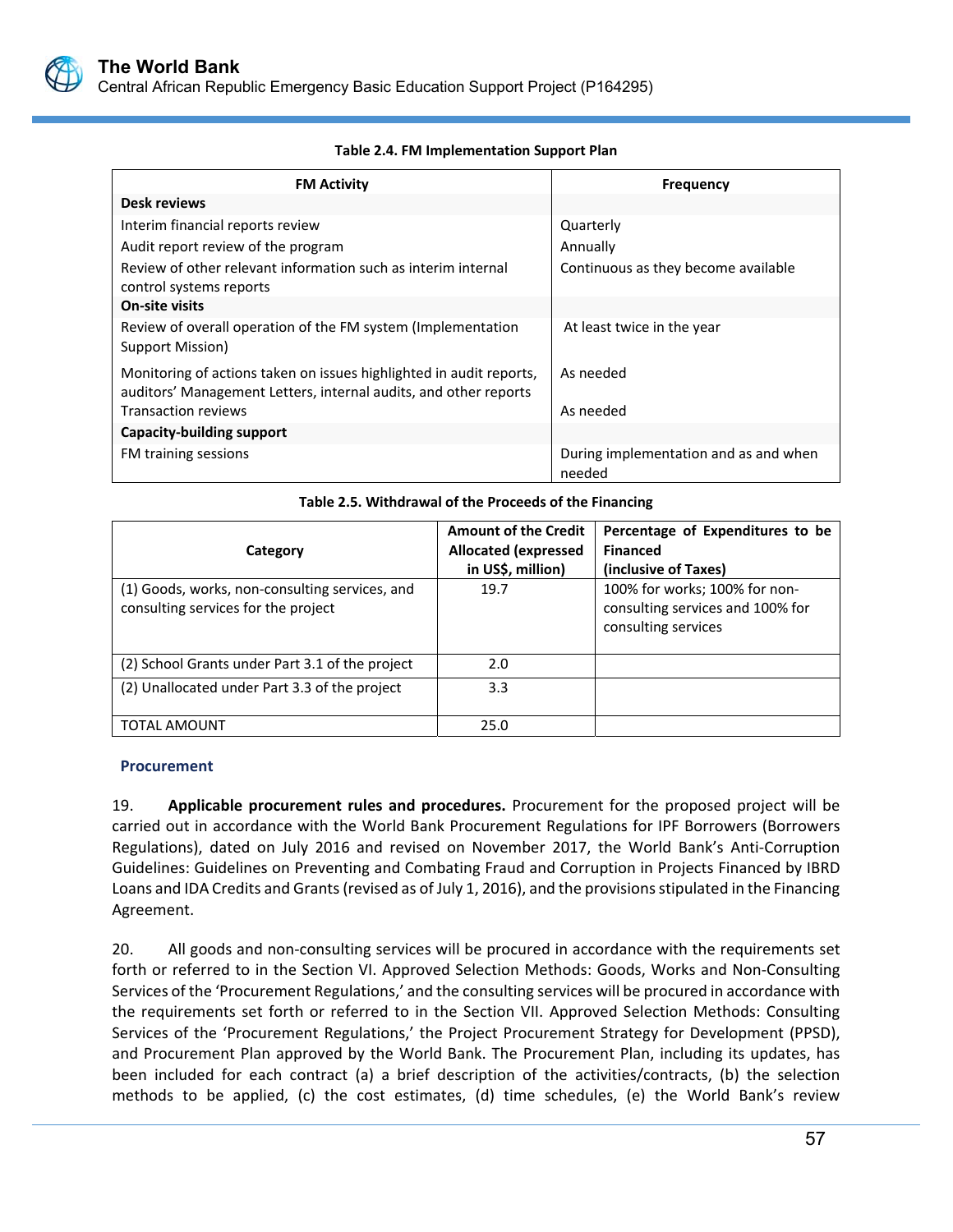**Table 2.4. FM Implementation Support Plan**

| FM Activity | Frequency |
|---|---|
| **Desk reviews** | |
| Interim financial reports review | Quarterly |
| Audit report review of the program | Annually |
| Review of other relevant information such as interim internal control systems reports | Continuous as they become available |
| **On-site visits** | |
| Review of overall operation of the FM system (Implementation Support Mission) | At least twice in the year |
| Monitoring of actions taken on issues highlighted in audit reports, auditors' Management Letters, internal audits, and other reports | As needed |
| Transaction reviews | As needed |
| **Capacity-building support** | |
| FM training sessions | During implementation and as and when needed |

**Table 2.5. Withdrawal of the Proceeds of the Financing**

| Category | Amount of the Credit Allocated (expressed in US$, million) | Percentage of Expenditures to be Financed (inclusive of Taxes) |
|---|---|---|
| (1) Goods, works, non-consulting services, and consulting services for the project | 19.7 | 100% for works; 100% for non-consulting services and 100% for consulting services |
| (2) School Grants under Part 3.1 of the project | 2.0 | |
| (2) Unallocated under Part 3.3 of the project | 3.3 | |
| TOTAL AMOUNT | 25.0 | |

### Procurement

19. **Applicable procurement rules and procedures.** Procurement for the proposed project will be carried out in accordance with the World Bank Procurement Regulations for IPF Borrowers (Borrowers Regulations), dated on July 2016 and revised on November 2017, the World Bank's Anti-Corruption Guidelines: Guidelines on Preventing and Combating Fraud and Corruption in Projects Financed by IBRD Loans and IDA Credits and Grants (revised as of July 1, 2016), and the provisions stipulated in the Financing Agreement.

20. All goods and non-consulting services will be procured in accordance with the requirements set forth or referred to in the Section VI. Approved Selection Methods: Goods, Works and Non-Consulting Services of the 'Procurement Regulations,' and the consulting services will be procured in accordance with the requirements set forth or referred to in the Section VII. Approved Selection Methods: Consulting Services of the 'Procurement Regulations,' the Project Procurement Strategy for Development (PPSD), and Procurement Plan approved by the World Bank. The Procurement Plan, including its updates, has been included for each contract (a) a brief description of the activities/contracts, (b) the selection methods to be applied, (c) the cost estimates, (d) time schedules, (e) the World Bank's review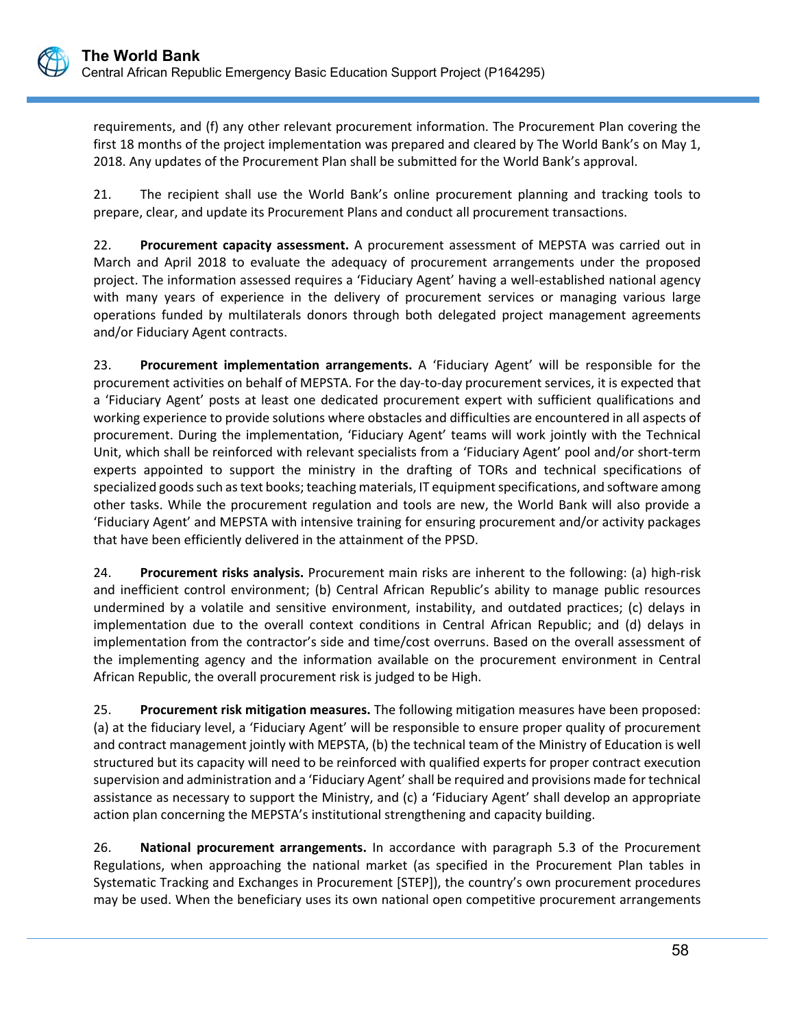requirements, and (f) any other relevant procurement information. The Procurement Plan covering the first 18 months of the project implementation was prepared and cleared by The World Bank's on May 1, 2018. Any updates of the Procurement Plan shall be submitted for the World Bank's approval.

21. The recipient shall use the World Bank's online procurement planning and tracking tools to prepare, clear, and update its Procurement Plans and conduct all procurement transactions.

22. **Procurement capacity assessment.** A procurement assessment of MEPSTA was carried out in March and April 2018 to evaluate the adequacy of procurement arrangements under the proposed project. The information assessed requires a 'Fiduciary Agent' having a well-established national agency with many years of experience in the delivery of procurement services or managing various large operations funded by multilaterals donors through both delegated project management agreements and/or Fiduciary Agent contracts.

23. **Procurement implementation arrangements.** A 'Fiduciary Agent' will be responsible for the procurement activities on behalf of MEPSTA. For the day-to-day procurement services, it is expected that a 'Fiduciary Agent' posts at least one dedicated procurement expert with sufficient qualifications and working experience to provide solutions where obstacles and difficulties are encountered in all aspects of procurement. During the implementation, 'Fiduciary Agent' teams will work jointly with the Technical Unit, which shall be reinforced with relevant specialists from a 'Fiduciary Agent' pool and/or short-term experts appointed to support the ministry in the drafting of TORs and technical specifications of specialized goods such as text books; teaching materials, IT equipment specifications, and software among other tasks. While the procurement regulation and tools are new, the World Bank will also provide a 'Fiduciary Agent' and MEPSTA with intensive training for ensuring procurement and/or activity packages that have been efficiently delivered in the attainment of the PPSD.

24. **Procurement risks analysis.** Procurement main risks are inherent to the following: (a) high-risk and inefficient control environment; (b) Central African Republic's ability to manage public resources undermined by a volatile and sensitive environment, instability, and outdated practices; (c) delays in implementation due to the overall context conditions in Central African Republic; and (d) delays in implementation from the contractor's side and time/cost overruns. Based on the overall assessment of the implementing agency and the information available on the procurement environment in Central African Republic, the overall procurement risk is judged to be High.

25. **Procurement risk mitigation measures.** The following mitigation measures have been proposed: (a) at the fiduciary level, a 'Fiduciary Agent' will be responsible to ensure proper quality of procurement and contract management jointly with MEPSTA, (b) the technical team of the Ministry of Education is well structured but its capacity will need to be reinforced with qualified experts for proper contract execution supervision and administration and a 'Fiduciary Agent' shall be required and provisions made for technical assistance as necessary to support the Ministry, and (c) a 'Fiduciary Agent' shall develop an appropriate action plan concerning the MEPSTA's institutional strengthening and capacity building.

26. **National procurement arrangements.** In accordance with paragraph 5.3 of the Procurement Regulations, when approaching the national market (as specified in the Procurement Plan tables in Systematic Tracking and Exchanges in Procurement [STEP]), the country's own procurement procedures may be used. When the beneficiary uses its own national open competitive procurement arrangements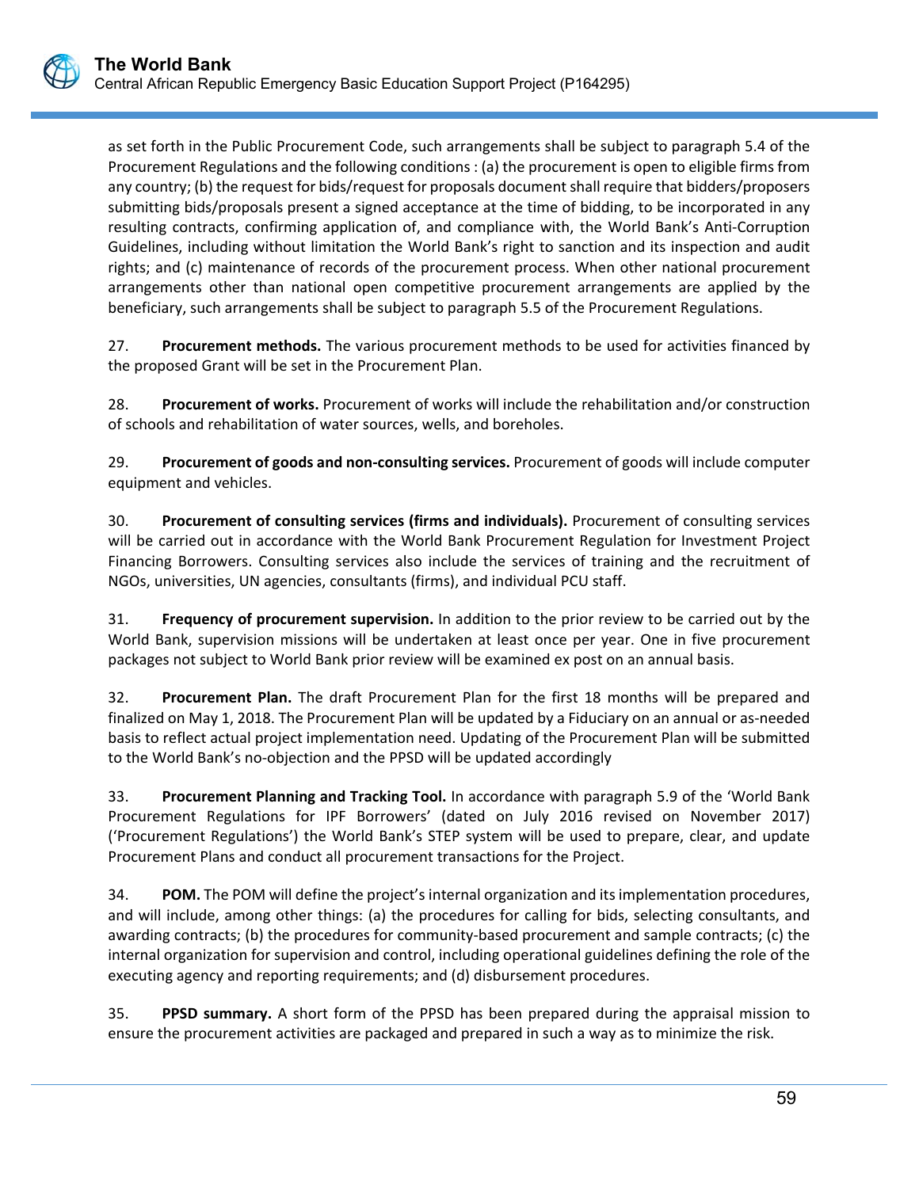as set forth in the Public Procurement Code, such arrangements shall be subject to paragraph 5.4 of the Procurement Regulations and the following conditions : (a) the procurement is open to eligible firms from any country; (b) the request for bids/request for proposals document shall require that bidders/proposers submitting bids/proposals present a signed acceptance at the time of bidding, to be incorporated in any resulting contracts, confirming application of, and compliance with, the World Bank's Anti-Corruption Guidelines, including without limitation the World Bank's right to sanction and its inspection and audit rights; and (c) maintenance of records of the procurement process. When other national procurement arrangements other than national open competitive procurement arrangements are applied by the beneficiary, such arrangements shall be subject to paragraph 5.5 of the Procurement Regulations.

27. **Procurement methods.** The various procurement methods to be used for activities financed by the proposed Grant will be set in the Procurement Plan.

28. **Procurement of works.** Procurement of works will include the rehabilitation and/or construction of schools and rehabilitation of water sources, wells, and boreholes.

29. **Procurement of goods and non-consulting services.** Procurement of goods will include computer equipment and vehicles.

30. **Procurement of consulting services (firms and individuals).** Procurement of consulting services will be carried out in accordance with the World Bank Procurement Regulation for Investment Project Financing Borrowers. Consulting services also include the services of training and the recruitment of NGOs, universities, UN agencies, consultants (firms), and individual PCU staff.

31. **Frequency of procurement supervision.** In addition to the prior review to be carried out by the World Bank, supervision missions will be undertaken at least once per year. One in five procurement packages not subject to World Bank prior review will be examined ex post on an annual basis.

32. **Procurement Plan.** The draft Procurement Plan for the first 18 months will be prepared and finalized on May 1, 2018. The Procurement Plan will be updated by a Fiduciary on an annual or as-needed basis to reflect actual project implementation need. Updating of the Procurement Plan will be submitted to the World Bank's no-objection and the PPSD will be updated accordingly

33. **Procurement Planning and Tracking Tool.** In accordance with paragraph 5.9 of the 'World Bank Procurement Regulations for IPF Borrowers' (dated on July 2016 revised on November 2017) ('Procurement Regulations') the World Bank's STEP system will be used to prepare, clear, and update Procurement Plans and conduct all procurement transactions for the Project.

34. **POM.** The POM will define the project's internal organization and its implementation procedures, and will include, among other things: (a) the procedures for calling for bids, selecting consultants, and awarding contracts; (b) the procedures for community-based procurement and sample contracts; (c) the internal organization for supervision and control, including operational guidelines defining the role of the executing agency and reporting requirements; and (d) disbursement procedures.

35. **PPSD summary.** A short form of the PPSD has been prepared during the appraisal mission to ensure the procurement activities are packaged and prepared in such a way as to minimize the risk.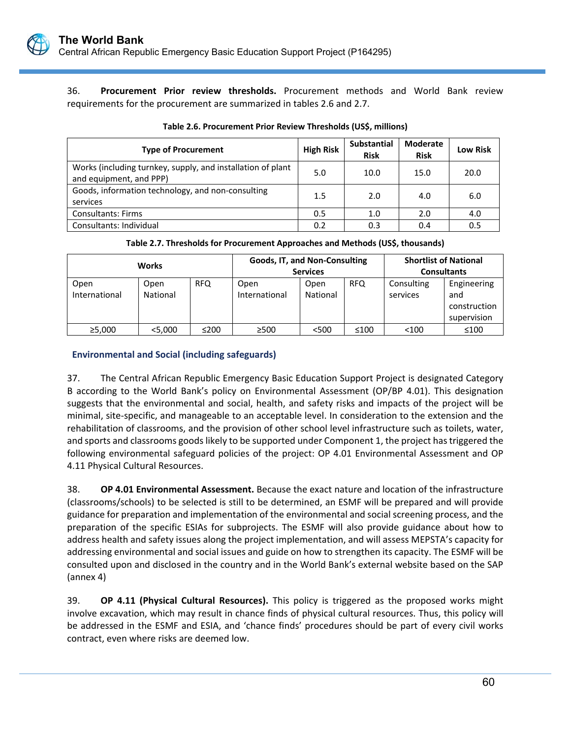36. **Procurement Prior review thresholds.** Procurement methods and World Bank review requirements for the procurement are summarized in tables 2.6 and 2.7.

**Table 2.6. Procurement Prior Review Thresholds (US$, millions)**

| Type of Procurement | High Risk | Substantial Risk | Moderate Risk | Low Risk |
|---|---|---|---|---|
| Works (including turnkey, supply, and installation of plant and equipment, and PPP) | 5.0 | 10.0 | 15.0 | 20.0 |
| Goods, information technology, and non-consulting services | 1.5 | 2.0 | 4.0 | 6.0 |
| Consultants: Firms | 0.5 | 1.0 | 2.0 | 4.0 |
| Consultants: Individual | 0.2 | 0.3 | 0.4 | 0.5 |

**Table 2.7. Thresholds for Procurement Approaches and Methods (US$, thousands)**

| Works | | | Goods, IT, and Non-Consulting Services | | | Shortlist of National Consultants | |
|---|---|---|---|---|---|---|---|
| Open International | Open National | RFQ | Open International | Open National | RFQ | Consulting services | Engineering and construction supervision |
| ≥5,000 | <5,000 | ≤200 | ≥500 | <500 | ≤100 | <100 | ≤100 |

### Environmental and Social (including safeguards)

37. The Central African Republic Emergency Basic Education Support Project is designated Category B according to the World Bank's policy on Environmental Assessment (OP/BP 4.01). This designation suggests that the environmental and social, health, and safety risks and impacts of the project will be minimal, site-specific, and manageable to an acceptable level. In consideration to the extension and the rehabilitation of classrooms, and the provision of other school level infrastructure such as toilets, water, and sports and classrooms goods likely to be supported under Component 1, the project has triggered the following environmental safeguard policies of the project: OP 4.01 Environmental Assessment and OP 4.11 Physical Cultural Resources.

38. **OP 4.01 Environmental Assessment.** Because the exact nature and location of the infrastructure (classrooms/schools) to be selected is still to be determined, an ESMF will be prepared and will provide guidance for preparation and implementation of the environmental and social screening process, and the preparation of the specific ESIAs for subprojects. The ESMF will also provide guidance about how to address health and safety issues along the project implementation, and will assess MEPSTA's capacity for addressing environmental and social issues and guide on how to strengthen its capacity. The ESMF will be consulted upon and disclosed in the country and in the World Bank's external website based on the SAP (annex 4)

39. **OP 4.11 (Physical Cultural Resources).** This policy is triggered as the proposed works might involve excavation, which may result in chance finds of physical cultural resources. Thus, this policy will be addressed in the ESMF and ESIA, and 'chance finds' procedures should be part of every civil works contract, even where risks are deemed low.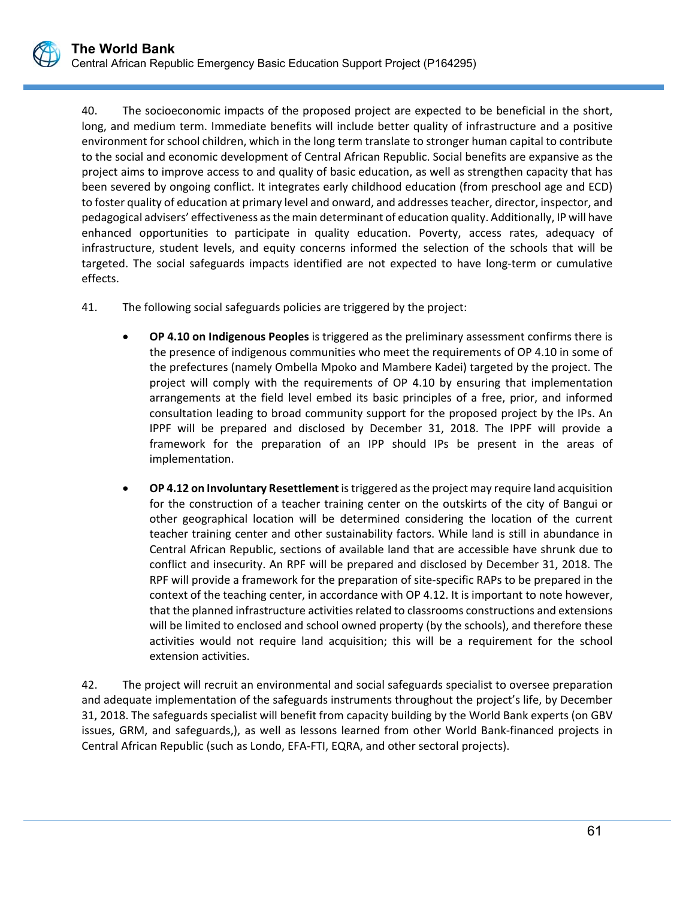40. The socioeconomic impacts of the proposed project are expected to be beneficial in the short, long, and medium term. Immediate benefits will include better quality of infrastructure and a positive environment for school children, which in the long term translate to stronger human capital to contribute to the social and economic development of Central African Republic. Social benefits are expansive as the project aims to improve access to and quality of basic education, as well as strengthen capacity that has been severed by ongoing conflict. It integrates early childhood education (from preschool age and ECD) to foster quality of education at primary level and onward, and addresses teacher, director, inspector, and pedagogical advisers' effectiveness as the main determinant of education quality. Additionally, IP will have enhanced opportunities to participate in quality education. Poverty, access rates, adequacy of infrastructure, student levels, and equity concerns informed the selection of the schools that will be targeted. The social safeguards impacts identified are not expected to have long-term or cumulative effects.

41. The following social safeguards policies are triggered by the project:

- **OP 4.10 on Indigenous Peoples** is triggered as the preliminary assessment confirms there is the presence of indigenous communities who meet the requirements of OP 4.10 in some of the prefectures (namely Ombella Mpoko and Mambere Kadei) targeted by the project. The project will comply with the requirements of OP 4.10 by ensuring that implementation arrangements at the field level embed its basic principles of a free, prior, and informed consultation leading to broad community support for the proposed project by the IPs. An IPPF will be prepared and disclosed by December 31, 2018. The IPPF will provide a framework for the preparation of an IPP should IPs be present in the areas of implementation.

- **OP 4.12 on Involuntary Resettlement** is triggered as the project may require land acquisition for the construction of a teacher training center on the outskirts of the city of Bangui or other geographical location will be determined considering the location of the current teacher training center and other sustainability factors. While land is still in abundance in Central African Republic, sections of available land that are accessible have shrunk due to conflict and insecurity. An RPF will be prepared and disclosed by December 31, 2018. The RPF will provide a framework for the preparation of site-specific RAPs to be prepared in the context of the teaching center, in accordance with OP 4.12. It is important to note however, that the planned infrastructure activities related to classrooms constructions and extensions will be limited to enclosed and school owned property (by the schools), and therefore these activities would not require land acquisition; this will be a requirement for the school extension activities.

42. The project will recruit an environmental and social safeguards specialist to oversee preparation and adequate implementation of the safeguards instruments throughout the project's life, by December 31, 2018. The safeguards specialist will benefit from capacity building by the World Bank experts (on GBV issues, GRM, and safeguards,), as well as lessons learned from other World Bank-financed projects in Central African Republic (such as Londo, EFA-FTI, EQRA, and other sectoral projects).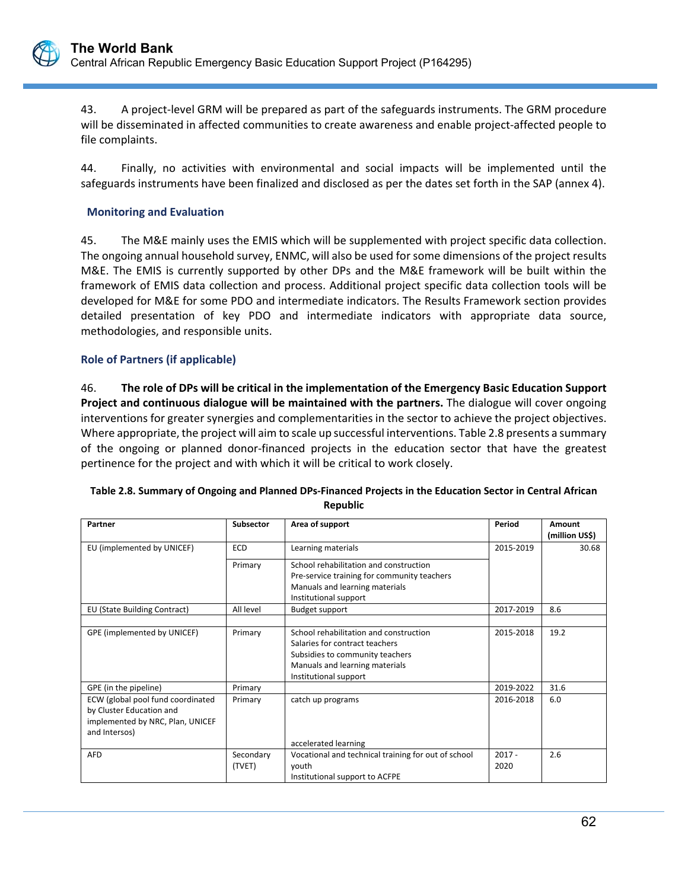43. A project-level GRM will be prepared as part of the safeguards instruments. The GRM procedure will be disseminated in affected communities to create awareness and enable project-affected people to file complaints.

44. Finally, no activities with environmental and social impacts will be implemented until the safeguards instruments have been finalized and disclosed as per the dates set forth in the SAP (annex 4).

### Monitoring and Evaluation

45. The M&E mainly uses the EMIS which will be supplemented with project specific data collection. The ongoing annual household survey, ENMC, will also be used for some dimensions of the project results M&E. The EMIS is currently supported by other DPs and the M&E framework will be built within the framework of EMIS data collection and process. Additional project specific data collection tools will be developed for M&E for some PDO and intermediate indicators. The Results Framework section provides detailed presentation of key PDO and intermediate indicators with appropriate data source, methodologies, and responsible units.

### Role of Partners (if applicable)

46. **The role of DPs will be critical in the implementation of the Emergency Basic Education Support Project and continuous dialogue will be maintained with the partners.** The dialogue will cover ongoing interventions for greater synergies and complementarities in the sector to achieve the project objectives. Where appropriate, the project will aim to scale up successful interventions. Table 2.8 presents a summary of the ongoing or planned donor-financed projects in the education sector that have the greatest pertinence for the project and with which it will be critical to work closely.

**Table 2.8. Summary of Ongoing and Planned DPs-Financed Projects in the Education Sector in Central African Republic**

| Partner | Subsector | Area of support | Period | Amount (million US$) |
|---|---|---|---|---|
| EU (implemented by UNICEF) | ECD | Learning materials | 2015-2019 | 30.68 |
| | Primary | School rehabilitation and construction<br>Pre-service training for community teachers<br>Manuals and learning materials<br>Institutional support | | |
| EU (State Building Contract) | All level | Budget support | 2017-2019 | 8.6 |
| | | | | |
| GPE (implemented by UNICEF) | Primary | School rehabilitation and construction<br>Salaries for contract teachers<br>Subsidies to community teachers<br>Manuals and learning materials<br>Institutional support | 2015-2018 | 19.2 |
| GPE (in the pipeline) | Primary | | 2019-2022 | 31.6 |
| ECW (global pool fund coordinated by Cluster Education and implemented by NRC, Plan, UNICEF and Intersos) | Primary | catch up programs<br>accelerated learning | 2016-2018 | 6.0 |
| AFD | Secondary (TVET) | Vocational and technical training for out of school youth<br>Institutional support to ACFPE | 2017 - 2020 | 2.6 |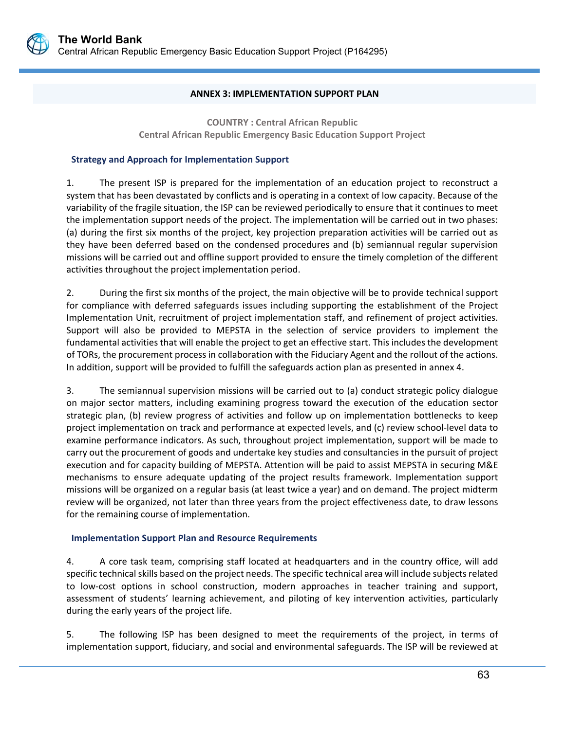## ANNEX 3: IMPLEMENTATION SUPPORT PLAN

**COUNTRY : Central African Republic**
**Central African Republic Emergency Basic Education Support Project**

### Strategy and Approach for Implementation Support

1. The present ISP is prepared for the implementation of an education project to reconstruct a system that has been devastated by conflicts and is operating in a context of low capacity. Because of the variability of the fragile situation, the ISP can be reviewed periodically to ensure that it continues to meet the implementation support needs of the project. The implementation will be carried out in two phases: (a) during the first six months of the project, key projection preparation activities will be carried out as they have been deferred based on the condensed procedures and (b) semiannual regular supervision missions will be carried out and offline support provided to ensure the timely completion of the different activities throughout the project implementation period.

2. During the first six months of the project, the main objective will be to provide technical support for compliance with deferred safeguards issues including supporting the establishment of the Project Implementation Unit, recruitment of project implementation staff, and refinement of project activities. Support will also be provided to MEPSTA in the selection of service providers to implement the fundamental activities that will enable the project to get an effective start. This includes the development of TORs, the procurement process in collaboration with the Fiduciary Agent and the rollout of the actions. In addition, support will be provided to fulfill the safeguards action plan as presented in annex 4.

3. The semiannual supervision missions will be carried out to (a) conduct strategic policy dialogue on major sector matters, including examining progress toward the execution of the education sector strategic plan, (b) review progress of activities and follow up on implementation bottlenecks to keep project implementation on track and performance at expected levels, and (c) review school-level data to examine performance indicators. As such, throughout project implementation, support will be made to carry out the procurement of goods and undertake key studies and consultancies in the pursuit of project execution and for capacity building of MEPSTA. Attention will be paid to assist MEPSTA in securing M&E mechanisms to ensure adequate updating of the project results framework. Implementation support missions will be organized on a regular basis (at least twice a year) and on demand. The project midterm review will be organized, not later than three years from the project effectiveness date, to draw lessons for the remaining course of implementation.

### Implementation Support Plan and Resource Requirements

4. A core task team, comprising staff located at headquarters and in the country office, will add specific technical skills based on the project needs. The specific technical area will include subjects related to low-cost options in school construction, modern approaches in teacher training and support, assessment of students' learning achievement, and piloting of key intervention activities, particularly during the early years of the project life.

5. The following ISP has been designed to meet the requirements of the project, in terms of implementation support, fiduciary, and social and environmental safeguards. The ISP will be reviewed at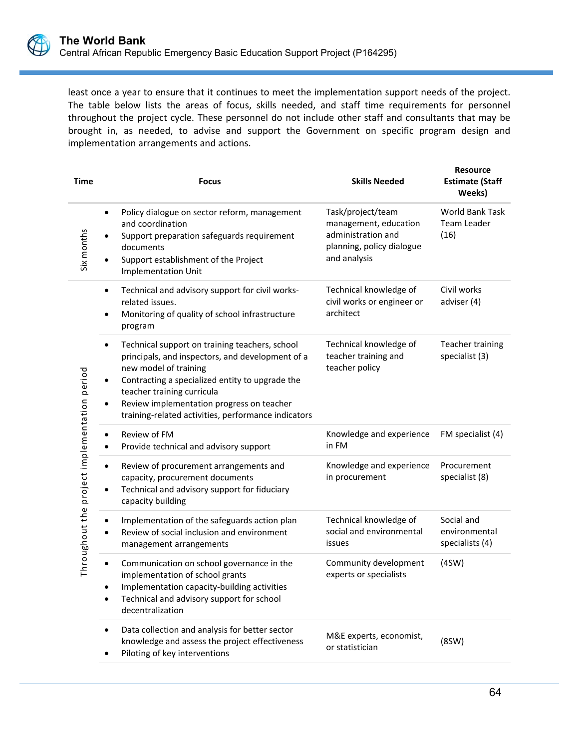least once a year to ensure that it continues to meet the implementation support needs of the project. The table below lists the areas of focus, skills needed, and staff time requirements for personnel throughout the project cycle. These personnel do not include other staff and consultants that may be brought in, as needed, to advise and support the Government on specific program design and implementation arrangements and actions.

| Time | Focus | Skills Needed | Resource Estimate (Staff Weeks) |
|---|---|---|---|
| Six months | • Policy dialogue on sector reform, management and coordination<br>• Support preparation safeguards requirement documents<br>• Support establishment of the Project Implementation Unit | Task/project/team management, education administration and planning, policy dialogue and analysis | World Bank Task Team Leader (16) |
| Throughout the project implementation period | • Technical and advisory support for civil works-related issues.<br>• Monitoring of quality of school infrastructure program | Technical knowledge of civil works or engineer or architect | Civil works adviser (4) |
| | • Technical support on training teachers, school principals, and inspectors, and development of a new model of training<br>• Contracting a specialized entity to upgrade the teacher training curricula<br>• Review implementation progress on teacher training-related activities, performance indicators | Technical knowledge of teacher training and teacher policy | Teacher training specialist (3) |
| | • Review of FM<br>• Provide technical and advisory support | Knowledge and experience in FM | FM specialist (4) |
| | • Review of procurement arrangements and capacity, procurement documents<br>• Technical and advisory support for fiduciary capacity building | Knowledge and experience in procurement | Procurement specialist (8) |
| | • Implementation of the safeguards action plan<br>• Review of social inclusion and environment management arrangements | Technical knowledge of social and environmental issues | Social and environmental specialists (4) |
| | • Communication on school governance in the implementation of school grants<br>• Implementation capacity-building activities<br>• Technical and advisory support for school decentralization | Community development experts or specialists | (4SW) |
| | • Data collection and analysis for better sector knowledge and assess the project effectiveness<br>• Piloting of key interventions | M&E experts, economist, or statistician | (8SW) |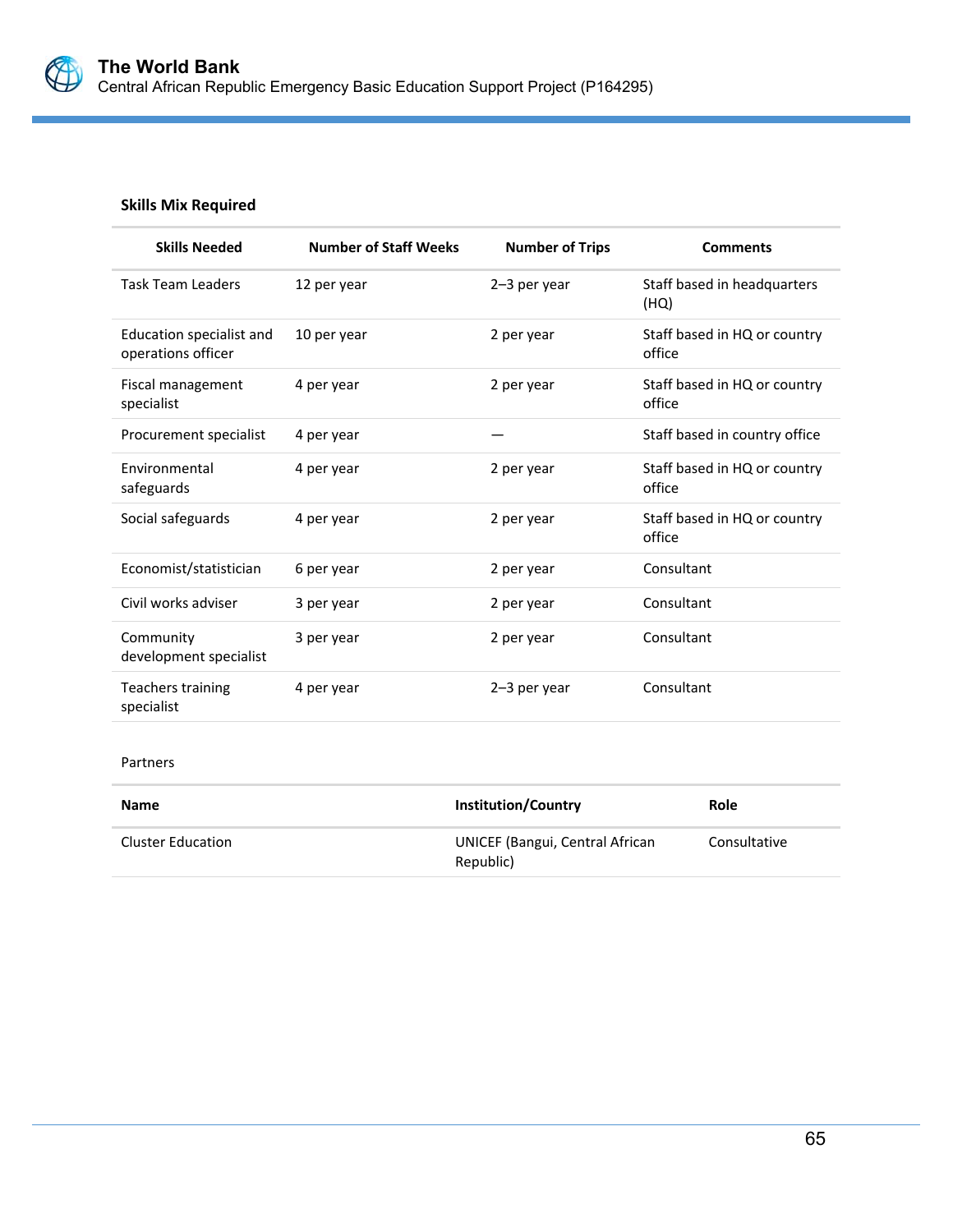**Skills Mix Required**

| Skills Needed | Number of Staff Weeks | Number of Trips | Comments |
|---|---|---|---|
| Task Team Leaders | 12 per year | 2–3 per year | Staff based in headquarters (HQ) |
| Education specialist and operations officer | 10 per year | 2 per year | Staff based in HQ or country office |
| Fiscal management specialist | 4 per year | 2 per year | Staff based in HQ or country office |
| Procurement specialist | 4 per year | — | Staff based in country office |
| Environmental safeguards | 4 per year | 2 per year | Staff based in HQ or country office |
| Social safeguards | 4 per year | 2 per year | Staff based in HQ or country office |
| Economist/statistician | 6 per year | 2 per year | Consultant |
| Civil works adviser | 3 per year | 2 per year | Consultant |
| Community development specialist | 3 per year | 2 per year | Consultant |
| Teachers training specialist | 4 per year | 2–3 per year | Consultant |

Partners

| Name | Institution/Country | Role |
|---|---|---|
| Cluster Education | UNICEF (Bangui, Central African Republic) | Consultative |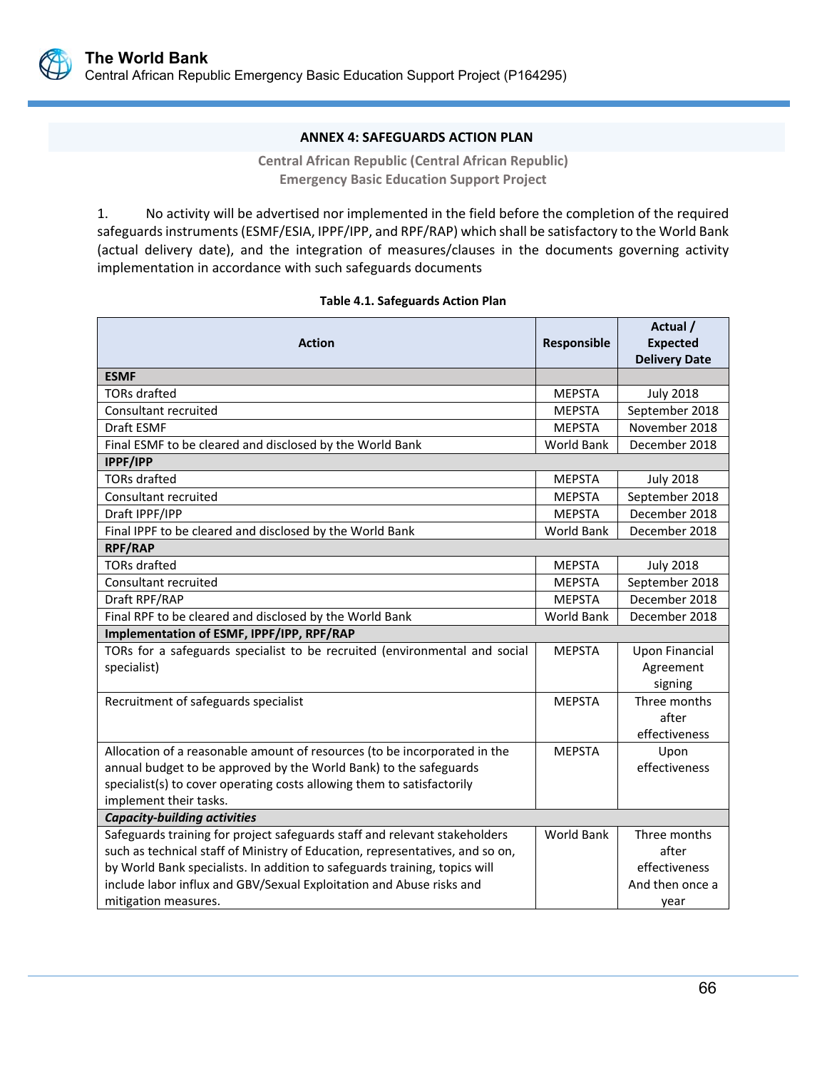## ANNEX 4: SAFEGUARDS ACTION PLAN

**Central African Republic (Central African Republic)**
**Emergency Basic Education Support Project**

1. No activity will be advertised nor implemented in the field before the completion of the required safeguards instruments (ESMF/ESIA, IPPF/IPP, and RPF/RAP) which shall be satisfactory to the World Bank (actual delivery date), and the integration of measures/clauses in the documents governing activity implementation in accordance with such safeguards documents

**Table 4.1. Safeguards Action Plan**

| Action | Responsible | Actual / Expected Delivery Date |
|---|---|---|
| **ESMF** | | |
| TORs drafted | MEPSTA | July 2018 |
| Consultant recruited | MEPSTA | September 2018 |
| Draft ESMF | MEPSTA | November 2018 |
| Final ESMF to be cleared and disclosed by the World Bank | World Bank | December 2018 |
| **IPPF/IPP** | | |
| TORs drafted | MEPSTA | July 2018 |
| Consultant recruited | MEPSTA | September 2018 |
| Draft IPPF/IPP | MEPSTA | December 2018 |
| Final IPPF to be cleared and disclosed by the World Bank | World Bank | December 2018 |
| **RPF/RAP** | | |
| TORs drafted | MEPSTA | July 2018 |
| Consultant recruited | MEPSTA | September 2018 |
| Draft RPF/RAP | MEPSTA | December 2018 |
| Final RPF to be cleared and disclosed by the World Bank | World Bank | December 2018 |
| **Implementation of ESMF, IPPF/IPP, RPF/RAP** | | |
| TORs for a safeguards specialist to be recruited (environmental and social specialist) | MEPSTA | Upon Financial Agreement signing |
| Recruitment of safeguards specialist | MEPSTA | Three months after effectiveness |
| Allocation of a reasonable amount of resources (to be incorporated in the annual budget to be approved by the World Bank) to the safeguards specialist(s) to cover operating costs allowing them to satisfactorily implement their tasks. | MEPSTA | Upon effectiveness |
| ***Capacity-building activities*** | | |
| Safeguards training for project safeguards staff and relevant stakeholders such as technical staff of Ministry of Education, representatives, and so on, by World Bank specialists. In addition to safeguards training, topics will include labor influx and GBV/Sexual Exploitation and Abuse risks and mitigation measures. | World Bank | Three months after effectiveness And then once a year |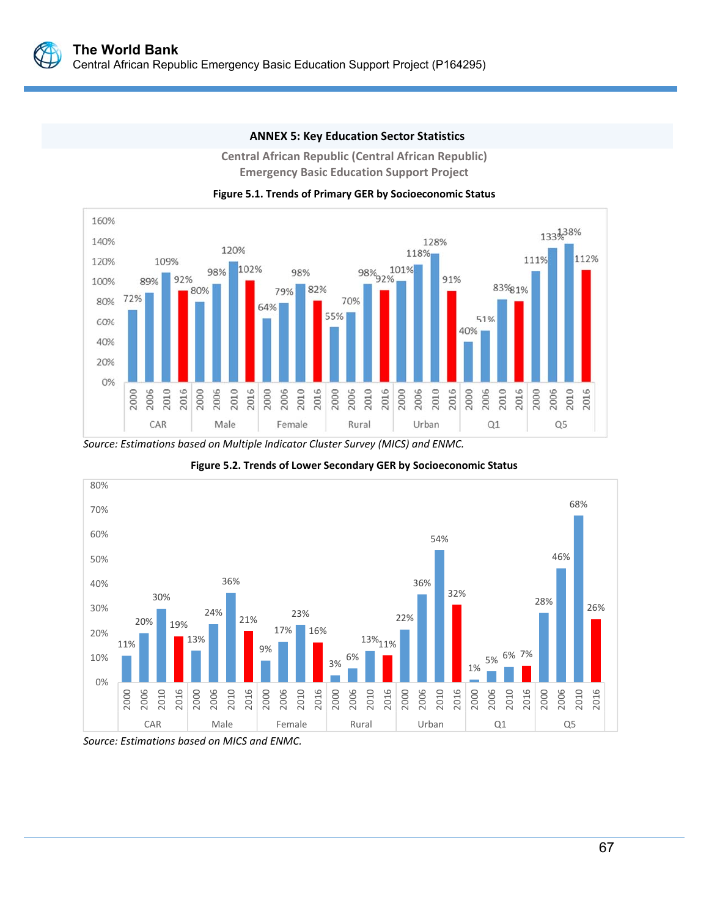## ANNEX 5: Key Education Sector Statistics

**Central African Republic (Central African Republic)**
**Emergency Basic Education Support Project**

**Figure 5.1. Trends of Primary GER by Socioeconomic Status**

| Group | 2000 | 2006 | 2010 | 2016 |
|---|---|---|---|---|
| CAR | 72% | 89% | 109% | 92% |
| Male | 80% | 98% | 120% | 102% |
| Female | 64% | 79% | 98% | 82% |
| Rural | 55% | 70% | 98% | 92% |
| Urban | 101% | 118% | 128% | 91% |
| Q1 | 40% | 51% | 83% | 81% |
| Q5 | 111% | 133% | 138% | 112% |

*Source: Estimations based on Multiple Indicator Cluster Survey (MICS) and ENMC.*

**Figure 5.2. Trends of Lower Secondary GER by Socioeconomic Status**

| Group | 2000 | 2006 | 2010 | 2016 |
|---|---|---|---|---|
| CAR | 11% | 20% | 30% | 19% |
| Male | 13% | 24% | 36% | 21% |
| Female | 9% | 17% | 23% | 16% |
| Rural | 3% | 6% | 13% | 11% |
| Urban | 22% | 36% | 54% | 32% |
| Q1 | 1% | 5% | 6% | 7% |
| Q5 | 28% | 46% | 68% | 26% |

*Source: Estimations based on MICS and ENMC.*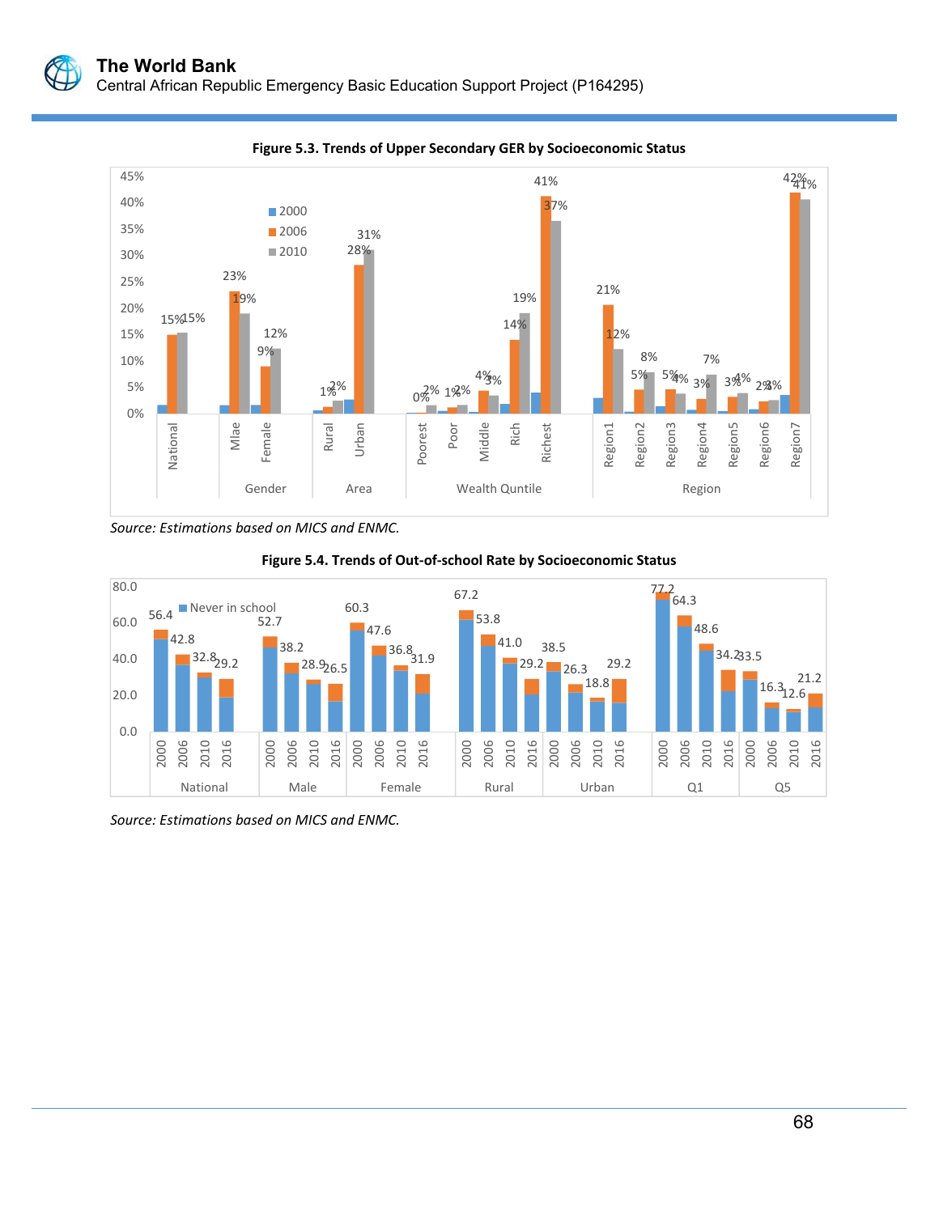**Figure 5.3. Trends of Upper Secondary GER by Socioeconomic Status**

*Source: Estimations based on MICS and ENMC.*

**Figure 5.4. Trends of Out-of-school Rate by Socioeconomic Status**

*Source: Estimations based on MICS and ENMC.*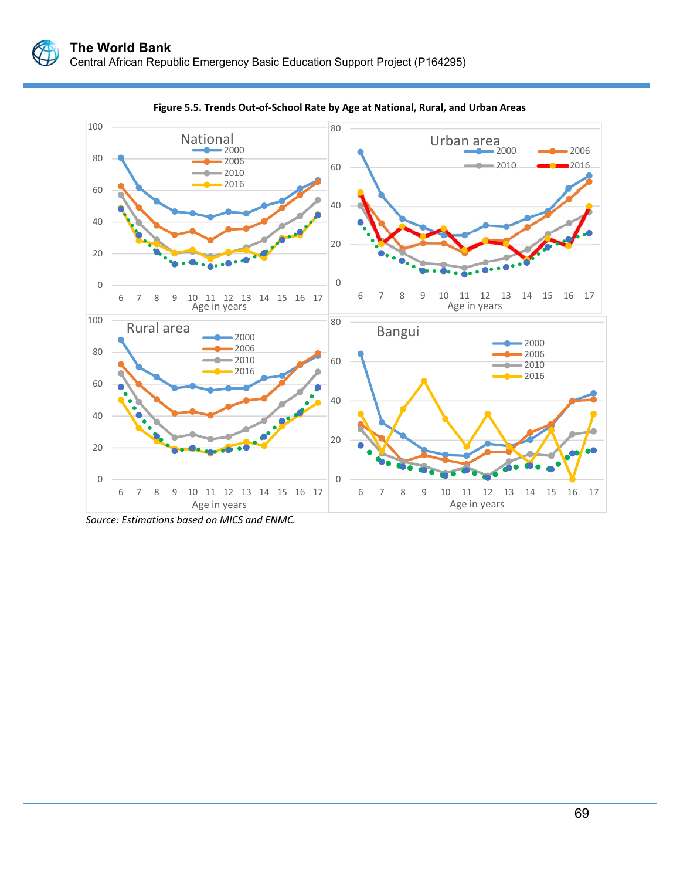**Figure 5.5. Trends Out-of-School Rate by Age at National, Rural, and Urban Areas**

*Source: Estimations based on MICS and ENMC.*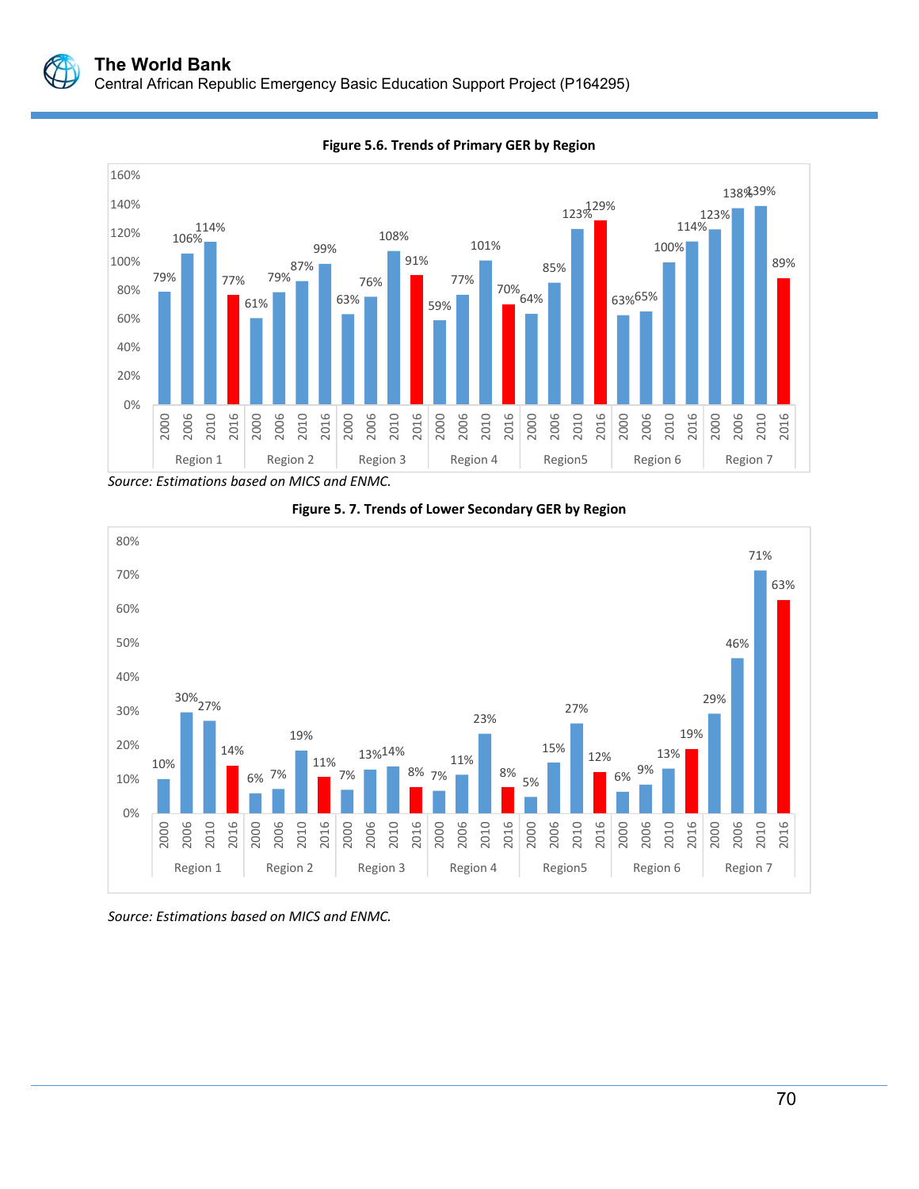**Figure 5.6. Trends of Primary GER by Region**

| Region | 2000 | 2006 | 2010 | 2016 |
|---|---|---|---|---|
| Region 1 | 79% | 106% | 114% | 77% |
| Region 2 | 61% | 79% | 87% | 99% |
| Region 3 | 63% | 76% | 108% | 91% |
| Region 4 | 59% | 77% | 101% | 70% |
| Region5 | 64% | 85% | 123% | 129% |
| Region 6 | 63% | 65% | 100% | 114% |
| Region 7 | 123% | 138% | 139% | 89% |

*Source: Estimations based on MICS and ENMC.*

**Figure 5. 7. Trends of Lower Secondary GER by Region**

| Region | 2000 | 2006 | 2010 | 2016 |
|---|---|---|---|---|
| Region 1 | 10% | 30% | 27% | 14% |
| Region 2 | 6% | 7% | 19% | 11% |
| Region 3 | 7% | 13% | 14% | 8% |
| Region 4 | 7% | 11% | 23% | 8% |
| Region5 | 5% | 15% | 27% | 12% |
| Region 6 | 6% | 9% | 13% | 19% |
| Region 7 | 29% | 46% | 71% | 63% |

*Source: Estimations based on MICS and ENMC.*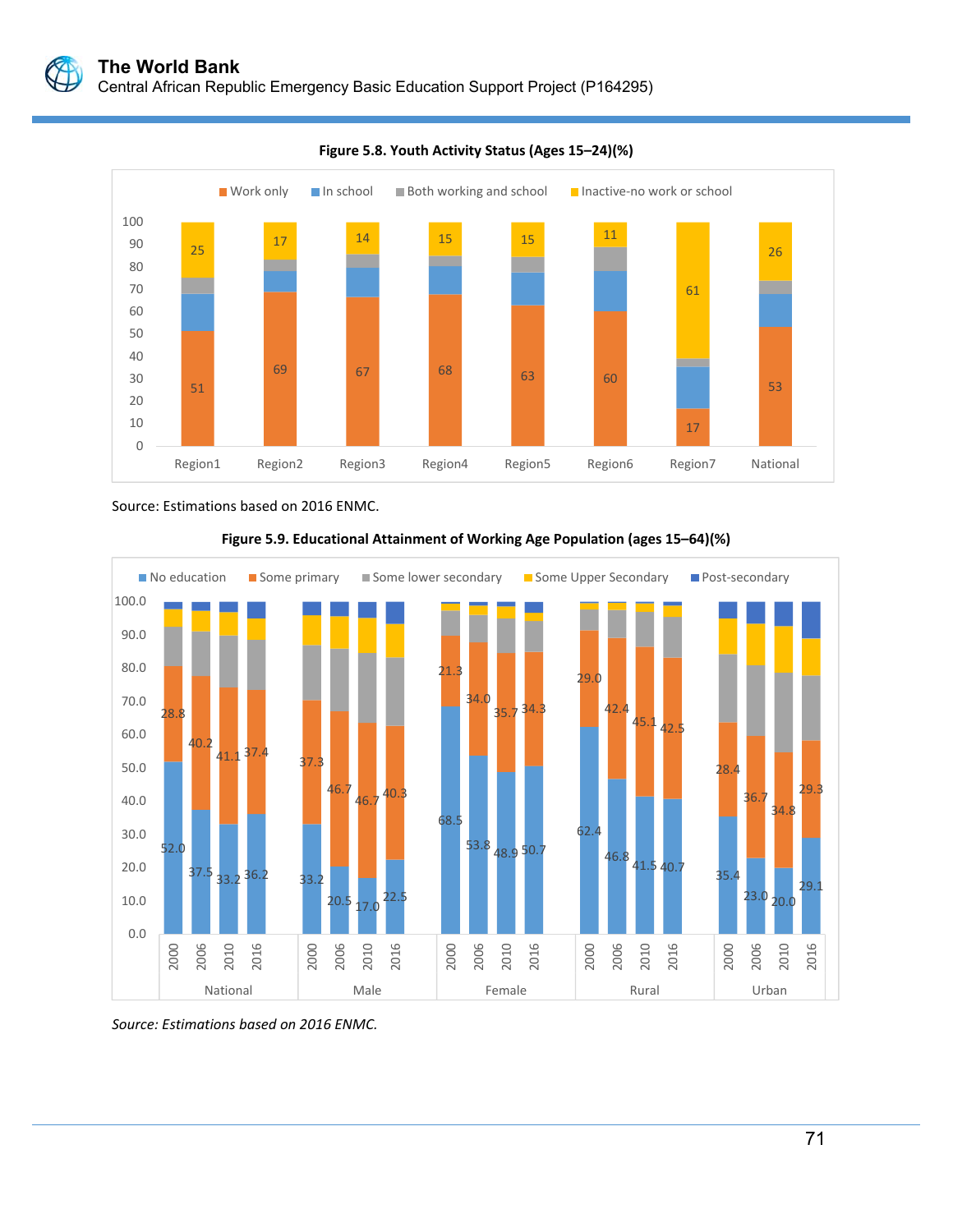**Figure 5.8. Youth Activity Status (Ages 15–24)(%)**

| | Region1 | Region2 | Region3 | Region4 | Region5 | Region6 | Region7 | National |
|---|---|---|---|---|---|---|---|---|
| Work only | 51 | 69 | 67 | 68 | 63 | 60 | 17 | 53 |
| Inactive-no work or school | 25 | 17 | 14 | 15 | 15 | 11 | 61 | 26 |

Source: Estimations based on 2016 ENMC.

**Figure 5.9. Educational Attainment of Working Age Population (ages 15–64)(%)**

| | | No education | Some primary |
|---|---|---|---|
| National | 2000 | 52.0 | 28.8 |
| | 2006 | 37.5 | 40.2 |
| | 2010 | 33.2 | 41.1 |
| | 2016 | 36.2 | 37.4 |
| Male | 2000 | 33.2 | 37.3 |
| | 2006 | 20.5 | 46.7 |
| | 2010 | 17.0 | 46.7 |
| | 2016 | 22.5 | 40.3 |
| Female | 2000 | 68.5 | 21.3 |
| | 2006 | 53.8 | 34.0 |
| | 2010 | 48.9 | 35.7 |
| | 2016 | 50.7 | 34.3 |
| Rural | 2000 | 62.4 | 29.0 |
| | 2006 | 46.8 | 42.4 |
| | 2010 | 41.5 | 45.1 |
| | 2016 | 40.7 | 42.5 |
| Urban | 2000 | 35.4 | 28.4 |
| | 2006 | 23.0 | 36.7 |
| | 2010 | 20.0 | 34.8 |
| | 2016 | 29.1 | 29.3 |

*Source: Estimations based on 2016 ENMC.*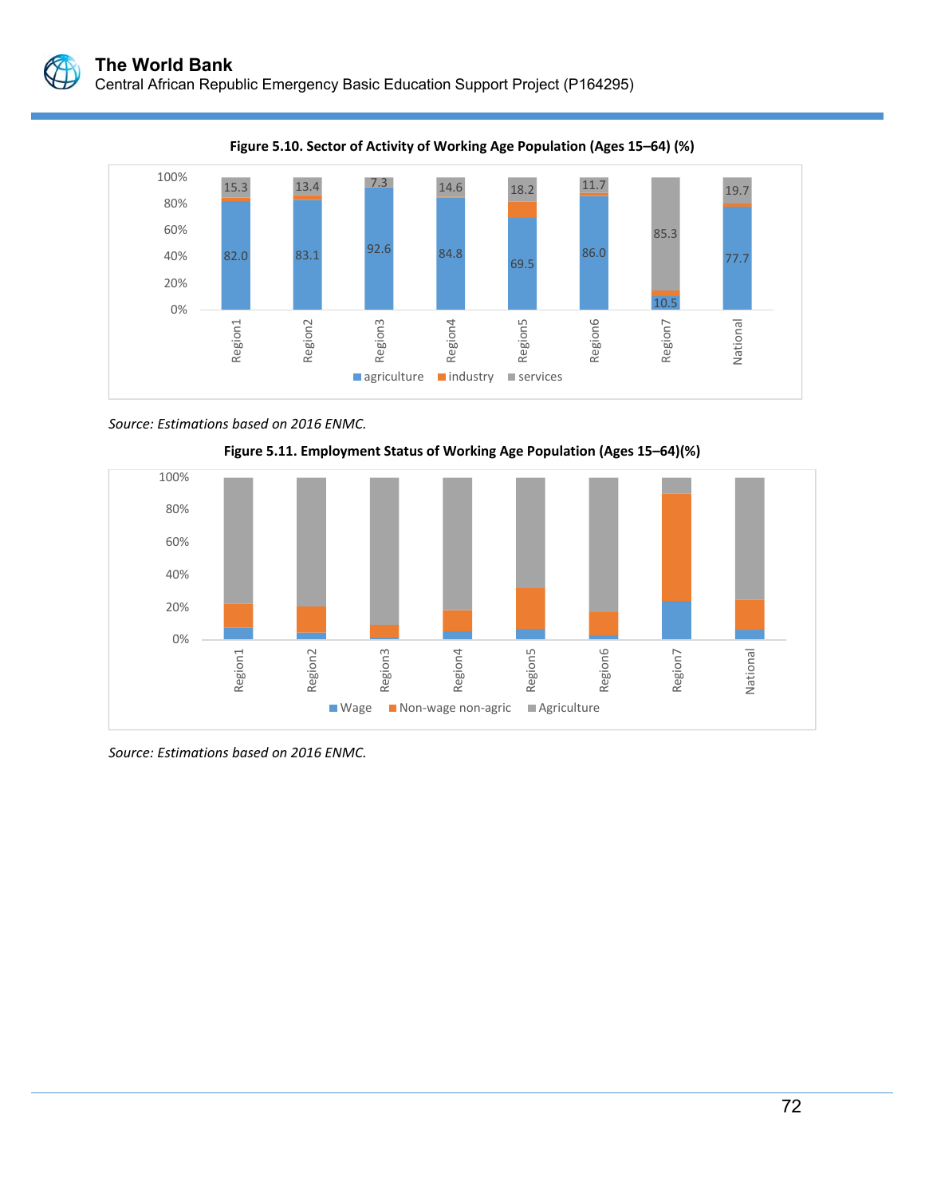**Figure 5.10. Sector of Activity of Working Age Population (Ages 15–64) (%)**

100%
80%
60%
40%
20%
0%

15.3
82.0
13.4
83.1
7.3
92.6
14.6
84.8
18.2
69.5
11.7
86.0
85.3
10.5
19.7
77.7

Region1 Region2 Region3 Region4 Region5 Region6 Region7 National

agriculture industry services

*Source: Estimations based on 2016 ENMC.*

**Figure 5.11. Employment Status of Working Age Population (Ages 15–64)(%)**

100%
80%
60%
40%
20%
0%

Region1 Region2 Region3 Region4 Region5 Region6 Region7 National

Wage Non-wage non-agric Agriculture

*Source: Estimations based on 2016 ENMC.*